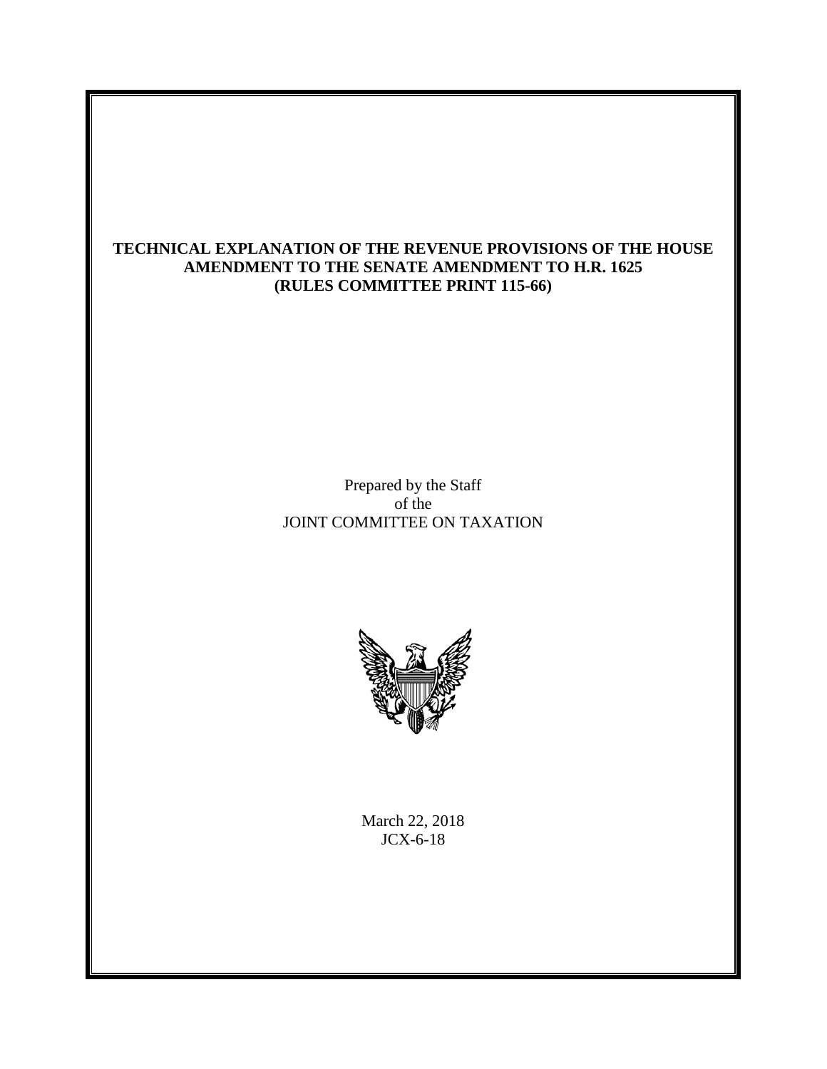# TECHNICAL EXPLANATION OF THE REVENUE PROVISIONS OF THE HOUSE AMENDMENT TO THE SENATE AMENDMENT TO H.R. 1625 (RULES COMMITTEE PRINT 115-66)

Prepared by the Staff
of the
JOINT COMMITTEE ON TAXATION

March 22, 2018
JCX-6-18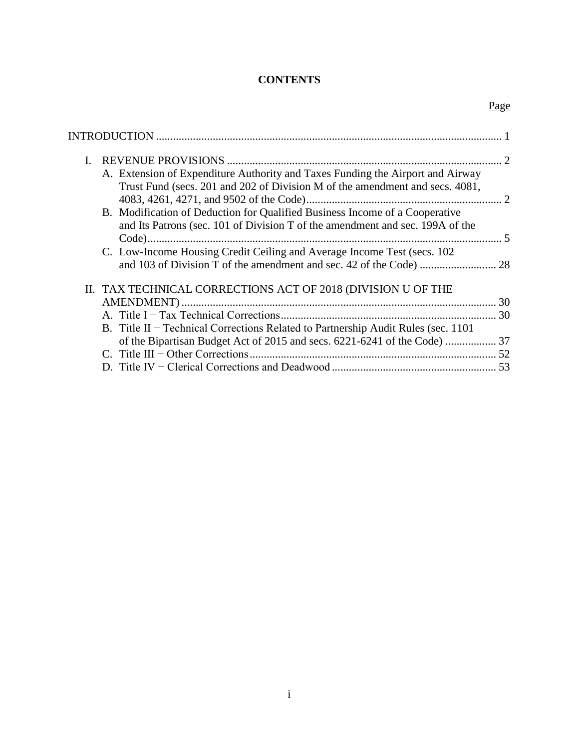# CONTENTS

| | Page |
|---|---|
| INTRODUCTION | 1 |
| I. REVENUE PROVISIONS | 2 |
| A. Extension of Expenditure Authority and Taxes Funding the Airport and Airway Trust Fund (secs. 201 and 202 of Division M of the amendment and secs. 4081, 4083, 4261, 4271, and 9502 of the Code) | 2 |
| B. Modification of Deduction for Qualified Business Income of a Cooperative and Its Patrons (sec. 101 of Division T of the amendment and sec. 199A of the Code) | 5 |
| C. Low-Income Housing Credit Ceiling and Average Income Test (secs. 102 and 103 of Division T of the amendment and sec. 42 of the Code) | 28 |
| II. TAX TECHNICAL CORRECTIONS ACT OF 2018 (DIVISION U OF THE AMENDMENT) | 30 |
| A. Title I − Tax Technical Corrections | 30 |
| B. Title II − Technical Corrections Related to Partnership Audit Rules (sec. 1101 of the Bipartisan Budget Act of 2015 and secs. 6221-6241 of the Code) | 37 |
| C. Title III − Other Corrections | 52 |
| D. Title IV − Clerical Corrections and Deadwood | 53 |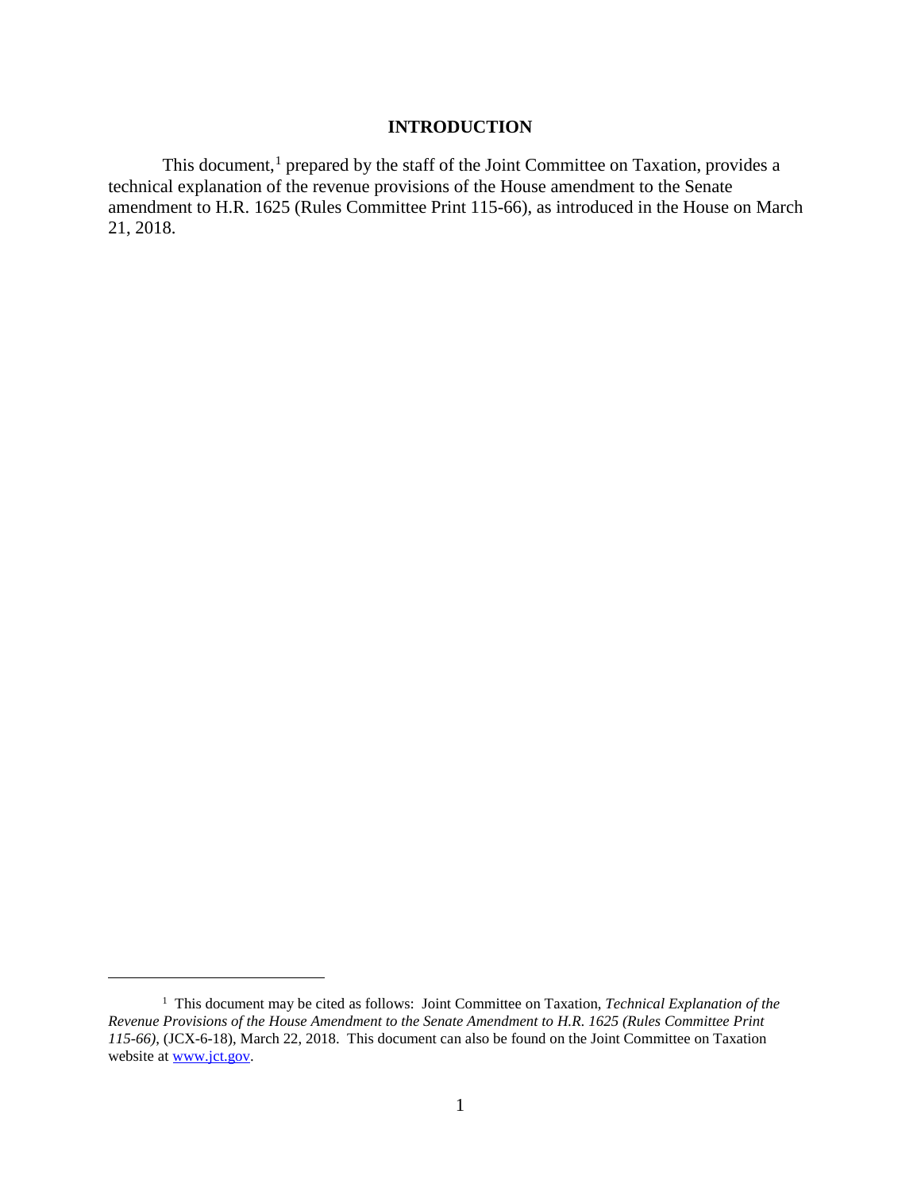# INTRODUCTION

This document,[1] prepared by the staff of the Joint Committee on Taxation, provides a technical explanation of the revenue provisions of the House amendment to the Senate amendment to H.R. 1625 (Rules Committee Print 115-66), as introduced in the House on March 21, 2018.

---

[1] This document may be cited as follows: Joint Committee on Taxation, *Technical Explanation of the Revenue Provisions of the House Amendment to the Senate Amendment to H.R. 1625 (Rules Committee Print 115-66)*, (JCX-6-18), March 22, 2018. This document can also be found on the Joint Committee on Taxation website at www.jct.gov.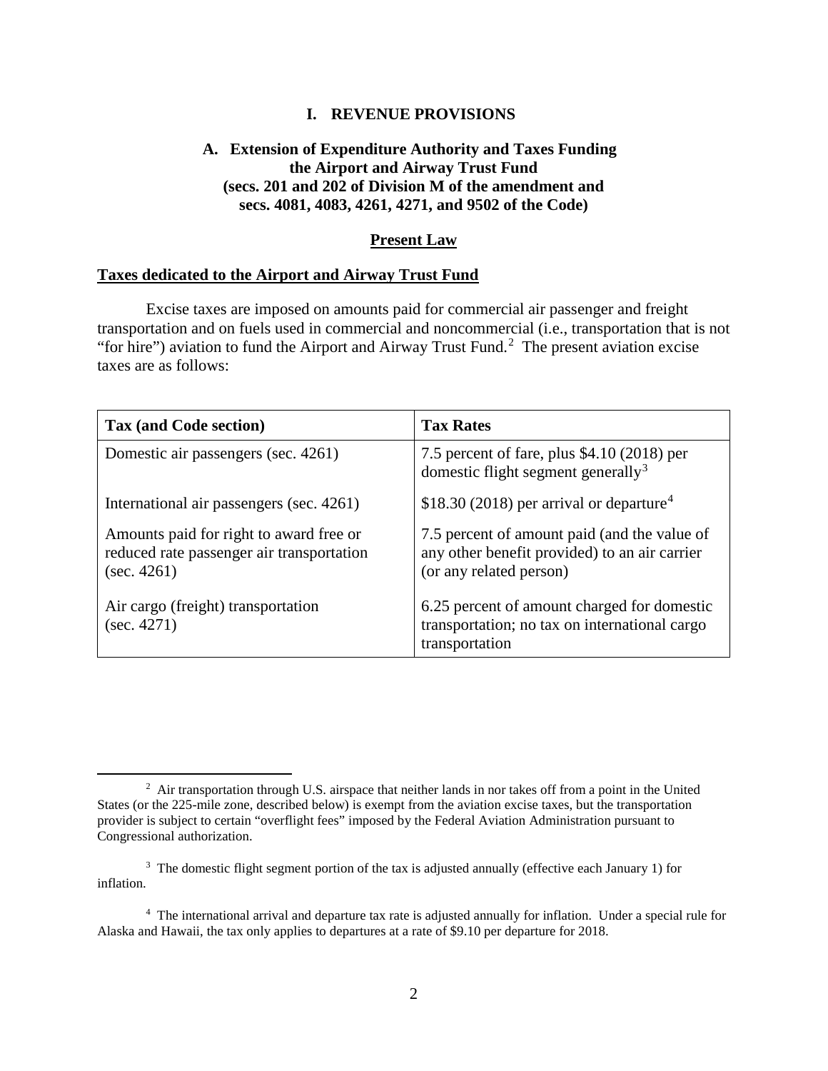# I. REVENUE PROVISIONS

## A. Extension of Expenditure Authority and Taxes Funding the Airport and Airway Trust Fund (secs. 201 and 202 of Division M of the amendment and secs. 4081, 4083, 4261, 4271, and 9502 of the Code)

### Present Law

**Taxes dedicated to the Airport and Airway Trust Fund**

Excise taxes are imposed on amounts paid for commercial air passenger and freight transportation and on fuels used in commercial and noncommercial (i.e., transportation that is not "for hire") aviation to fund the Airport and Airway Trust Fund.[2] The present aviation excise taxes are as follows:

| Tax (and Code section) | Tax Rates |
| --- | --- |
| Domestic air passengers (sec. 4261) | 7.5 percent of fare, plus $4.10 (2018) per domestic flight segment generally[3] |
| International air passengers (sec. 4261) | $18.30 (2018) per arrival or departure[4] |
| Amounts paid for right to award free or reduced rate passenger air transportation (sec. 4261) | 7.5 percent of amount paid (and the value of any other benefit provided) to an air carrier (or any related person) |
| Air cargo (freight) transportation (sec. 4271) | 6.25 percent of amount charged for domestic transportation; no tax on international cargo transportation |

---

[2] Air transportation through U.S. airspace that neither lands in nor takes off from a point in the United States (or the 225-mile zone, described below) is exempt from the aviation excise taxes, but the transportation provider is subject to certain "overflight fees" imposed by the Federal Aviation Administration pursuant to Congressional authorization.

[3] The domestic flight segment portion of the tax is adjusted annually (effective each January 1) for inflation.

[4] The international arrival and departure tax rate is adjusted annually for inflation. Under a special rule for Alaska and Hawaii, the tax only applies to departures at a rate of $9.10 per departure for 2018.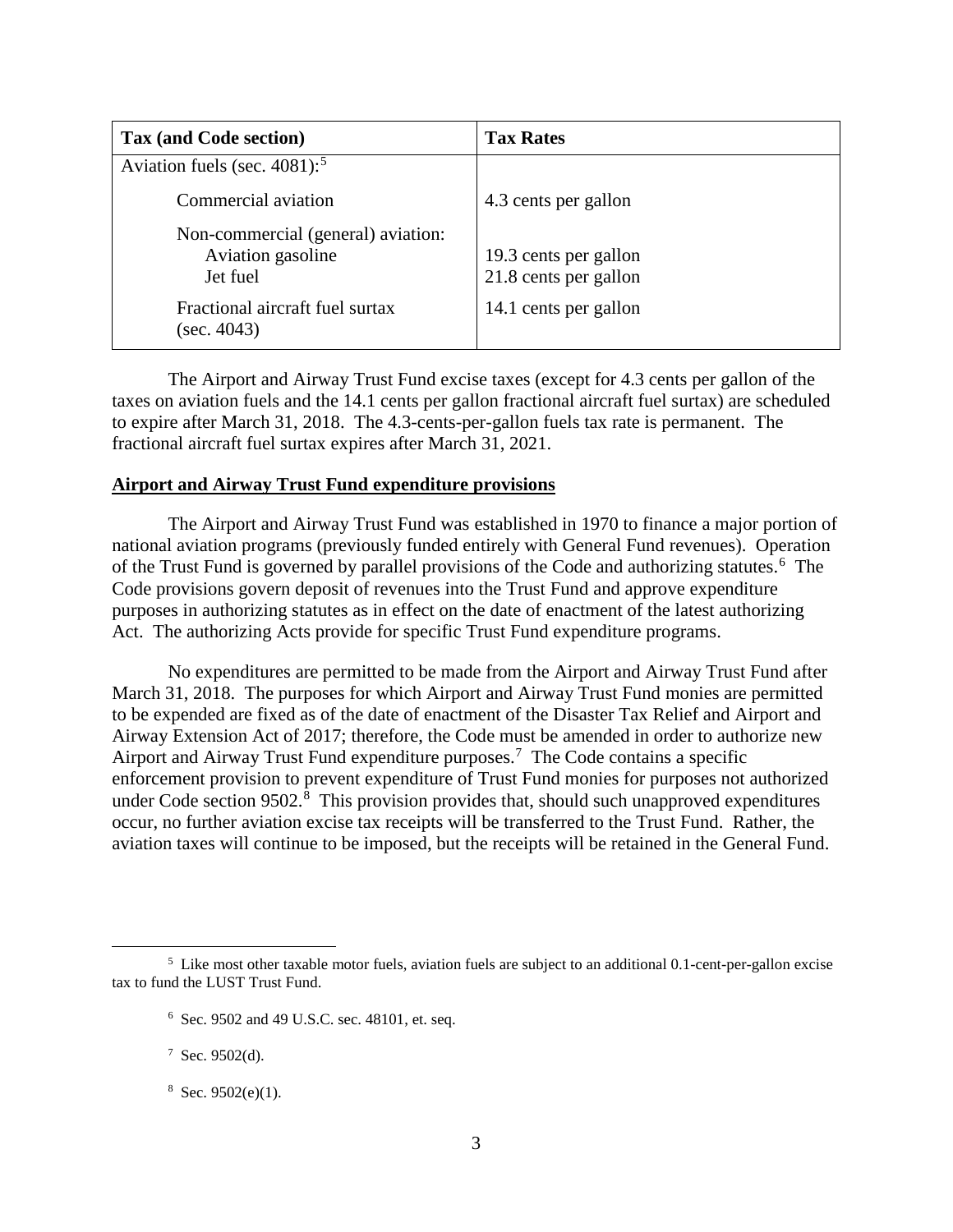| Tax (and Code section) | Tax Rates |
|---|---|
| Aviation fuels (sec. 4081):[5] | |
| Commercial aviation | 4.3 cents per gallon |
| Non-commercial (general) aviation: Aviation gasoline | 19.3 cents per gallon |
| Jet fuel | 21.8 cents per gallon |
| Fractional aircraft fuel surtax (sec. 4043) | 14.1 cents per gallon |

The Airport and Airway Trust Fund excise taxes (except for 4.3 cents per gallon of the taxes on aviation fuels and the 14.1 cents per gallon fractional aircraft fuel surtax) are scheduled to expire after March 31, 2018. The 4.3-cents-per-gallon fuels tax rate is permanent. The fractional aircraft fuel surtax expires after March 31, 2021.

**Airport and Airway Trust Fund expenditure provisions**

The Airport and Airway Trust Fund was established in 1970 to finance a major portion of national aviation programs (previously funded entirely with General Fund revenues). Operation of the Trust Fund is governed by parallel provisions of the Code and authorizing statutes.[6] The Code provisions govern deposit of revenues into the Trust Fund and approve expenditure purposes in authorizing statutes as in effect on the date of enactment of the latest authorizing Act. The authorizing Acts provide for specific Trust Fund expenditure programs.

No expenditures are permitted to be made from the Airport and Airway Trust Fund after March 31, 2018. The purposes for which Airport and Airway Trust Fund monies are permitted to be expended are fixed as of the date of enactment of the Disaster Tax Relief and Airport and Airway Extension Act of 2017; therefore, the Code must be amended in order to authorize new Airport and Airway Trust Fund expenditure purposes.[7] The Code contains a specific enforcement provision to prevent expenditure of Trust Fund monies for purposes not authorized under Code section 9502.[8] This provision provides that, should such unapproved expenditures occur, no further aviation excise tax receipts will be transferred to the Trust Fund. Rather, the aviation taxes will continue to be imposed, but the receipts will be retained in the General Fund.

[5] Like most other taxable motor fuels, aviation fuels are subject to an additional 0.1-cent-per-gallon excise tax to fund the LUST Trust Fund.

[6] Sec. 9502 and 49 U.S.C. sec. 48101, et. seq.

[7] Sec. 9502(d).

[8] Sec. 9502(e)(1).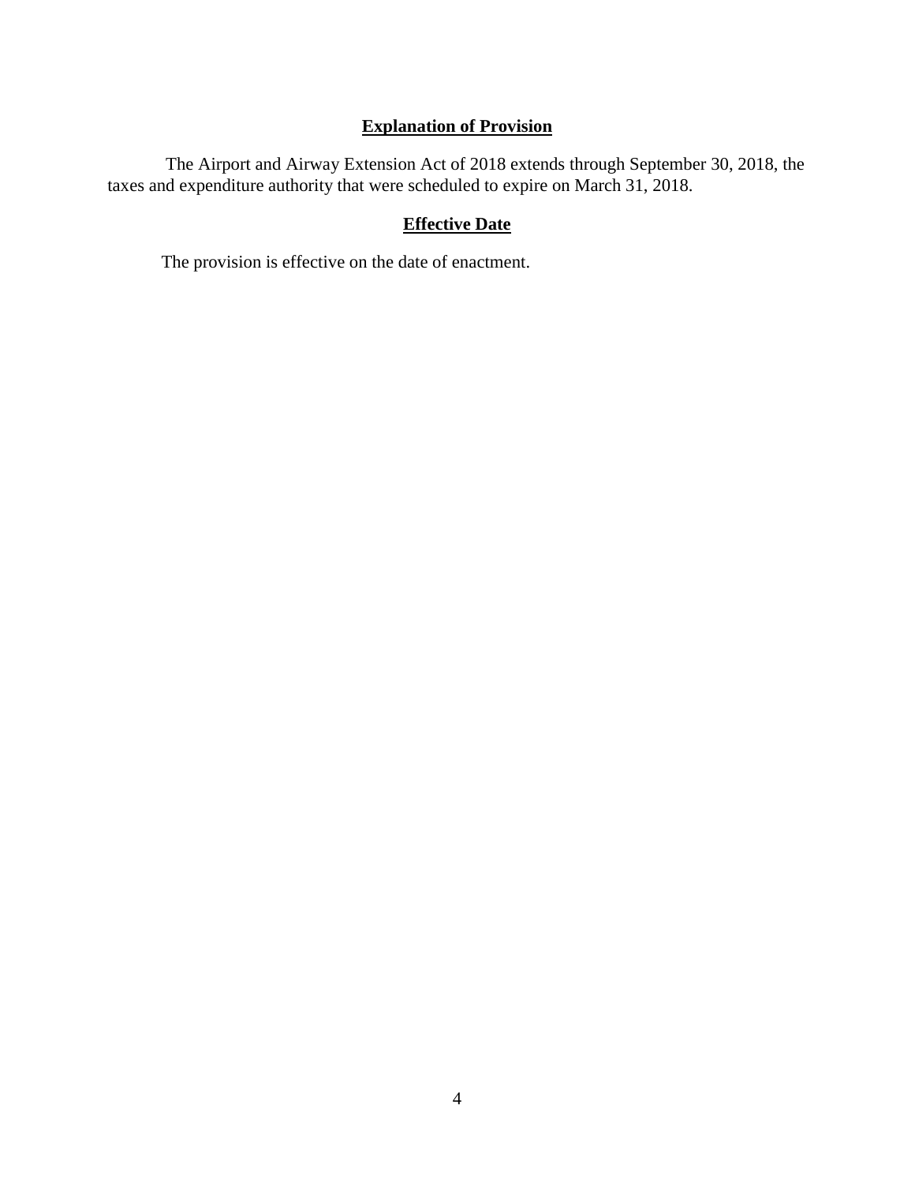## Explanation of Provision

The Airport and Airway Extension Act of 2018 extends through September 30, 2018, the taxes and expenditure authority that were scheduled to expire on March 31, 2018.

## Effective Date

The provision is effective on the date of enactment.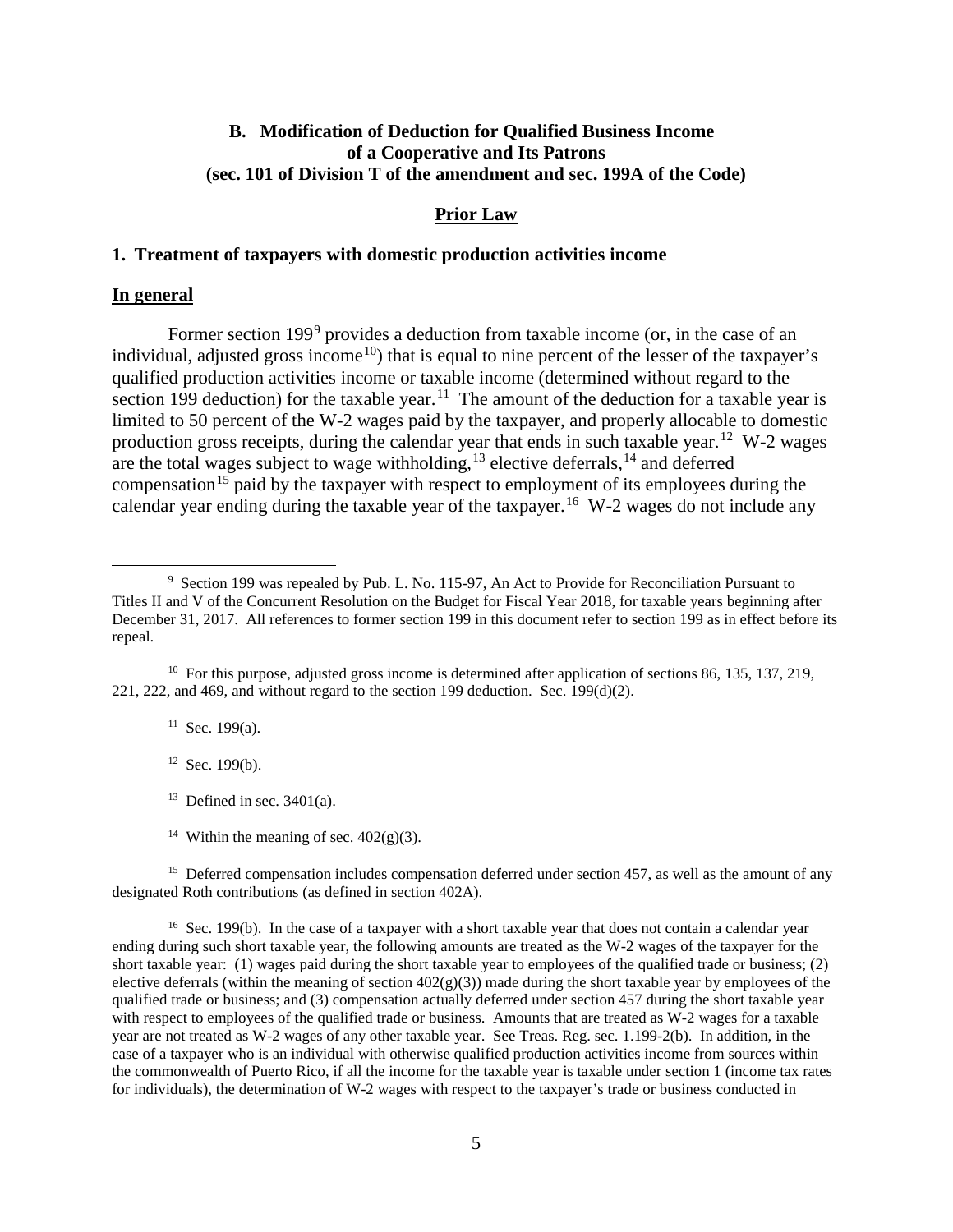### B. Modification of Deduction for Qualified Business Income of a Cooperative and Its Patrons (sec. 101 of Division T of the amendment and sec. 199A of the Code)

#### Prior Law

**1. Treatment of taxpayers with domestic production activities income**

**In general**

Former section 199[9] provides a deduction from taxable income (or, in the case of an individual, adjusted gross income[10]) that is equal to nine percent of the lesser of the taxpayer's qualified production activities income or taxable income (determined without regard to the section 199 deduction) for the taxable year.[11] The amount of the deduction for a taxable year is limited to 50 percent of the W-2 wages paid by the taxpayer, and properly allocable to domestic production gross receipts, during the calendar year that ends in such taxable year.[12] W-2 wages are the total wages subject to wage withholding,[13] elective deferrals,[14] and deferred compensation[15] paid by the taxpayer with respect to employment of its employees during the calendar year ending during the taxable year of the taxpayer.[16] W-2 wages do not include any

---

[9] Section 199 was repealed by Pub. L. No. 115-97, An Act to Provide for Reconciliation Pursuant to Titles II and V of the Concurrent Resolution on the Budget for Fiscal Year 2018, for taxable years beginning after December 31, 2017. All references to former section 199 in this document refer to section 199 as in effect before its repeal.

[10] For this purpose, adjusted gross income is determined after application of sections 86, 135, 137, 219, 221, 222, and 469, and without regard to the section 199 deduction. Sec. 199(d)(2).

[11] Sec. 199(a).

[12] Sec. 199(b).

[13] Defined in sec. 3401(a).

[14] Within the meaning of sec. 402(g)(3).

[15] Deferred compensation includes compensation deferred under section 457, as well as the amount of any designated Roth contributions (as defined in section 402A).

[16] Sec. 199(b). In the case of a taxpayer with a short taxable year that does not contain a calendar year ending during such short taxable year, the following amounts are treated as the W-2 wages of the taxpayer for the short taxable year: (1) wages paid during the short taxable year to employees of the qualified trade or business; (2) elective deferrals (within the meaning of section 402(g)(3)) made during the short taxable year by employees of the qualified trade or business; and (3) compensation actually deferred under section 457 during the short taxable year with respect to employees of the qualified trade or business. Amounts that are treated as W-2 wages for a taxable year are not treated as W-2 wages of any other taxable year. See Treas. Reg. sec. 1.199-2(b). In addition, in the case of a taxpayer who is an individual with otherwise qualified production activities income from sources within the commonwealth of Puerto Rico, if all the income for the taxable year is taxable under section 1 (income tax rates for individuals), the determination of W-2 wages with respect to the taxpayer's trade or business conducted in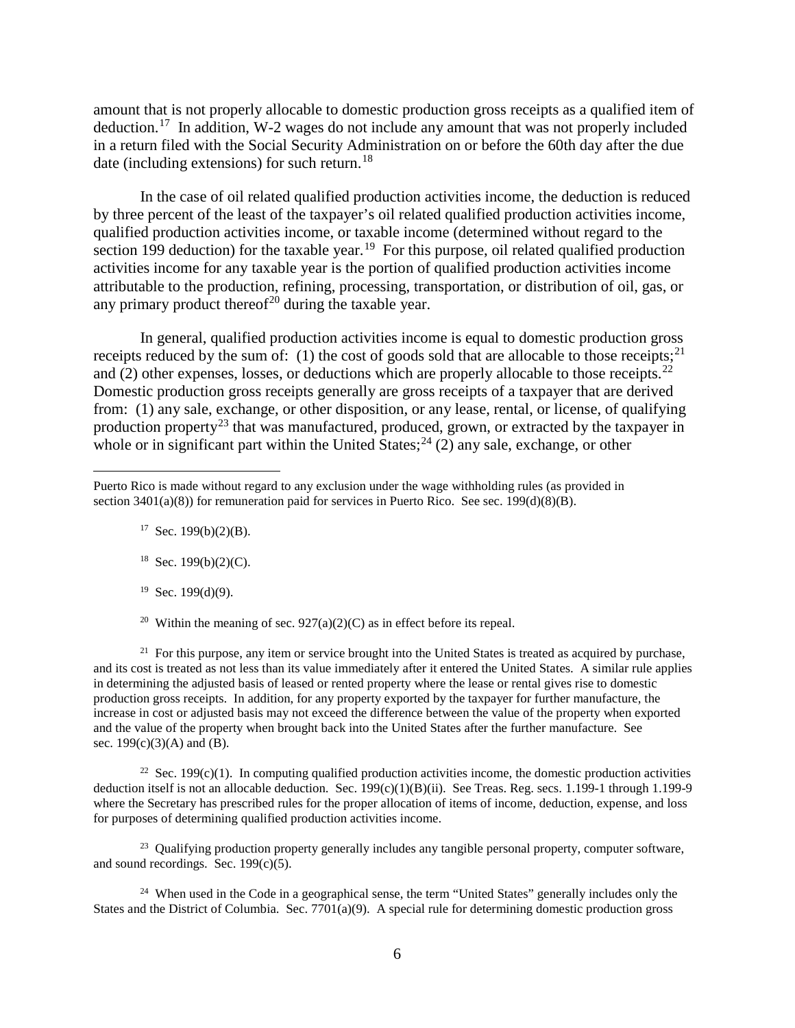amount that is not properly allocable to domestic production gross receipts as a qualified item of deduction.[17] In addition, W-2 wages do not include any amount that was not properly included in a return filed with the Social Security Administration on or before the 60th day after the due date (including extensions) for such return.[18]

In the case of oil related qualified production activities income, the deduction is reduced by three percent of the least of the taxpayer's oil related qualified production activities income, qualified production activities income, or taxable income (determined without regard to the section 199 deduction) for the taxable year.[19] For this purpose, oil related qualified production activities income for any taxable year is the portion of qualified production activities income attributable to the production, refining, processing, transportation, or distribution of oil, gas, or any primary product thereof[20] during the taxable year.

In general, qualified production activities income is equal to domestic production gross receipts reduced by the sum of: (1) the cost of goods sold that are allocable to those receipts;[21] and (2) other expenses, losses, or deductions which are properly allocable to those receipts.[22] Domestic production gross receipts generally are gross receipts of a taxpayer that are derived from: (1) any sale, exchange, or other disposition, or any lease, rental, or license, of qualifying production property[23] that was manufactured, produced, grown, or extracted by the taxpayer in whole or in significant part within the United States;[24] (2) any sale, exchange, or other

---

Puerto Rico is made without regard to any exclusion under the wage withholding rules (as provided in section 3401(a)(8)) for remuneration paid for services in Puerto Rico. See sec. 199(d)(8)(B).

[17] Sec. 199(b)(2)(B).

[18] Sec. 199(b)(2)(C).

[19] Sec. 199(d)(9).

[20] Within the meaning of sec. 927(a)(2)(C) as in effect before its repeal.

[21] For this purpose, any item or service brought into the United States is treated as acquired by purchase, and its cost is treated as not less than its value immediately after it entered the United States. A similar rule applies in determining the adjusted basis of leased or rented property where the lease or rental gives rise to domestic production gross receipts. In addition, for any property exported by the taxpayer for further manufacture, the increase in cost or adjusted basis may not exceed the difference between the value of the property when exported and the value of the property when brought back into the United States after the further manufacture. See sec. 199(c)(3)(A) and (B).

[22] Sec. 199(c)(1). In computing qualified production activities income, the domestic production activities deduction itself is not an allocable deduction. Sec. 199(c)(1)(B)(ii). See Treas. Reg. secs. 1.199-1 through 1.199-9 where the Secretary has prescribed rules for the proper allocation of items of income, deduction, expense, and loss for purposes of determining qualified production activities income.

[23] Qualifying production property generally includes any tangible personal property, computer software, and sound recordings. Sec. 199(c)(5).

[24] When used in the Code in a geographical sense, the term "United States" generally includes only the States and the District of Columbia. Sec. 7701(a)(9). A special rule for determining domestic production gross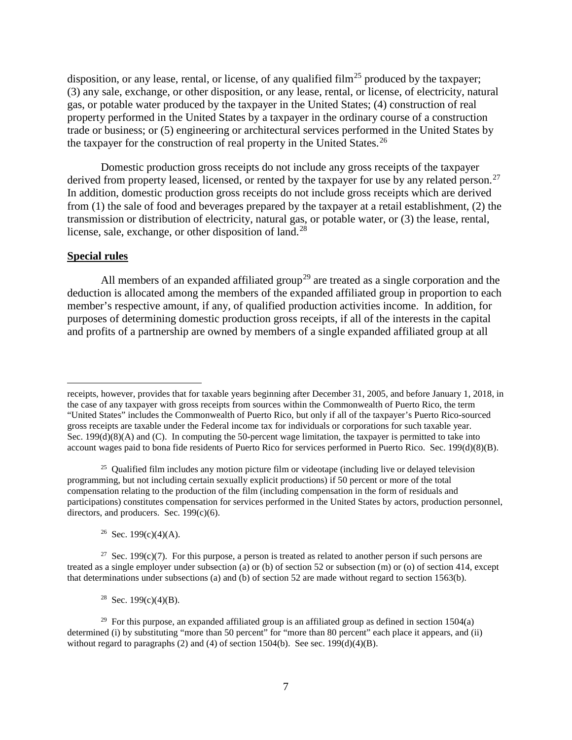disposition, or any lease, rental, or license, of any qualified film[25] produced by the taxpayer; (3) any sale, exchange, or other disposition, or any lease, rental, or license, of electricity, natural gas, or potable water produced by the taxpayer in the United States; (4) construction of real property performed in the United States by a taxpayer in the ordinary course of a construction trade or business; or (5) engineering or architectural services performed in the United States by the taxpayer for the construction of real property in the United States.[26]

Domestic production gross receipts do not include any gross receipts of the taxpayer derived from property leased, licensed, or rented by the taxpayer for use by any related person.[27] In addition, domestic production gross receipts do not include gross receipts which are derived from (1) the sale of food and beverages prepared by the taxpayer at a retail establishment, (2) the transmission or distribution of electricity, natural gas, or potable water, or (3) the lease, rental, license, sale, exchange, or other disposition of land.[28]

**Special rules**

All members of an expanded affiliated group[29] are treated as a single corporation and the deduction is allocated among the members of the expanded affiliated group in proportion to each member's respective amount, if any, of qualified production activities income. In addition, for purposes of determining domestic production gross receipts, if all of the interests in the capital and profits of a partnership are owned by members of a single expanded affiliated group at all

---

receipts, however, provides that for taxable years beginning after December 31, 2005, and before January 1, 2018, in the case of any taxpayer with gross receipts from sources within the Commonwealth of Puerto Rico, the term "United States" includes the Commonwealth of Puerto Rico, but only if all of the taxpayer's Puerto Rico-sourced gross receipts are taxable under the Federal income tax for individuals or corporations for such taxable year. Sec. 199(d)(8)(A) and (C). In computing the 50-percent wage limitation, the taxpayer is permitted to take into account wages paid to bona fide residents of Puerto Rico for services performed in Puerto Rico. Sec. 199(d)(8)(B).

[25] Qualified film includes any motion picture film or videotape (including live or delayed television programming, but not including certain sexually explicit productions) if 50 percent or more of the total compensation relating to the production of the film (including compensation in the form of residuals and participations) constitutes compensation for services performed in the United States by actors, production personnel, directors, and producers. Sec. 199(c)(6).

[26] Sec. 199(c)(4)(A).

[27] Sec. 199(c)(7). For this purpose, a person is treated as related to another person if such persons are treated as a single employer under subsection (a) or (b) of section 52 or subsection (m) or (o) of section 414, except that determinations under subsections (a) and (b) of section 52 are made without regard to section 1563(b).

[28] Sec. 199(c)(4)(B).

[29] For this purpose, an expanded affiliated group is an affiliated group as defined in section 1504(a) determined (i) by substituting "more than 50 percent" for "more than 80 percent" each place it appears, and (ii) without regard to paragraphs (2) and (4) of section 1504(b). See sec. 199(d)(4)(B).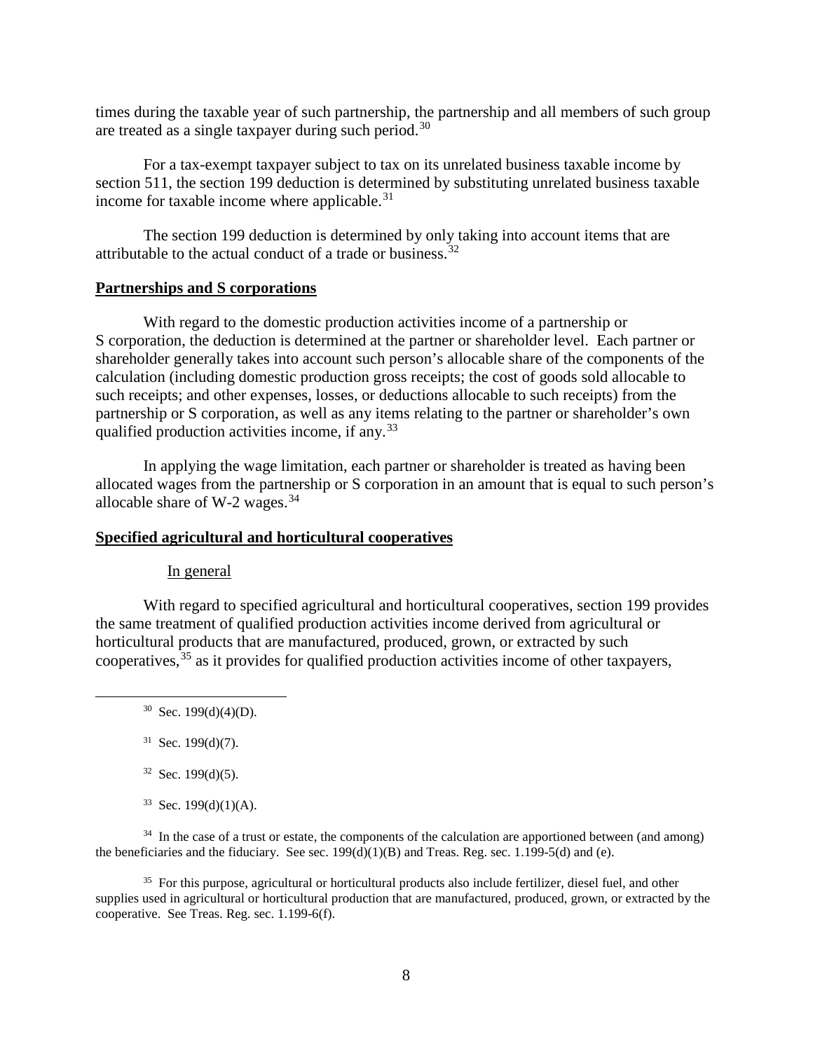times during the taxable year of such partnership, the partnership and all members of such group are treated as a single taxpayer during such period.[30]

For a tax-exempt taxpayer subject to tax on its unrelated business taxable income by section 511, the section 199 deduction is determined by substituting unrelated business taxable income for taxable income where applicable.[31]

The section 199 deduction is determined by only taking into account items that are attributable to the actual conduct of a trade or business.[32]

**Partnerships and S corporations**

With regard to the domestic production activities income of a partnership or S corporation, the deduction is determined at the partner or shareholder level. Each partner or shareholder generally takes into account such person's allocable share of the components of the calculation (including domestic production gross receipts; the cost of goods sold allocable to such receipts; and other expenses, losses, or deductions allocable to such receipts) from the partnership or S corporation, as well as any items relating to the partner or shareholder's own qualified production activities income, if any.[33]

In applying the wage limitation, each partner or shareholder is treated as having been allocated wages from the partnership or S corporation in an amount that is equal to such person's allocable share of W-2 wages.[34]

**Specified agricultural and horticultural cooperatives**

In general

With regard to specified agricultural and horticultural cooperatives, section 199 provides the same treatment of qualified production activities income derived from agricultural or horticultural products that are manufactured, produced, grown, or extracted by such cooperatives,[35] as it provides for qualified production activities income of other taxpayers,

---

[30] Sec. 199(d)(4)(D).

[31] Sec. 199(d)(7).

[32] Sec. 199(d)(5).

[33] Sec. 199(d)(1)(A).

[34] In the case of a trust or estate, the components of the calculation are apportioned between (and among) the beneficiaries and the fiduciary. See sec. 199(d)(1)(B) and Treas. Reg. sec. 1.199-5(d) and (e).

[35] For this purpose, agricultural or horticultural products also include fertilizer, diesel fuel, and other supplies used in agricultural or horticultural production that are manufactured, produced, grown, or extracted by the cooperative. See Treas. Reg. sec. 1.199-6(f).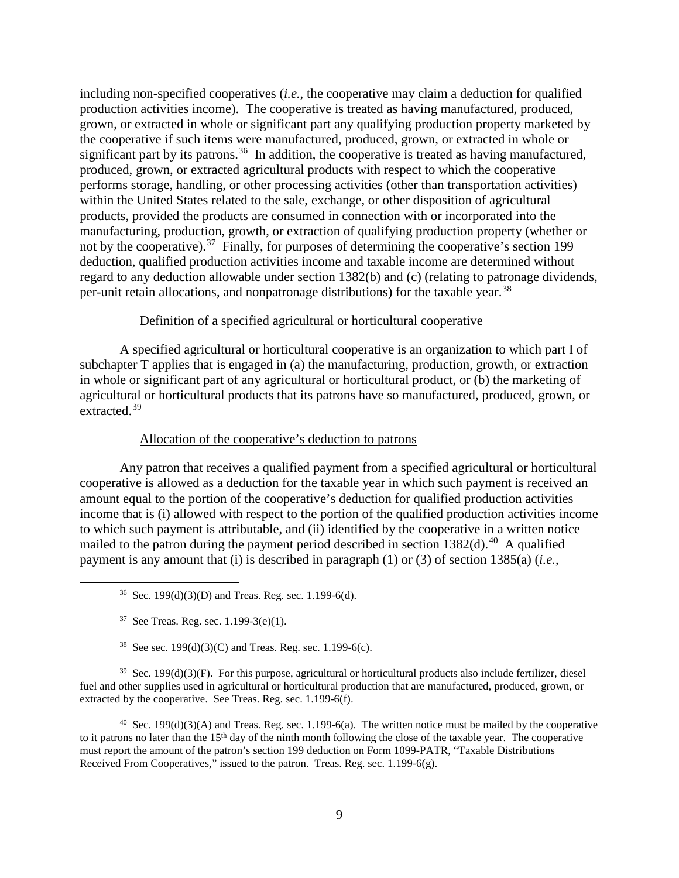including non-specified cooperatives (*i.e.*, the cooperative may claim a deduction for qualified production activities income). The cooperative is treated as having manufactured, produced, grown, or extracted in whole or significant part any qualifying production property marketed by the cooperative if such items were manufactured, produced, grown, or extracted in whole or significant part by its patrons.[36] In addition, the cooperative is treated as having manufactured, produced, grown, or extracted agricultural products with respect to which the cooperative performs storage, handling, or other processing activities (other than transportation activities) within the United States related to the sale, exchange, or other disposition of agricultural products, provided the products are consumed in connection with or incorporated into the manufacturing, production, growth, or extraction of qualifying production property (whether or not by the cooperative).[37] Finally, for purposes of determining the cooperative's section 199 deduction, qualified production activities income and taxable income are determined without regard to any deduction allowable under section 1382(b) and (c) (relating to patronage dividends, per-unit retain allocations, and nonpatronage distributions) for the taxable year.[38]

Definition of a specified agricultural or horticultural cooperative

A specified agricultural or horticultural cooperative is an organization to which part I of subchapter T applies that is engaged in (a) the manufacturing, production, growth, or extraction in whole or significant part of any agricultural or horticultural product, or (b) the marketing of agricultural or horticultural products that its patrons have so manufactured, produced, grown, or extracted.[39]

Allocation of the cooperative's deduction to patrons

Any patron that receives a qualified payment from a specified agricultural or horticultural cooperative is allowed as a deduction for the taxable year in which such payment is received an amount equal to the portion of the cooperative's deduction for qualified production activities income that is (i) allowed with respect to the portion of the qualified production activities income to which such payment is attributable, and (ii) identified by the cooperative in a written notice mailed to the patron during the payment period described in section 1382(d).[40] A qualified payment is any amount that (i) is described in paragraph (1) or (3) of section 1385(a) (*i.e.*,

---

[36] Sec. 199(d)(3)(D) and Treas. Reg. sec. 1.199-6(d).

[37] See Treas. Reg. sec. 1.199-3(e)(1).

[38] See sec. 199(d)(3)(C) and Treas. Reg. sec. 1.199-6(c).

[39] Sec. 199(d)(3)(F). For this purpose, agricultural or horticultural products also include fertilizer, diesel fuel and other supplies used in agricultural or horticultural production that are manufactured, produced, grown, or extracted by the cooperative. See Treas. Reg. sec. 1.199-6(f).

[40] Sec. 199(d)(3)(A) and Treas. Reg. sec. 1.199-6(a). The written notice must be mailed by the cooperative to it patrons no later than the 15th day of the ninth month following the close of the taxable year. The cooperative must report the amount of the patron's section 199 deduction on Form 1099-PATR, "Taxable Distributions Received From Cooperatives," issued to the patron. Treas. Reg. sec. 1.199-6(g).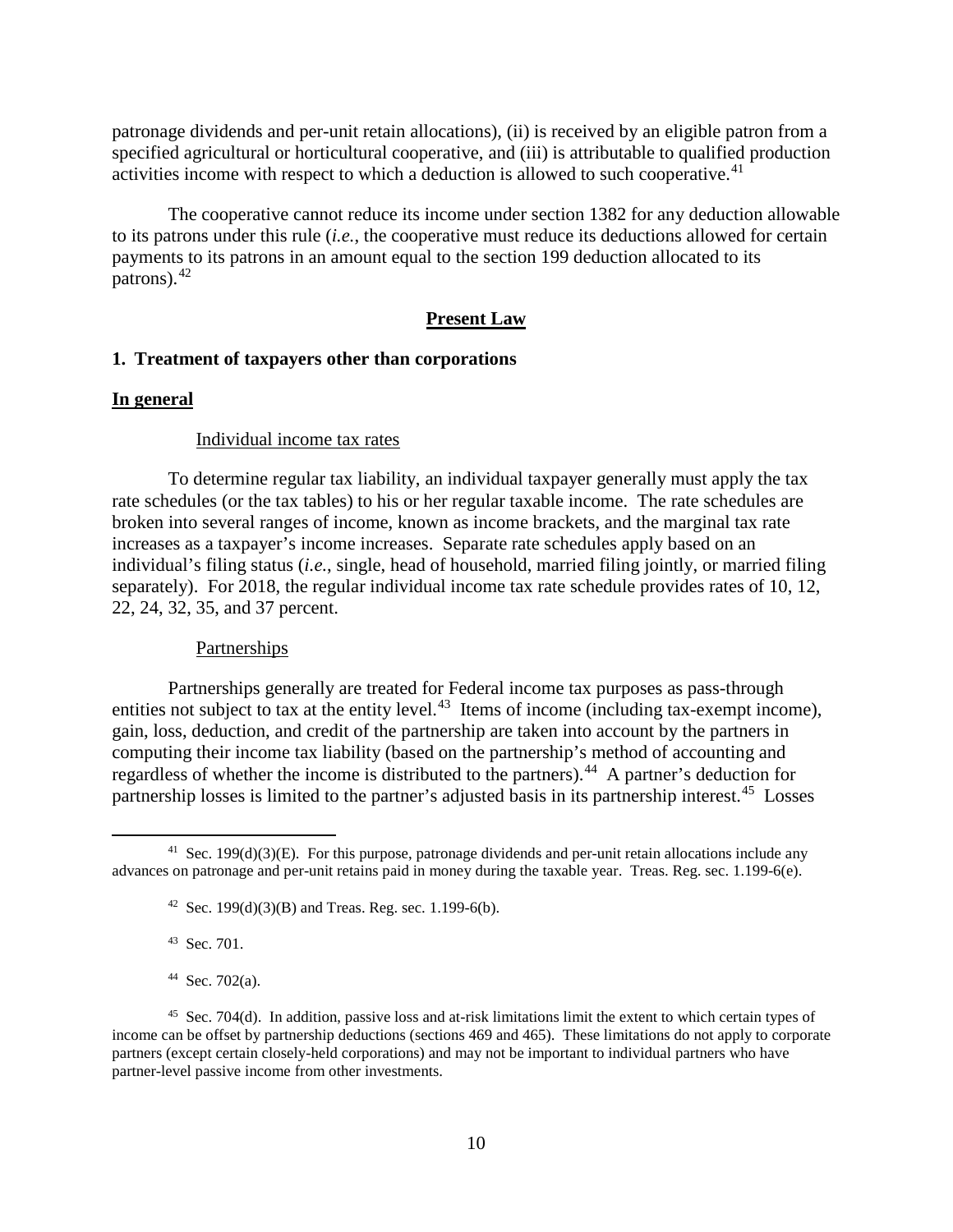patronage dividends and per-unit retain allocations), (ii) is received by an eligible patron from a specified agricultural or horticultural cooperative, and (iii) is attributable to qualified production activities income with respect to which a deduction is allowed to such cooperative.[41]

The cooperative cannot reduce its income under section 1382 for any deduction allowable to its patrons under this rule (*i.e.*, the cooperative must reduce its deductions allowed for certain payments to its patrons in an amount equal to the section 199 deduction allocated to its patrons).[42]

## Present Law

### 1. Treatment of taxpayers other than corporations

**In general**

Individual income tax rates

To determine regular tax liability, an individual taxpayer generally must apply the tax rate schedules (or the tax tables) to his or her regular taxable income. The rate schedules are broken into several ranges of income, known as income brackets, and the marginal tax rate increases as a taxpayer's income increases. Separate rate schedules apply based on an individual's filing status (*i.e.*, single, head of household, married filing jointly, or married filing separately). For 2018, the regular individual income tax rate schedule provides rates of 10, 12, 22, 24, 32, 35, and 37 percent.

Partnerships

Partnerships generally are treated for Federal income tax purposes as pass-through entities not subject to tax at the entity level.[43] Items of income (including tax-exempt income), gain, loss, deduction, and credit of the partnership are taken into account by the partners in computing their income tax liability (based on the partnership's method of accounting and regardless of whether the income is distributed to the partners).[44] A partner's deduction for partnership losses is limited to the partner's adjusted basis in its partnership interest.[45] Losses

---

[41] Sec. 199(d)(3)(E). For this purpose, patronage dividends and per-unit retain allocations include any advances on patronage and per-unit retains paid in money during the taxable year. Treas. Reg. sec. 1.199-6(e).

[42] Sec. 199(d)(3)(B) and Treas. Reg. sec. 1.199-6(b).

[43] Sec. 701.

[44] Sec. 702(a).

[45] Sec. 704(d). In addition, passive loss and at-risk limitations limit the extent to which certain types of income can be offset by partnership deductions (sections 469 and 465). These limitations do not apply to corporate partners (except certain closely-held corporations) and may not be important to individual partners who have partner-level passive income from other investments.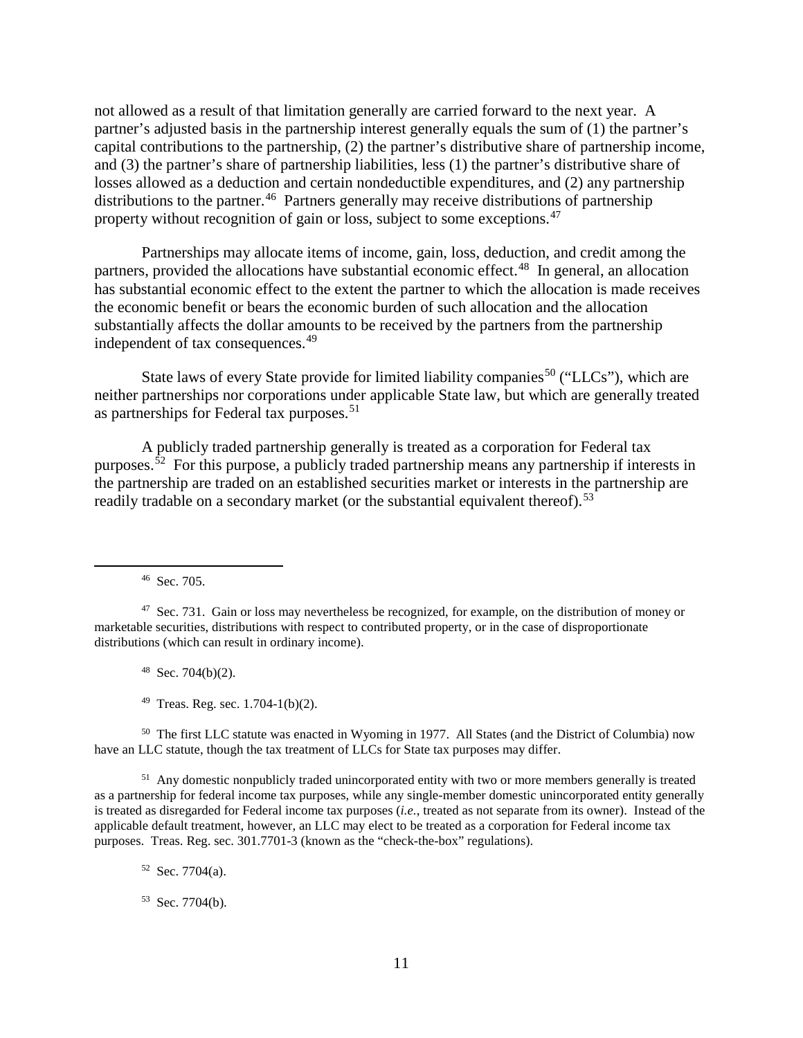not allowed as a result of that limitation generally are carried forward to the next year. A partner's adjusted basis in the partnership interest generally equals the sum of (1) the partner's capital contributions to the partnership, (2) the partner's distributive share of partnership income, and (3) the partner's share of partnership liabilities, less (1) the partner's distributive share of losses allowed as a deduction and certain nondeductible expenditures, and (2) any partnership distributions to the partner.[46] Partners generally may receive distributions of partnership property without recognition of gain or loss, subject to some exceptions.[47]

Partnerships may allocate items of income, gain, loss, deduction, and credit among the partners, provided the allocations have substantial economic effect.[48] In general, an allocation has substantial economic effect to the extent the partner to which the allocation is made receives the economic benefit or bears the economic burden of such allocation and the allocation substantially affects the dollar amounts to be received by the partners from the partnership independent of tax consequences.[49]

State laws of every State provide for limited liability companies[50] ("LLCs"), which are neither partnerships nor corporations under applicable State law, but which are generally treated as partnerships for Federal tax purposes.[51]

A publicly traded partnership generally is treated as a corporation for Federal tax purposes.[52] For this purpose, a publicly traded partnership means any partnership if interests in the partnership are traded on an established securities market or interests in the partnership are readily tradable on a secondary market (or the substantial equivalent thereof).[53]

---

[46] Sec. 705.

[47] Sec. 731. Gain or loss may nevertheless be recognized, for example, on the distribution of money or marketable securities, distributions with respect to contributed property, or in the case of disproportionate distributions (which can result in ordinary income).

[48] Sec. 704(b)(2).

[49] Treas. Reg. sec. 1.704-1(b)(2).

[50] The first LLC statute was enacted in Wyoming in 1977. All States (and the District of Columbia) now have an LLC statute, though the tax treatment of LLCs for State tax purposes may differ.

[51] Any domestic nonpublicly traded unincorporated entity with two or more members generally is treated as a partnership for federal income tax purposes, while any single-member domestic unincorporated entity generally is treated as disregarded for Federal income tax purposes (*i.e.*, treated as not separate from its owner). Instead of the applicable default treatment, however, an LLC may elect to be treated as a corporation for Federal income tax purposes. Treas. Reg. sec. 301.7701-3 (known as the "check-the-box" regulations).

[52] Sec. 7704(a).

[53] Sec. 7704(b).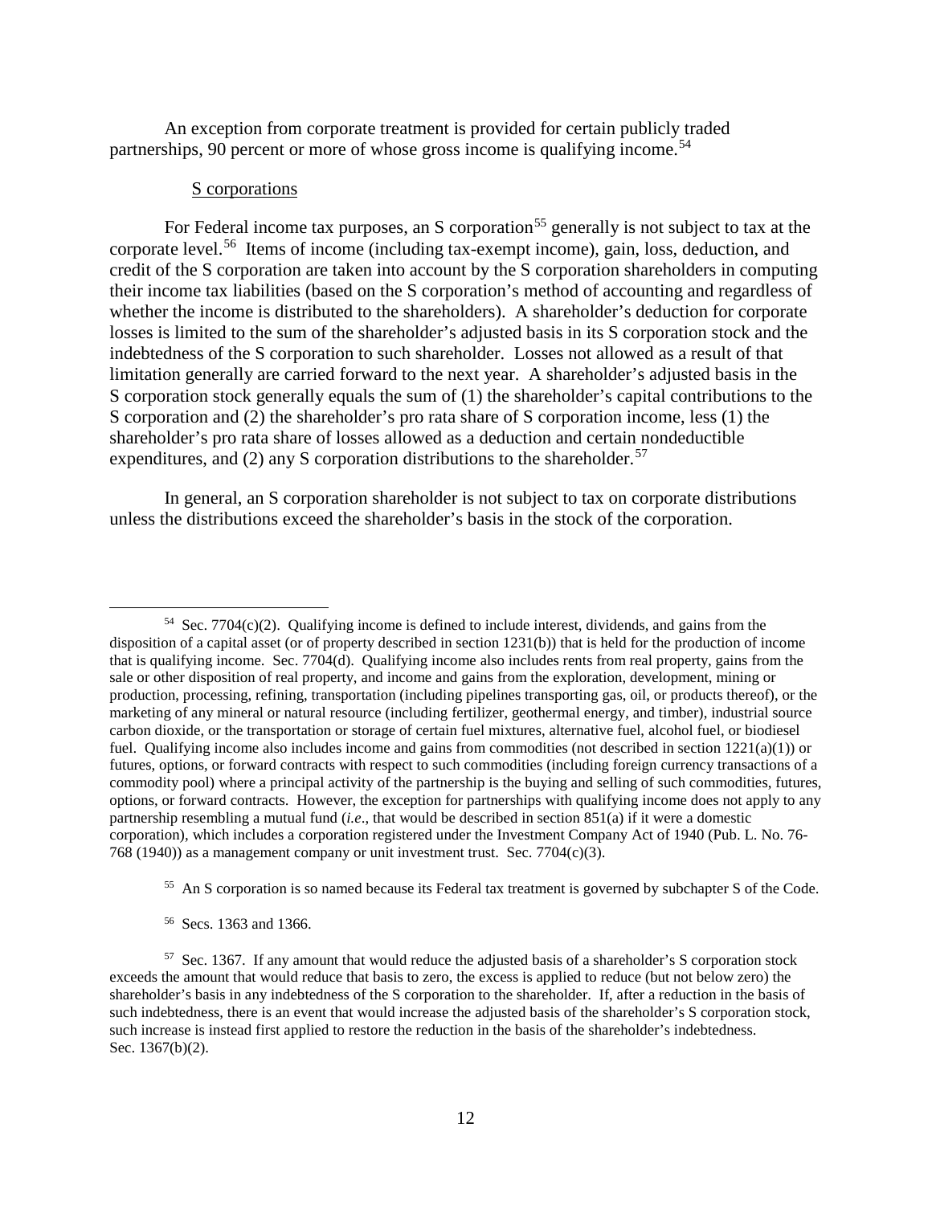An exception from corporate treatment is provided for certain publicly traded partnerships, 90 percent or more of whose gross income is qualifying income.[54]

S corporations

For Federal income tax purposes, an S corporation[55] generally is not subject to tax at the corporate level.[56] Items of income (including tax-exempt income), gain, loss, deduction, and credit of the S corporation are taken into account by the S corporation shareholders in computing their income tax liabilities (based on the S corporation's method of accounting and regardless of whether the income is distributed to the shareholders). A shareholder's deduction for corporate losses is limited to the sum of the shareholder's adjusted basis in its S corporation stock and the indebtedness of the S corporation to such shareholder. Losses not allowed as a result of that limitation generally are carried forward to the next year. A shareholder's adjusted basis in the S corporation stock generally equals the sum of (1) the shareholder's capital contributions to the S corporation and (2) the shareholder's pro rata share of S corporation income, less (1) the shareholder's pro rata share of losses allowed as a deduction and certain nondeductible expenditures, and (2) any S corporation distributions to the shareholder.[57]

In general, an S corporation shareholder is not subject to tax on corporate distributions unless the distributions exceed the shareholder's basis in the stock of the corporation.

---

[54] Sec. 7704(c)(2). Qualifying income is defined to include interest, dividends, and gains from the disposition of a capital asset (or of property described in section 1231(b)) that is held for the production of income that is qualifying income. Sec. 7704(d). Qualifying income also includes rents from real property, gains from the sale or other disposition of real property, and income and gains from the exploration, development, mining or production, processing, refining, transportation (including pipelines transporting gas, oil, or products thereof), or the marketing of any mineral or natural resource (including fertilizer, geothermal energy, and timber), industrial source carbon dioxide, or the transportation or storage of certain fuel mixtures, alternative fuel, alcohol fuel, or biodiesel fuel. Qualifying income also includes income and gains from commodities (not described in section 1221(a)(1)) or futures, options, or forward contracts with respect to such commodities (including foreign currency transactions of a commodity pool) where a principal activity of the partnership is the buying and selling of such commodities, futures, options, or forward contracts. However, the exception for partnerships with qualifying income does not apply to any partnership resembling a mutual fund (*i.e.*, that would be described in section 851(a) if it were a domestic corporation), which includes a corporation registered under the Investment Company Act of 1940 (Pub. L. No. 76-768 (1940)) as a management company or unit investment trust. Sec. 7704(c)(3).

[55] An S corporation is so named because its Federal tax treatment is governed by subchapter S of the Code.

[56] Secs. 1363 and 1366.

[57] Sec. 1367. If any amount that would reduce the adjusted basis of a shareholder's S corporation stock exceeds the amount that would reduce that basis to zero, the excess is applied to reduce (but not below zero) the shareholder's basis in any indebtedness of the S corporation to the shareholder. If, after a reduction in the basis of such indebtedness, there is an event that would increase the adjusted basis of the shareholder's S corporation stock, such increase is instead first applied to restore the reduction in the basis of the shareholder's indebtedness. Sec. 1367(b)(2).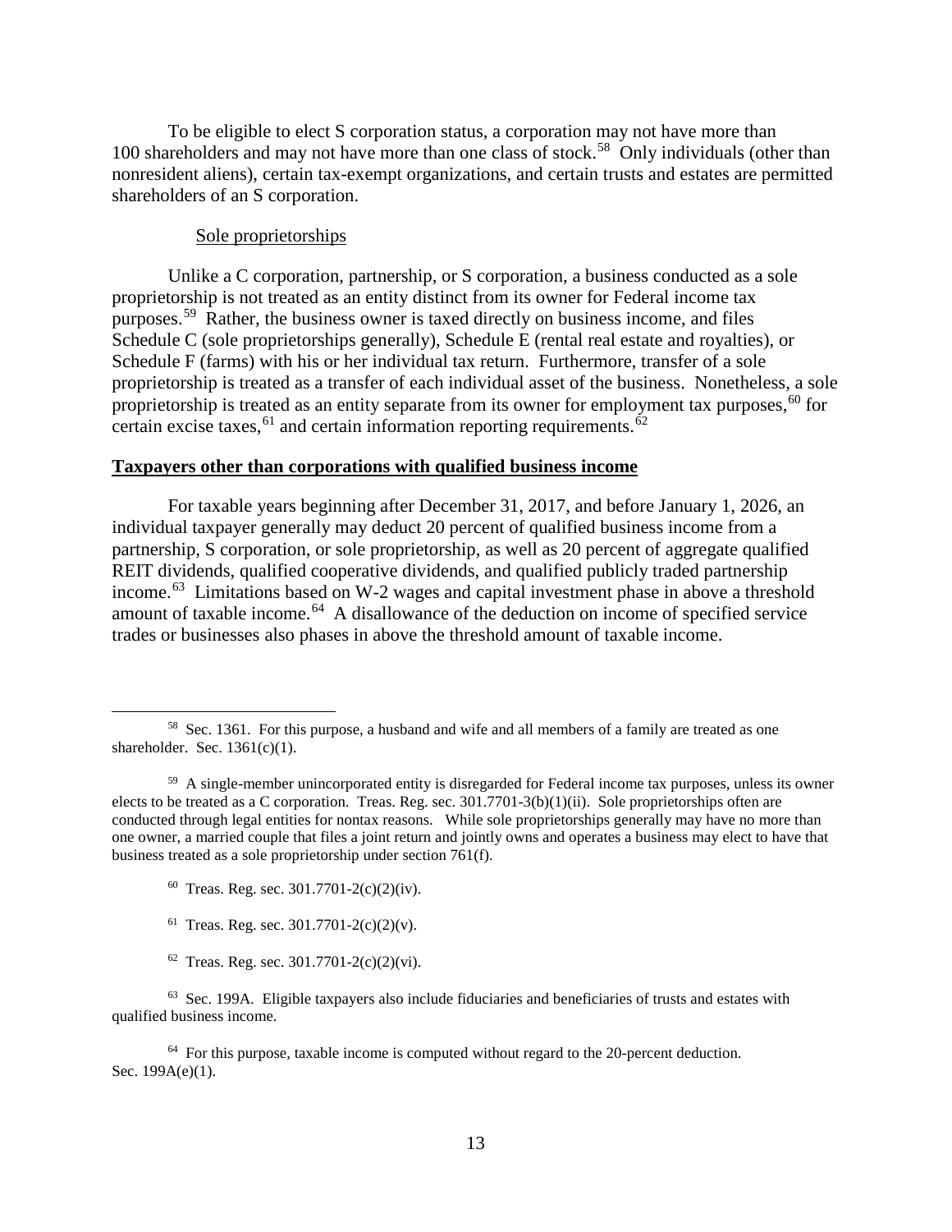To be eligible to elect S corporation status, a corporation may not have more than 100 shareholders and may not have more than one class of stock.[58] Only individuals (other than nonresident aliens), certain tax-exempt organizations, and certain trusts and estates are permitted shareholders of an S corporation.

Sole proprietorships

Unlike a C corporation, partnership, or S corporation, a business conducted as a sole proprietorship is not treated as an entity distinct from its owner for Federal income tax purposes.[59] Rather, the business owner is taxed directly on business income, and files Schedule C (sole proprietorships generally), Schedule E (rental real estate and royalties), or Schedule F (farms) with his or her individual tax return. Furthermore, transfer of a sole proprietorship is treated as a transfer of each individual asset of the business. Nonetheless, a sole proprietorship is treated as an entity separate from its owner for employment tax purposes,[60] for certain excise taxes,[61] and certain information reporting requirements.[62]

## Taxpayers other than corporations with qualified business income

For taxable years beginning after December 31, 2017, and before January 1, 2026, an individual taxpayer generally may deduct 20 percent of qualified business income from a partnership, S corporation, or sole proprietorship, as well as 20 percent of aggregate qualified REIT dividends, qualified cooperative dividends, and qualified publicly traded partnership income.[63] Limitations based on W-2 wages and capital investment phase in above a threshold amount of taxable income.[64] A disallowance of the deduction on income of specified service trades or businesses also phases in above the threshold amount of taxable income.

---

[58] Sec. 1361. For this purpose, a husband and wife and all members of a family are treated as one shareholder. Sec. 1361(c)(1).

[59] A single-member unincorporated entity is disregarded for Federal income tax purposes, unless its owner elects to be treated as a C corporation. Treas. Reg. sec. 301.7701-3(b)(1)(ii). Sole proprietorships often are conducted through legal entities for nontax reasons. While sole proprietorships generally may have no more than one owner, a married couple that files a joint return and jointly owns and operates a business may elect to have that business treated as a sole proprietorship under section 761(f).

[60] Treas. Reg. sec. 301.7701-2(c)(2)(iv).

[61] Treas. Reg. sec. 301.7701-2(c)(2)(v).

[62] Treas. Reg. sec. 301.7701-2(c)(2)(vi).

[63] Sec. 199A. Eligible taxpayers also include fiduciaries and beneficiaries of trusts and estates with qualified business income.

[64] For this purpose, taxable income is computed without regard to the 20-percent deduction. Sec. 199A(e)(1).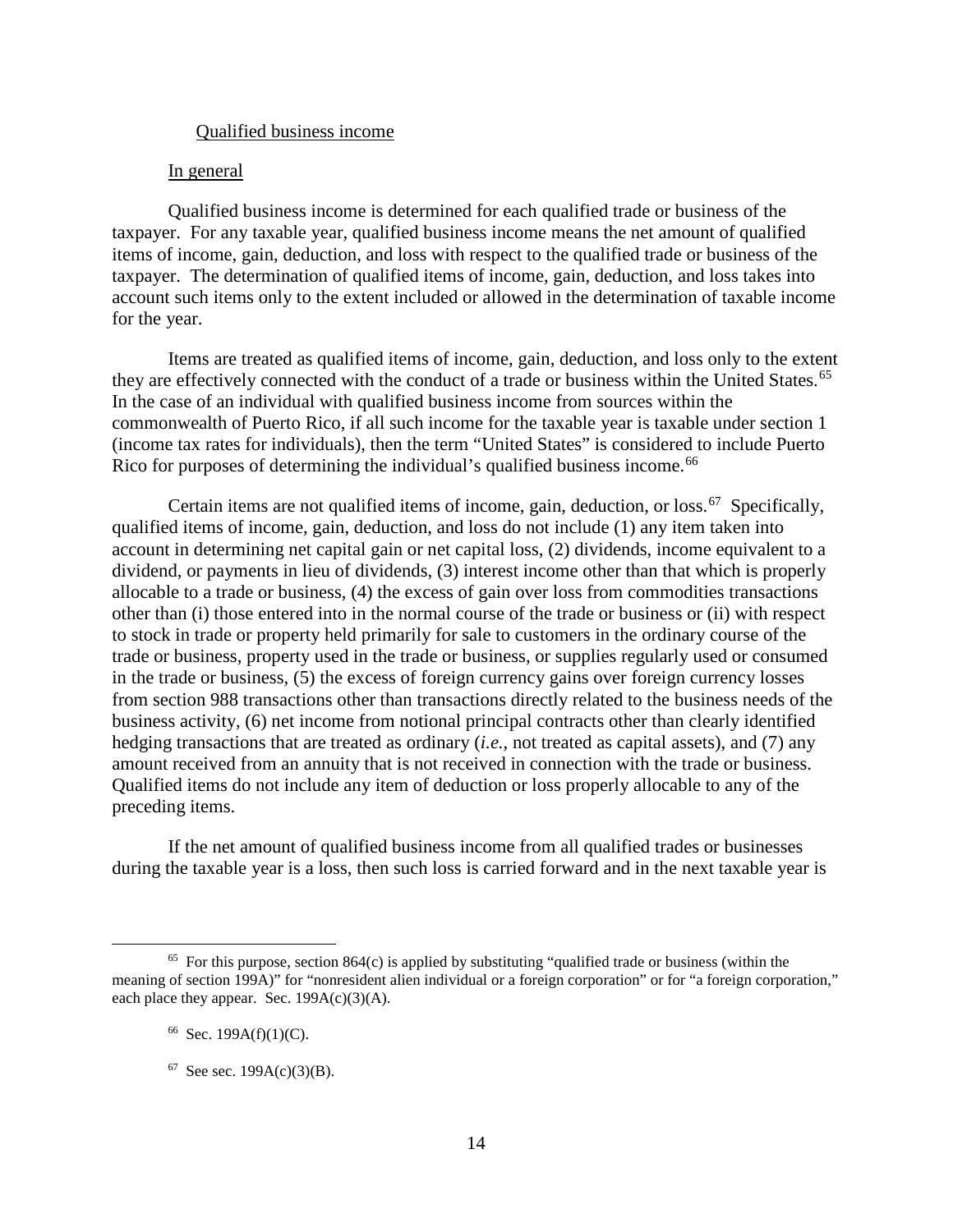### Qualified business income

#### In general

Qualified business income is determined for each qualified trade or business of the taxpayer. For any taxable year, qualified business income means the net amount of qualified items of income, gain, deduction, and loss with respect to the qualified trade or business of the taxpayer. The determination of qualified items of income, gain, deduction, and loss takes into account such items only to the extent included or allowed in the determination of taxable income for the year.

Items are treated as qualified items of income, gain, deduction, and loss only to the extent they are effectively connected with the conduct of a trade or business within the United States.[65] In the case of an individual with qualified business income from sources within the commonwealth of Puerto Rico, if all such income for the taxable year is taxable under section 1 (income tax rates for individuals), then the term "United States" is considered to include Puerto Rico for purposes of determining the individual's qualified business income.[66]

Certain items are not qualified items of income, gain, deduction, or loss.[67] Specifically, qualified items of income, gain, deduction, and loss do not include (1) any item taken into account in determining net capital gain or net capital loss, (2) dividends, income equivalent to a dividend, or payments in lieu of dividends, (3) interest income other than that which is properly allocable to a trade or business, (4) the excess of gain over loss from commodities transactions other than (i) those entered into in the normal course of the trade or business or (ii) with respect to stock in trade or property held primarily for sale to customers in the ordinary course of the trade or business, property used in the trade or business, or supplies regularly used or consumed in the trade or business, (5) the excess of foreign currency gains over foreign currency losses from section 988 transactions other than transactions directly related to the business needs of the business activity, (6) net income from notional principal contracts other than clearly identified hedging transactions that are treated as ordinary (*i.e.*, not treated as capital assets), and (7) any amount received from an annuity that is not received in connection with the trade or business. Qualified items do not include any item of deduction or loss properly allocable to any of the preceding items.

If the net amount of qualified business income from all qualified trades or businesses during the taxable year is a loss, then such loss is carried forward and in the next taxable year is

---

[65] For this purpose, section 864(c) is applied by substituting "qualified trade or business (within the meaning of section 199A)" for "nonresident alien individual or a foreign corporation" or for "a foreign corporation," each place they appear. Sec. 199A(c)(3)(A).

[66] Sec. 199A(f)(1)(C).

[67] See sec. 199A(c)(3)(B).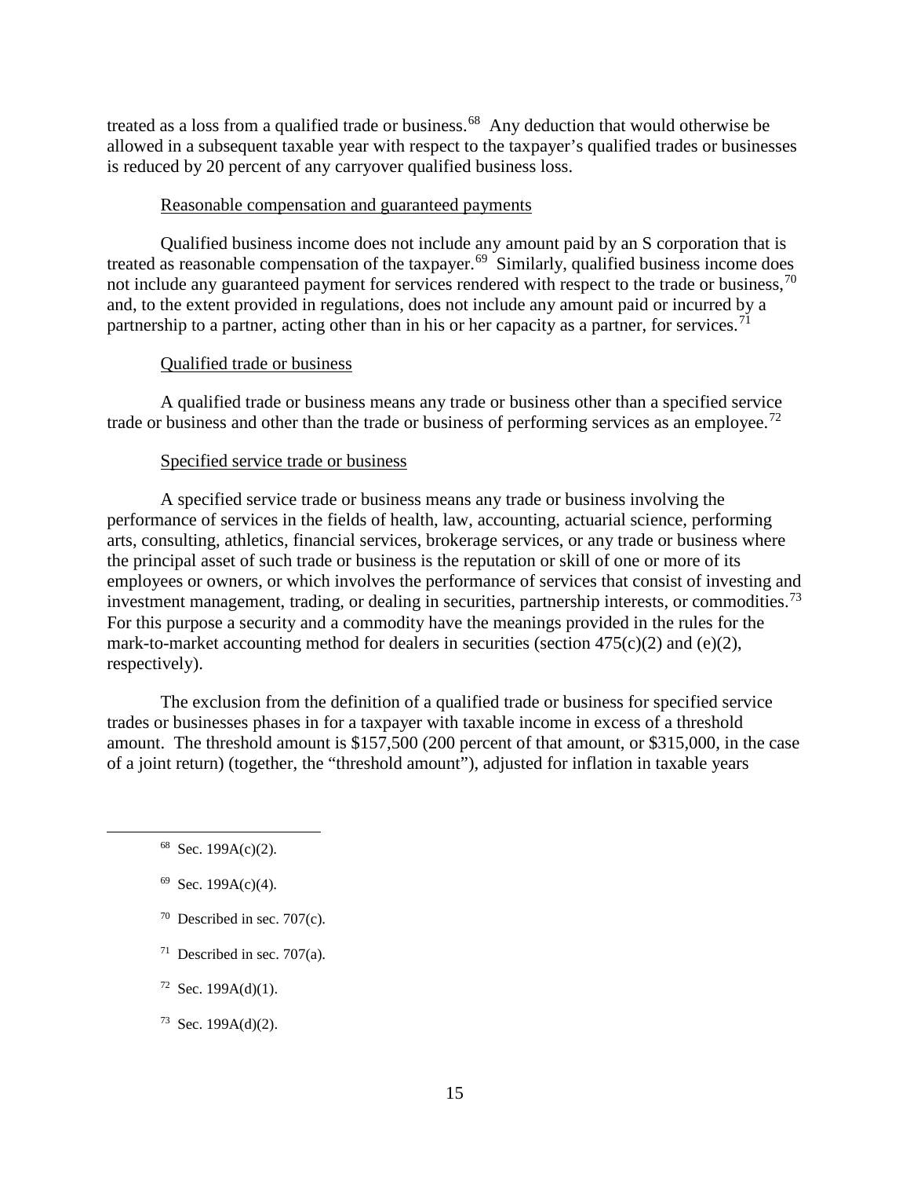treated as a loss from a qualified trade or business.[68] Any deduction that would otherwise be allowed in a subsequent taxable year with respect to the taxpayer's qualified trades or businesses is reduced by 20 percent of any carryover qualified business loss.

Reasonable compensation and guaranteed payments

Qualified business income does not include any amount paid by an S corporation that is treated as reasonable compensation of the taxpayer.[69] Similarly, qualified business income does not include any guaranteed payment for services rendered with respect to the trade or business,[70] and, to the extent provided in regulations, does not include any amount paid or incurred by a partnership to a partner, acting other than in his or her capacity as a partner, for services.[71]

Qualified trade or business

A qualified trade or business means any trade or business other than a specified service trade or business and other than the trade or business of performing services as an employee.[72]

Specified service trade or business

A specified service trade or business means any trade or business involving the performance of services in the fields of health, law, accounting, actuarial science, performing arts, consulting, athletics, financial services, brokerage services, or any trade or business where the principal asset of such trade or business is the reputation or skill of one or more of its employees or owners, or which involves the performance of services that consist of investing and investment management, trading, or dealing in securities, partnership interests, or commodities.[73] For this purpose a security and a commodity have the meanings provided in the rules for the mark-to-market accounting method for dealers in securities (section 475(c)(2) and (e)(2), respectively).

The exclusion from the definition of a qualified trade or business for specified service trades or businesses phases in for a taxpayer with taxable income in excess of a threshold amount. The threshold amount is $157,500 (200 percent of that amount, or $315,000, in the case of a joint return) (together, the "threshold amount"), adjusted for inflation in taxable years

---

[68] Sec. 199A(c)(2).

[69] Sec. 199A(c)(4).

[70] Described in sec. 707(c).

[71] Described in sec. 707(a).

[72] Sec. 199A(d)(1).

[73] Sec. 199A(d)(2).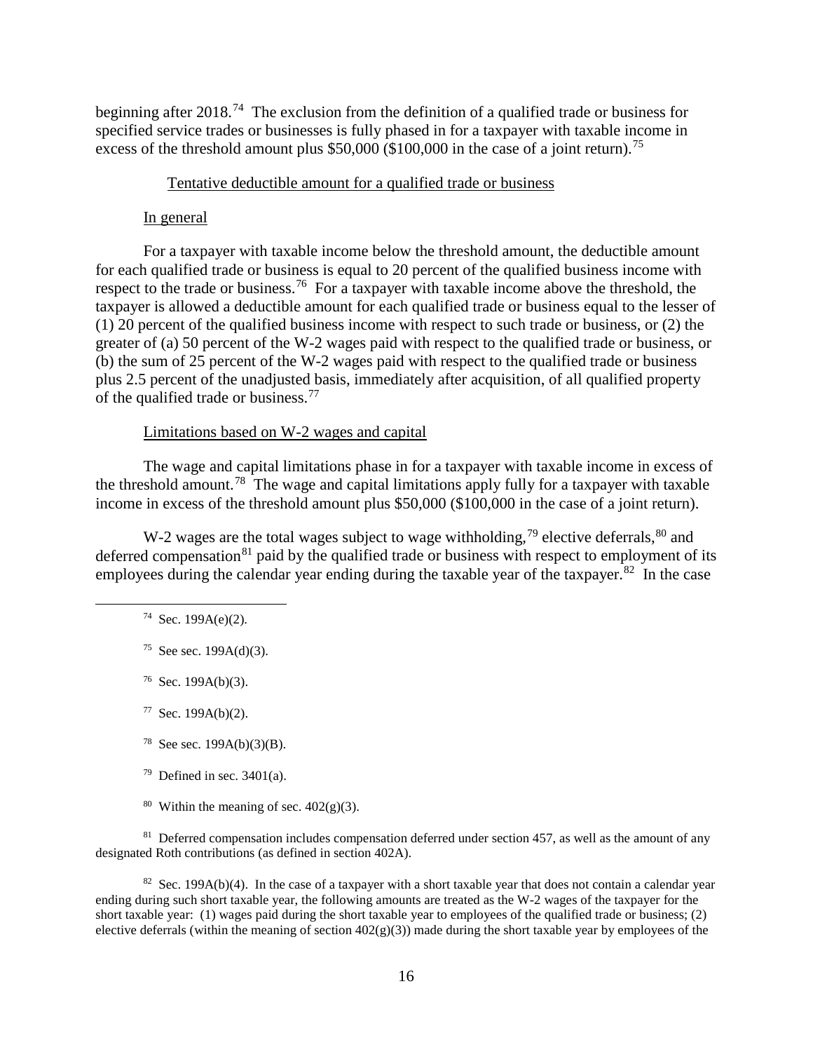beginning after 2018.[74] The exclusion from the definition of a qualified trade or business for specified service trades or businesses is fully phased in for a taxpayer with taxable income in excess of the threshold amount plus $50,000 ($100,000 in the case of a joint return).[75]

Tentative deductible amount for a qualified trade or business

In general

For a taxpayer with taxable income below the threshold amount, the deductible amount for each qualified trade or business is equal to 20 percent of the qualified business income with respect to the trade or business.[76] For a taxpayer with taxable income above the threshold, the taxpayer is allowed a deductible amount for each qualified trade or business equal to the lesser of (1) 20 percent of the qualified business income with respect to such trade or business, or (2) the greater of (a) 50 percent of the W-2 wages paid with respect to the qualified trade or business, or (b) the sum of 25 percent of the W-2 wages paid with respect to the qualified trade or business plus 2.5 percent of the unadjusted basis, immediately after acquisition, of all qualified property of the qualified trade or business.[77]

Limitations based on W-2 wages and capital

The wage and capital limitations phase in for a taxpayer with taxable income in excess of the threshold amount.[78] The wage and capital limitations apply fully for a taxpayer with taxable income in excess of the threshold amount plus $50,000 ($100,000 in the case of a joint return).

W-2 wages are the total wages subject to wage withholding,[79] elective deferrals,[80] and deferred compensation[81] paid by the qualified trade or business with respect to employment of its employees during the calendar year ending during the taxable year of the taxpayer.[82] In the case

---

[74] Sec. 199A(e)(2).

[75] See sec. 199A(d)(3).

[76] Sec. 199A(b)(3).

[77] Sec. 199A(b)(2).

[78] See sec. 199A(b)(3)(B).

[79] Defined in sec. 3401(a).

[80] Within the meaning of sec. 402(g)(3).

[81] Deferred compensation includes compensation deferred under section 457, as well as the amount of any designated Roth contributions (as defined in section 402A).

[82] Sec. 199A(b)(4). In the case of a taxpayer with a short taxable year that does not contain a calendar year ending during such short taxable year, the following amounts are treated as the W-2 wages of the taxpayer for the short taxable year: (1) wages paid during the short taxable year to employees of the qualified trade or business; (2) elective deferrals (within the meaning of section 402(g)(3)) made during the short taxable year by employees of the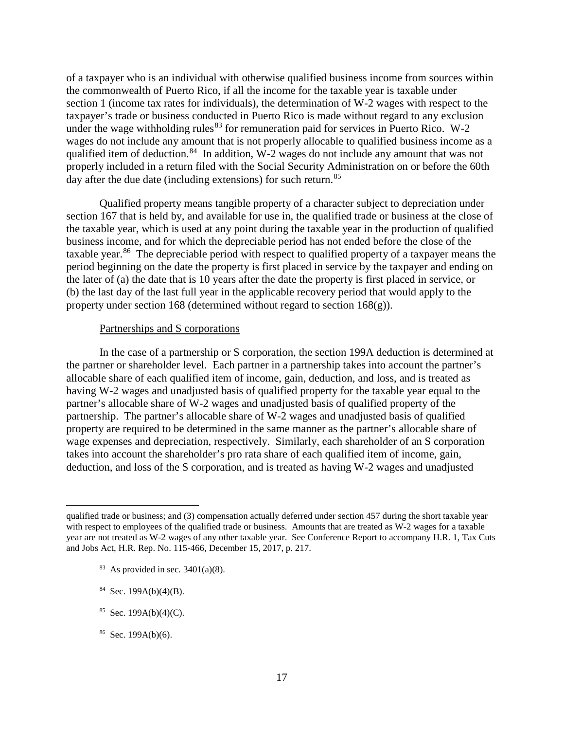of a taxpayer who is an individual with otherwise qualified business income from sources within the commonwealth of Puerto Rico, if all the income for the taxable year is taxable under section 1 (income tax rates for individuals), the determination of W-2 wages with respect to the taxpayer's trade or business conducted in Puerto Rico is made without regard to any exclusion under the wage withholding rules[83] for remuneration paid for services in Puerto Rico. W-2 wages do not include any amount that is not properly allocable to qualified business income as a qualified item of deduction.[84] In addition, W-2 wages do not include any amount that was not properly included in a return filed with the Social Security Administration on or before the 60th day after the due date (including extensions) for such return.[85]

Qualified property means tangible property of a character subject to depreciation under section 167 that is held by, and available for use in, the qualified trade or business at the close of the taxable year, which is used at any point during the taxable year in the production of qualified business income, and for which the depreciable period has not ended before the close of the taxable year.[86] The depreciable period with respect to qualified property of a taxpayer means the period beginning on the date the property is first placed in service by the taxpayer and ending on the later of (a) the date that is 10 years after the date the property is first placed in service, or (b) the last day of the last full year in the applicable recovery period that would apply to the property under section 168 (determined without regard to section 168(g)).

Partnerships and S corporations

In the case of a partnership or S corporation, the section 199A deduction is determined at the partner or shareholder level. Each partner in a partnership takes into account the partner's allocable share of each qualified item of income, gain, deduction, and loss, and is treated as having W-2 wages and unadjusted basis of qualified property for the taxable year equal to the partner's allocable share of W-2 wages and unadjusted basis of qualified property of the partnership. The partner's allocable share of W-2 wages and unadjusted basis of qualified property are required to be determined in the same manner as the partner's allocable share of wage expenses and depreciation, respectively. Similarly, each shareholder of an S corporation takes into account the shareholder's pro rata share of each qualified item of income, gain, deduction, and loss of the S corporation, and is treated as having W-2 wages and unadjusted

---

qualified trade or business; and (3) compensation actually deferred under section 457 during the short taxable year with respect to employees of the qualified trade or business. Amounts that are treated as W-2 wages for a taxable year are not treated as W-2 wages of any other taxable year. See Conference Report to accompany H.R. 1, Tax Cuts and Jobs Act, H.R. Rep. No. 115-466, December 15, 2017, p. 217.

[83] As provided in sec. 3401(a)(8).

[84] Sec. 199A(b)(4)(B).

[85] Sec. 199A(b)(4)(C).

[86] Sec. 199A(b)(6).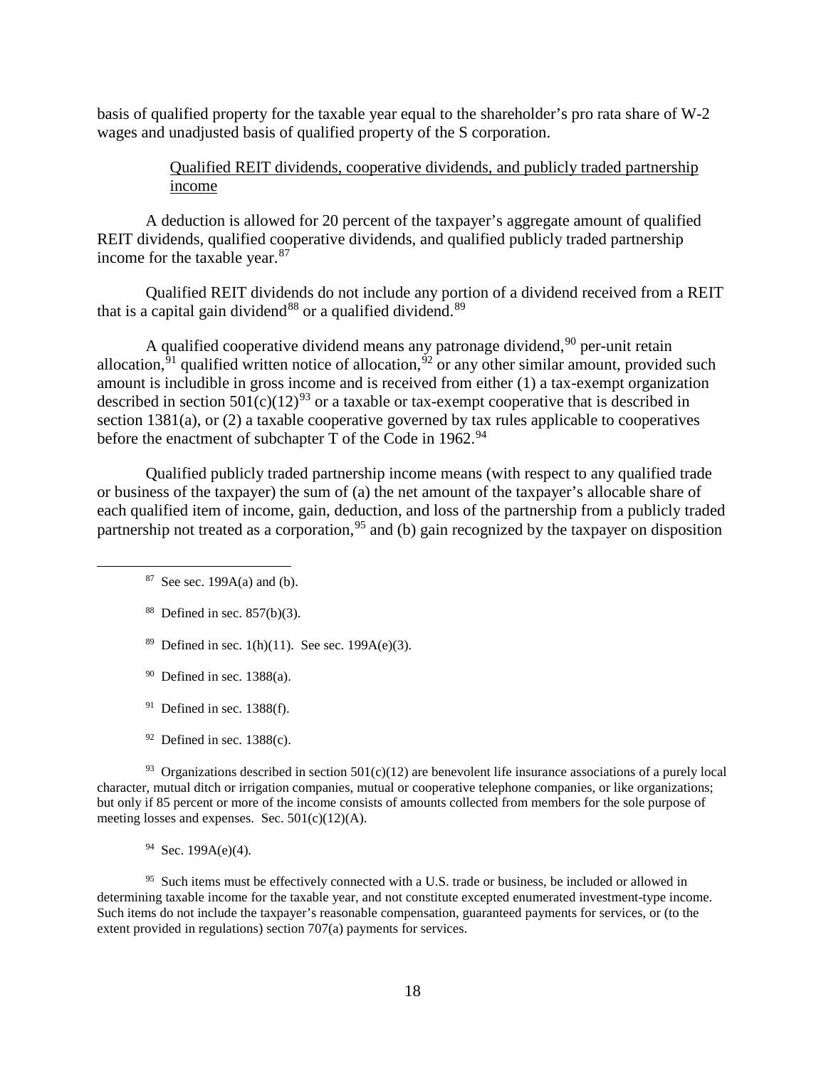basis of qualified property for the taxable year equal to the shareholder's pro rata share of W-2 wages and unadjusted basis of qualified property of the S corporation.

Qualified REIT dividends, cooperative dividends, and publicly traded partnership income

A deduction is allowed for 20 percent of the taxpayer's aggregate amount of qualified REIT dividends, qualified cooperative dividends, and qualified publicly traded partnership income for the taxable year.[87]

Qualified REIT dividends do not include any portion of a dividend received from a REIT that is a capital gain dividend[88] or a qualified dividend.[89]

A qualified cooperative dividend means any patronage dividend,[90] per-unit retain allocation,[91] qualified written notice of allocation,[92] or any other similar amount, provided such amount is includible in gross income and is received from either (1) a tax-exempt organization described in section 501(c)(12)[93] or a taxable or tax-exempt cooperative that is described in section 1381(a), or (2) a taxable cooperative governed by tax rules applicable to cooperatives before the enactment of subchapter T of the Code in 1962.[94]

Qualified publicly traded partnership income means (with respect to any qualified trade or business of the taxpayer) the sum of (a) the net amount of the taxpayer's allocable share of each qualified item of income, gain, deduction, and loss of the partnership from a publicly traded partnership not treated as a corporation,[95] and (b) gain recognized by the taxpayer on disposition

---

[87] See sec. 199A(a) and (b).

[88] Defined in sec. 857(b)(3).

[89] Defined in sec. 1(h)(11). See sec. 199A(e)(3).

[90] Defined in sec. 1388(a).

[91] Defined in sec. 1388(f).

[92] Defined in sec. 1388(c).

[93] Organizations described in section 501(c)(12) are benevolent life insurance associations of a purely local character, mutual ditch or irrigation companies, mutual or cooperative telephone companies, or like organizations; but only if 85 percent or more of the income consists of amounts collected from members for the sole purpose of meeting losses and expenses. Sec. 501(c)(12)(A).

[94] Sec. 199A(e)(4).

[95] Such items must be effectively connected with a U.S. trade or business, be included or allowed in determining taxable income for the taxable year, and not constitute excepted enumerated investment-type income. Such items do not include the taxpayer's reasonable compensation, guaranteed payments for services, or (to the extent provided in regulations) section 707(a) payments for services.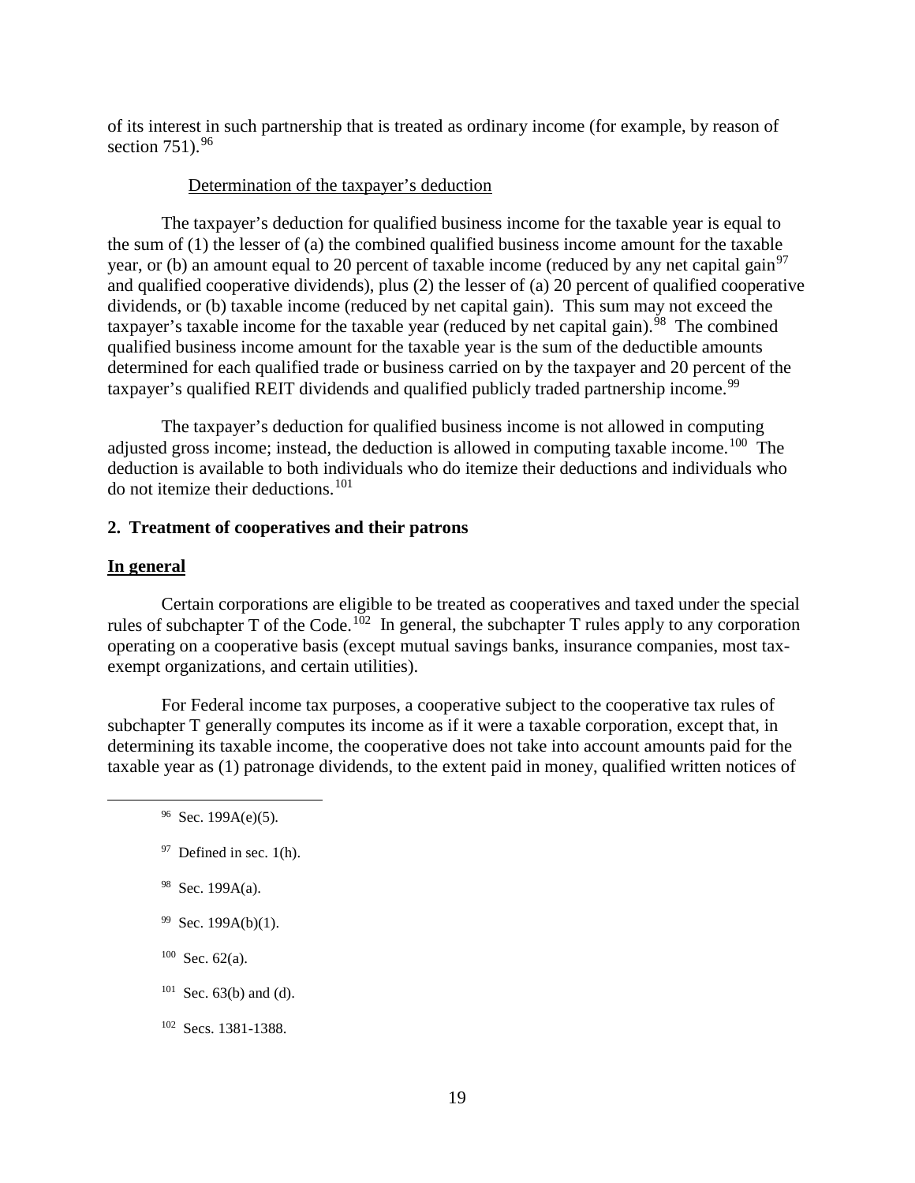of its interest in such partnership that is treated as ordinary income (for example, by reason of section 751).[96]

Determination of the taxpayer's deduction

The taxpayer's deduction for qualified business income for the taxable year is equal to the sum of (1) the lesser of (a) the combined qualified business income amount for the taxable year, or (b) an amount equal to 20 percent of taxable income (reduced by any net capital gain[97] and qualified cooperative dividends), plus (2) the lesser of (a) 20 percent of qualified cooperative dividends, or (b) taxable income (reduced by net capital gain). This sum may not exceed the taxpayer's taxable income for the taxable year (reduced by net capital gain).[98] The combined qualified business income amount for the taxable year is the sum of the deductible amounts determined for each qualified trade or business carried on by the taxpayer and 20 percent of the taxpayer's qualified REIT dividends and qualified publicly traded partnership income.[99]

The taxpayer's deduction for qualified business income is not allowed in computing adjusted gross income; instead, the deduction is allowed in computing taxable income.[100] The deduction is available to both individuals who do itemize their deductions and individuals who do not itemize their deductions.[101]

## 2. Treatment of cooperatives and their patrons

### In general

Certain corporations are eligible to be treated as cooperatives and taxed under the special rules of subchapter T of the Code.[102] In general, the subchapter T rules apply to any corporation operating on a cooperative basis (except mutual savings banks, insurance companies, most tax-exempt organizations, and certain utilities).

For Federal income tax purposes, a cooperative subject to the cooperative tax rules of subchapter T generally computes its income as if it were a taxable corporation, except that, in determining its taxable income, the cooperative does not take into account amounts paid for the taxable year as (1) patronage dividends, to the extent paid in money, qualified written notices of

---

[96] Sec. 199A(e)(5).

[97] Defined in sec. 1(h).

[98] Sec. 199A(a).

[99] Sec. 199A(b)(1).

[100] Sec. 62(a).

[101] Sec. 63(b) and (d).

[102] Secs. 1381-1388.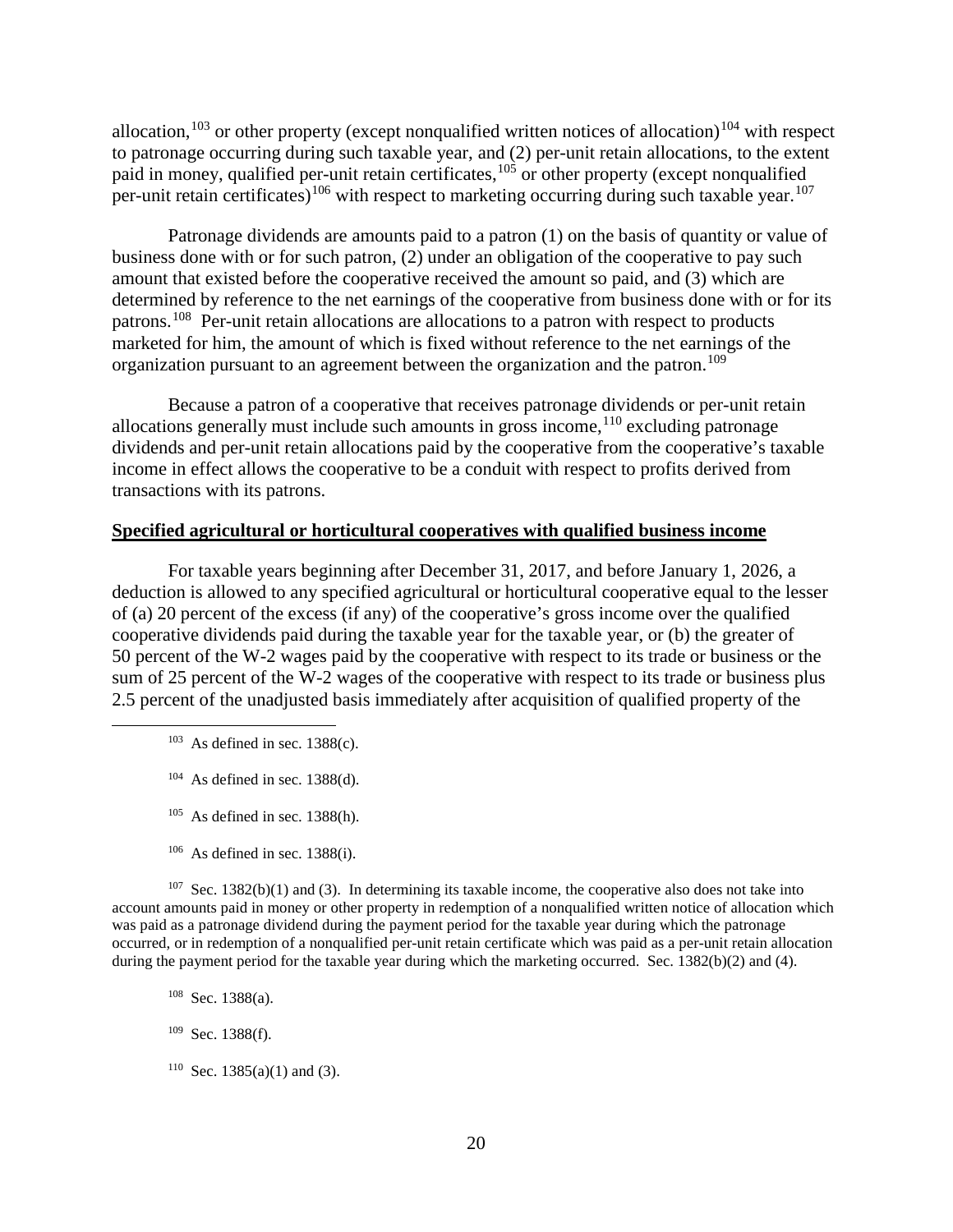allocation,[103] or other property (except nonqualified written notices of allocation)[104] with respect to patronage occurring during such taxable year, and (2) per-unit retain allocations, to the extent paid in money, qualified per-unit retain certificates,[105] or other property (except nonqualified per-unit retain certificates)[106] with respect to marketing occurring during such taxable year.[107]

Patronage dividends are amounts paid to a patron (1) on the basis of quantity or value of business done with or for such patron, (2) under an obligation of the cooperative to pay such amount that existed before the cooperative received the amount so paid, and (3) which are determined by reference to the net earnings of the cooperative from business done with or for its patrons.[108] Per-unit retain allocations are allocations to a patron with respect to products marketed for him, the amount of which is fixed without reference to the net earnings of the organization pursuant to an agreement between the organization and the patron.[109]

Because a patron of a cooperative that receives patronage dividends or per-unit retain allocations generally must include such amounts in gross income,[110] excluding patronage dividends and per-unit retain allocations paid by the cooperative from the cooperative's taxable income in effect allows the cooperative to be a conduit with respect to profits derived from transactions with its patrons.

**Specified agricultural or horticultural cooperatives with qualified business income**

For taxable years beginning after December 31, 2017, and before January 1, 2026, a deduction is allowed to any specified agricultural or horticultural cooperative equal to the lesser of (a) 20 percent of the excess (if any) of the cooperative's gross income over the qualified cooperative dividends paid during the taxable year for the taxable year, or (b) the greater of 50 percent of the W-2 wages paid by the cooperative with respect to its trade or business or the sum of 25 percent of the W-2 wages of the cooperative with respect to its trade or business plus 2.5 percent of the unadjusted basis immediately after acquisition of qualified property of the

---

[103] As defined in sec. 1388(c).

[104] As defined in sec. 1388(d).

[105] As defined in sec. 1388(h).

[106] As defined in sec. 1388(i).

[107] Sec. 1382(b)(1) and (3). In determining its taxable income, the cooperative also does not take into account amounts paid in money or other property in redemption of a nonqualified written notice of allocation which was paid as a patronage dividend during the payment period for the taxable year during which the patronage occurred, or in redemption of a nonqualified per-unit retain certificate which was paid as a per-unit retain allocation during the payment period for the taxable year during which the marketing occurred. Sec. 1382(b)(2) and (4).

[108] Sec. 1388(a).

[109] Sec. 1388(f).

[110] Sec. 1385(a)(1) and (3).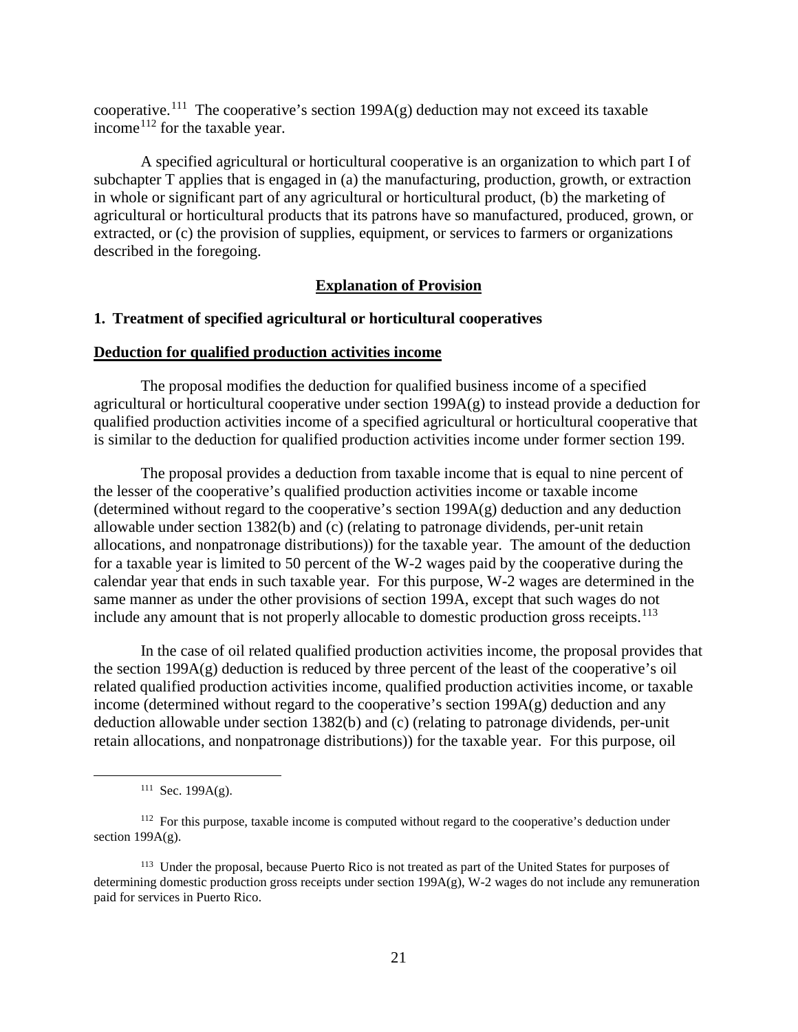cooperative.[111] The cooperative's section 199A(g) deduction may not exceed its taxable income[112] for the taxable year.

A specified agricultural or horticultural cooperative is an organization to which part I of subchapter T applies that is engaged in (a) the manufacturing, production, growth, or extraction in whole or significant part of any agricultural or horticultural product, (b) the marketing of agricultural or horticultural products that its patrons have so manufactured, produced, grown, or extracted, or (c) the provision of supplies, equipment, or services to farmers or organizations described in the foregoing.

## Explanation of Provision

### 1. Treatment of specified agricultural or horticultural cooperatives

#### Deduction for qualified production activities income

The proposal modifies the deduction for qualified business income of a specified agricultural or horticultural cooperative under section 199A(g) to instead provide a deduction for qualified production activities income of a specified agricultural or horticultural cooperative that is similar to the deduction for qualified production activities income under former section 199.

The proposal provides a deduction from taxable income that is equal to nine percent of the lesser of the cooperative's qualified production activities income or taxable income (determined without regard to the cooperative's section 199A(g) deduction and any deduction allowable under section 1382(b) and (c) (relating to patronage dividends, per-unit retain allocations, and nonpatronage distributions)) for the taxable year. The amount of the deduction for a taxable year is limited to 50 percent of the W-2 wages paid by the cooperative during the calendar year that ends in such taxable year. For this purpose, W-2 wages are determined in the same manner as under the other provisions of section 199A, except that such wages do not include any amount that is not properly allocable to domestic production gross receipts.[113]

In the case of oil related qualified production activities income, the proposal provides that the section 199A(g) deduction is reduced by three percent of the least of the cooperative's oil related qualified production activities income, qualified production activities income, or taxable income (determined without regard to the cooperative's section 199A(g) deduction and any deduction allowable under section 1382(b) and (c) (relating to patronage dividends, per-unit retain allocations, and nonpatronage distributions)) for the taxable year. For this purpose, oil

---

[111] Sec. 199A(g).

[112] For this purpose, taxable income is computed without regard to the cooperative's deduction under section 199A(g).

[113] Under the proposal, because Puerto Rico is not treated as part of the United States for purposes of determining domestic production gross receipts under section 199A(g), W-2 wages do not include any remuneration paid for services in Puerto Rico.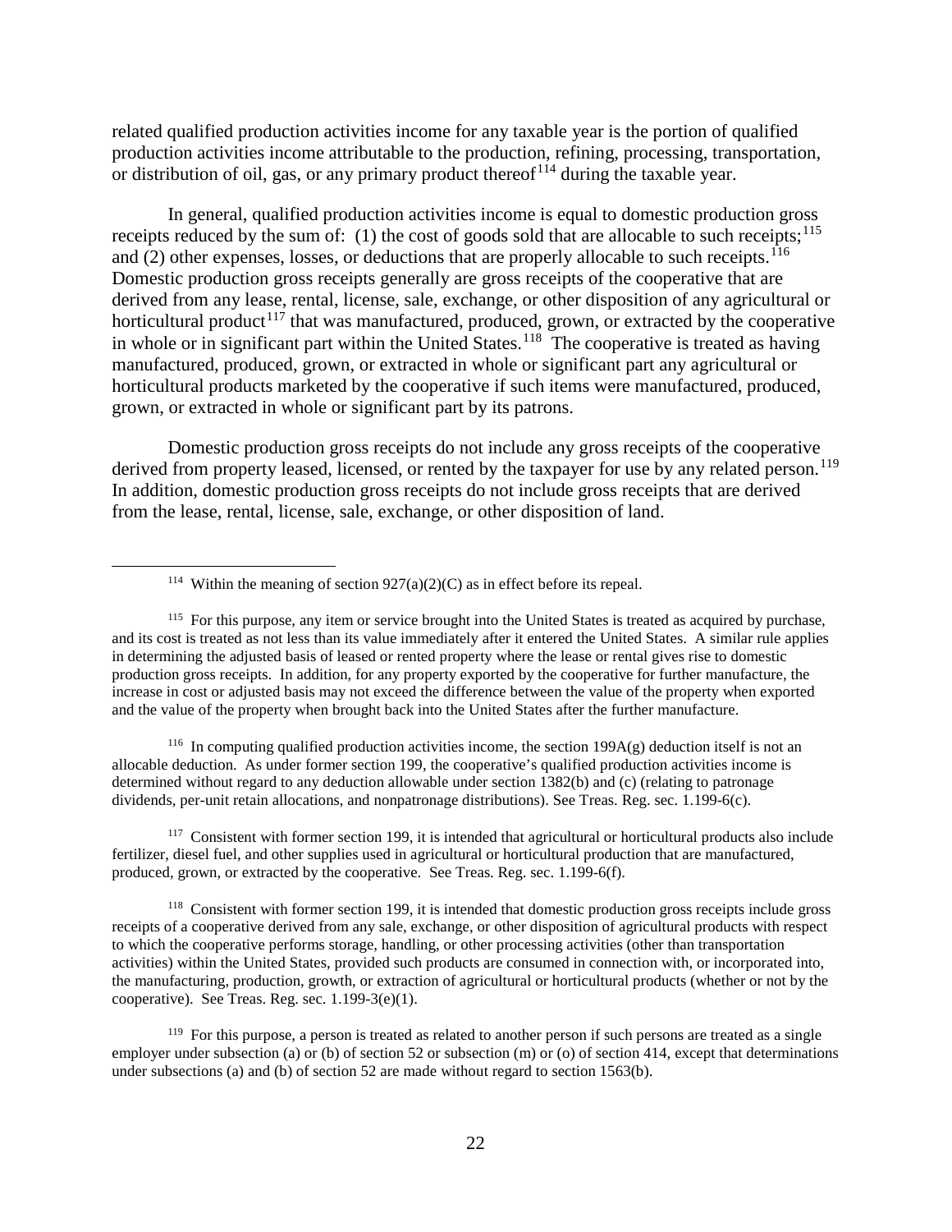related qualified production activities income for any taxable year is the portion of qualified production activities income attributable to the production, refining, processing, transportation, or distribution of oil, gas, or any primary product thereof[114] during the taxable year.

In general, qualified production activities income is equal to domestic production gross receipts reduced by the sum of: (1) the cost of goods sold that are allocable to such receipts;[115] and (2) other expenses, losses, or deductions that are properly allocable to such receipts.[116] Domestic production gross receipts generally are gross receipts of the cooperative that are derived from any lease, rental, license, sale, exchange, or other disposition of any agricultural or horticultural product[117] that was manufactured, produced, grown, or extracted by the cooperative in whole or in significant part within the United States.[118] The cooperative is treated as having manufactured, produced, grown, or extracted in whole or significant part any agricultural or horticultural products marketed by the cooperative if such items were manufactured, produced, grown, or extracted in whole or significant part by its patrons.

Domestic production gross receipts do not include any gross receipts of the cooperative derived from property leased, licensed, or rented by the taxpayer for use by any related person.[119] In addition, domestic production gross receipts do not include gross receipts that are derived from the lease, rental, license, sale, exchange, or other disposition of land.

---

[114] Within the meaning of section 927(a)(2)(C) as in effect before its repeal.

[115] For this purpose, any item or service brought into the United States is treated as acquired by purchase, and its cost is treated as not less than its value immediately after it entered the United States. A similar rule applies in determining the adjusted basis of leased or rented property where the lease or rental gives rise to domestic production gross receipts. In addition, for any property exported by the cooperative for further manufacture, the increase in cost or adjusted basis may not exceed the difference between the value of the property when exported and the value of the property when brought back into the United States after the further manufacture.

[116] In computing qualified production activities income, the section 199A(g) deduction itself is not an allocable deduction. As under former section 199, the cooperative's qualified production activities income is determined without regard to any deduction allowable under section 1382(b) and (c) (relating to patronage dividends, per-unit retain allocations, and nonpatronage distributions). See Treas. Reg. sec. 1.199-6(c).

[117] Consistent with former section 199, it is intended that agricultural or horticultural products also include fertilizer, diesel fuel, and other supplies used in agricultural or horticultural production that are manufactured, produced, grown, or extracted by the cooperative. See Treas. Reg. sec. 1.199-6(f).

[118] Consistent with former section 199, it is intended that domestic production gross receipts include gross receipts of a cooperative derived from any sale, exchange, or other disposition of agricultural products with respect to which the cooperative performs storage, handling, or other processing activities (other than transportation activities) within the United States, provided such products are consumed in connection with, or incorporated into, the manufacturing, production, growth, or extraction of agricultural or horticultural products (whether or not by the cooperative). See Treas. Reg. sec. 1.199-3(e)(1).

[119] For this purpose, a person is treated as related to another person if such persons are treated as a single employer under subsection (a) or (b) of section 52 or subsection (m) or (o) of section 414, except that determinations under subsections (a) and (b) of section 52 are made without regard to section 1563(b).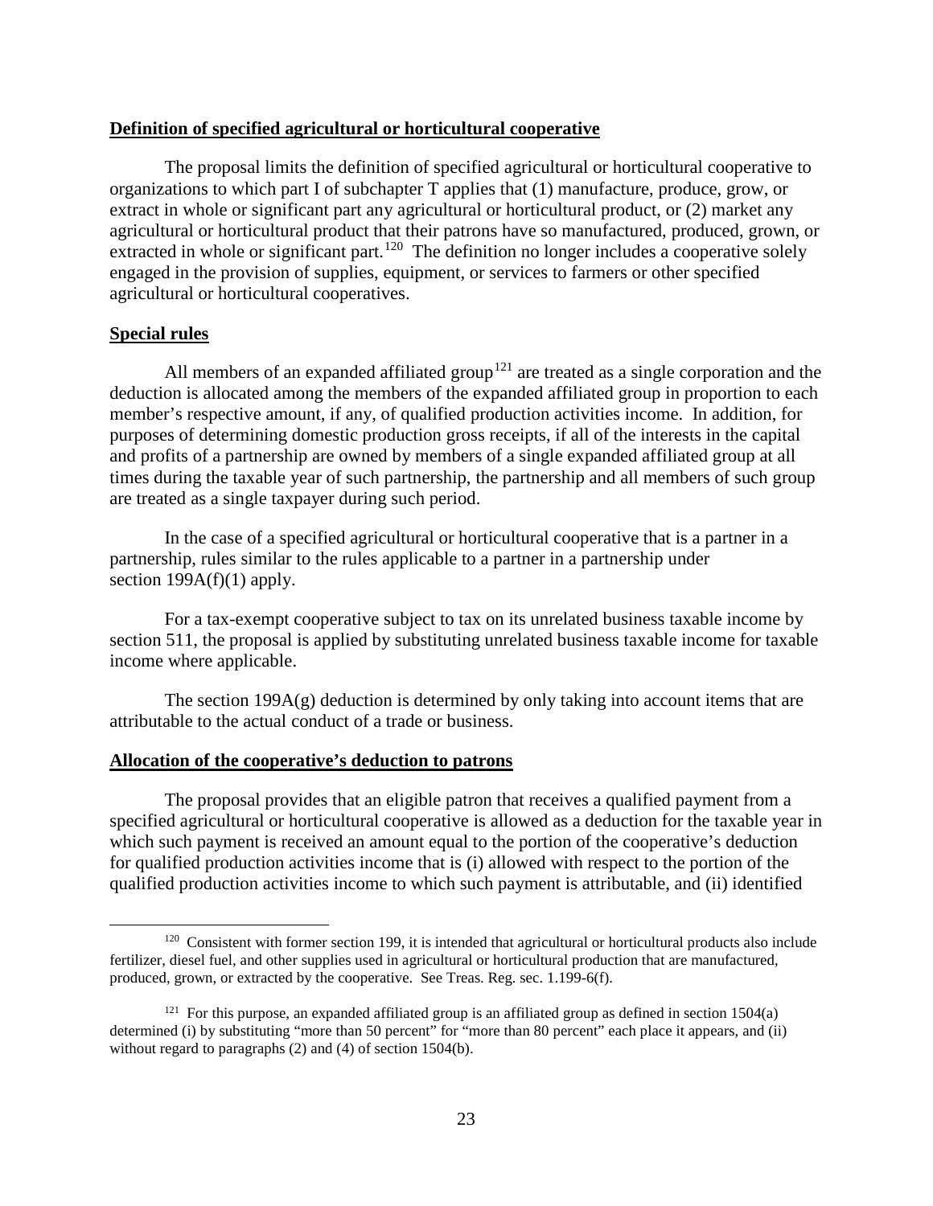**Definition of specified agricultural or horticultural cooperative**

The proposal limits the definition of specified agricultural or horticultural cooperative to organizations to which part I of subchapter T applies that (1) manufacture, produce, grow, or extract in whole or significant part any agricultural or horticultural product, or (2) market any agricultural or horticultural product that their patrons have so manufactured, produced, grown, or extracted in whole or significant part.[120] The definition no longer includes a cooperative solely engaged in the provision of supplies, equipment, or services to farmers or other specified agricultural or horticultural cooperatives.

**Special rules**

All members of an expanded affiliated group[121] are treated as a single corporation and the deduction is allocated among the members of the expanded affiliated group in proportion to each member's respective amount, if any, of qualified production activities income. In addition, for purposes of determining domestic production gross receipts, if all of the interests in the capital and profits of a partnership are owned by members of a single expanded affiliated group at all times during the taxable year of such partnership, the partnership and all members of such group are treated as a single taxpayer during such period.

In the case of a specified agricultural or horticultural cooperative that is a partner in a partnership, rules similar to the rules applicable to a partner in a partnership under section 199A(f)(1) apply.

For a tax-exempt cooperative subject to tax on its unrelated business taxable income by section 511, the proposal is applied by substituting unrelated business taxable income for taxable income where applicable.

The section 199A(g) deduction is determined by only taking into account items that are attributable to the actual conduct of a trade or business.

**Allocation of the cooperative's deduction to patrons**

The proposal provides that an eligible patron that receives a qualified payment from a specified agricultural or horticultural cooperative is allowed as a deduction for the taxable year in which such payment is received an amount equal to the portion of the cooperative's deduction for qualified production activities income that is (i) allowed with respect to the portion of the qualified production activities income to which such payment is attributable, and (ii) identified

[120] Consistent with former section 199, it is intended that agricultural or horticultural products also include fertilizer, diesel fuel, and other supplies used in agricultural or horticultural production that are manufactured, produced, grown, or extracted by the cooperative. See Treas. Reg. sec. 1.199-6(f).

[121] For this purpose, an expanded affiliated group is an affiliated group as defined in section 1504(a) determined (i) by substituting "more than 50 percent" for "more than 80 percent" each place it appears, and (ii) without regard to paragraphs (2) and (4) of section 1504(b).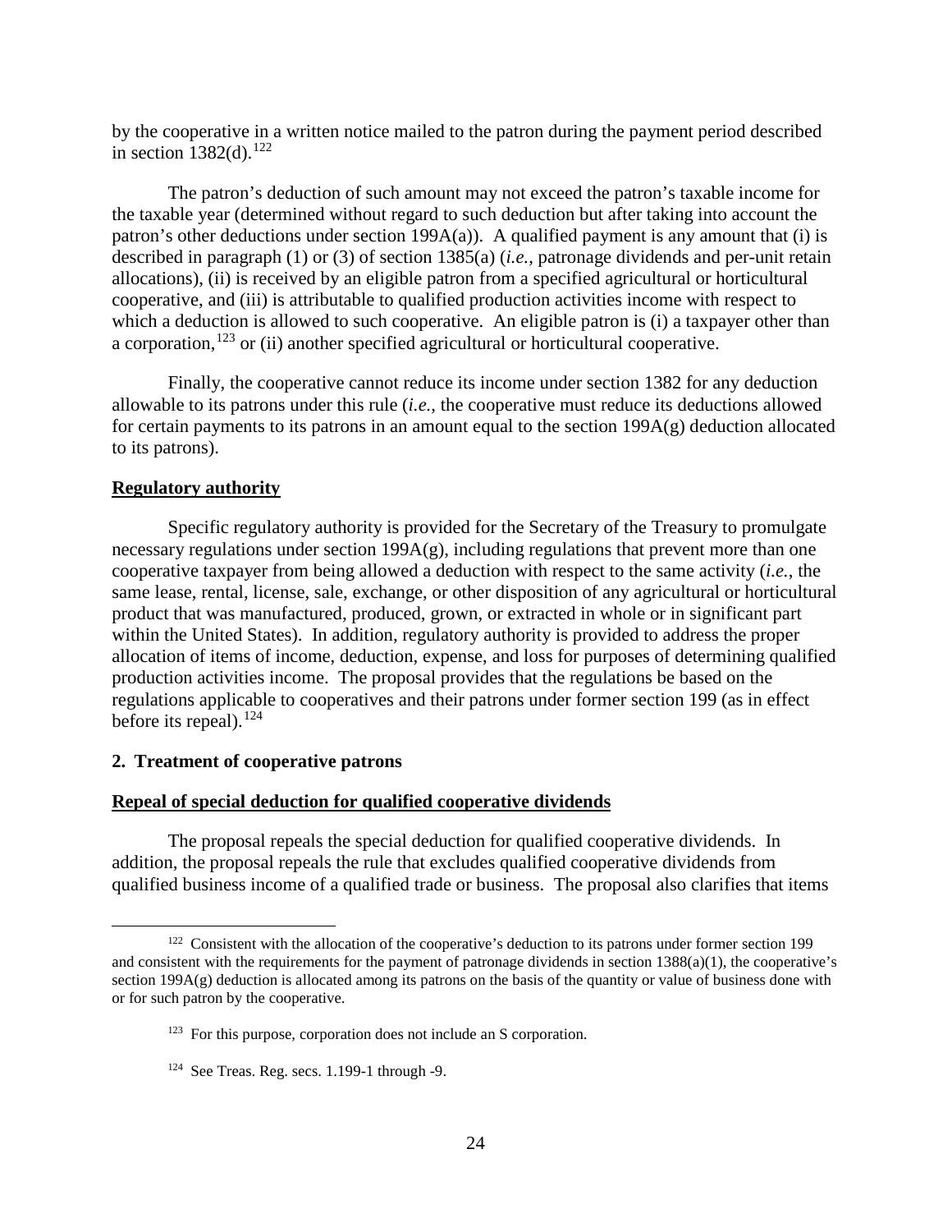by the cooperative in a written notice mailed to the patron during the payment period described in section 1382(d).[122]

The patron's deduction of such amount may not exceed the patron's taxable income for the taxable year (determined without regard to such deduction but after taking into account the patron's other deductions under section 199A(a)). A qualified payment is any amount that (i) is described in paragraph (1) or (3) of section 1385(a) (*i.e.*, patronage dividends and per-unit retain allocations), (ii) is received by an eligible patron from a specified agricultural or horticultural cooperative, and (iii) is attributable to qualified production activities income with respect to which a deduction is allowed to such cooperative. An eligible patron is (i) a taxpayer other than a corporation,[123] or (ii) another specified agricultural or horticultural cooperative.

Finally, the cooperative cannot reduce its income under section 1382 for any deduction allowable to its patrons under this rule (*i.e.*, the cooperative must reduce its deductions allowed for certain payments to its patrons in an amount equal to the section 199A(g) deduction allocated to its patrons).

**Regulatory authority**

Specific regulatory authority is provided for the Secretary of the Treasury to promulgate necessary regulations under section 199A(g), including regulations that prevent more than one cooperative taxpayer from being allowed a deduction with respect to the same activity (*i.e.*, the same lease, rental, license, sale, exchange, or other disposition of any agricultural or horticultural product that was manufactured, produced, grown, or extracted in whole or in significant part within the United States). In addition, regulatory authority is provided to address the proper allocation of items of income, deduction, expense, and loss for purposes of determining qualified production activities income. The proposal provides that the regulations be based on the regulations applicable to cooperatives and their patrons under former section 199 (as in effect before its repeal).[124]

### 2. Treatment of cooperative patrons

**Repeal of special deduction for qualified cooperative dividends**

The proposal repeals the special deduction for qualified cooperative dividends. In addition, the proposal repeals the rule that excludes qualified cooperative dividends from qualified business income of a qualified trade or business. The proposal also clarifies that items

---

[122] Consistent with the allocation of the cooperative's deduction to its patrons under former section 199 and consistent with the requirements for the payment of patronage dividends in section 1388(a)(1), the cooperative's section 199A(g) deduction is allocated among its patrons on the basis of the quantity or value of business done with or for such patron by the cooperative.

[123] For this purpose, corporation does not include an S corporation.

[124] See Treas. Reg. secs. 1.199-1 through -9.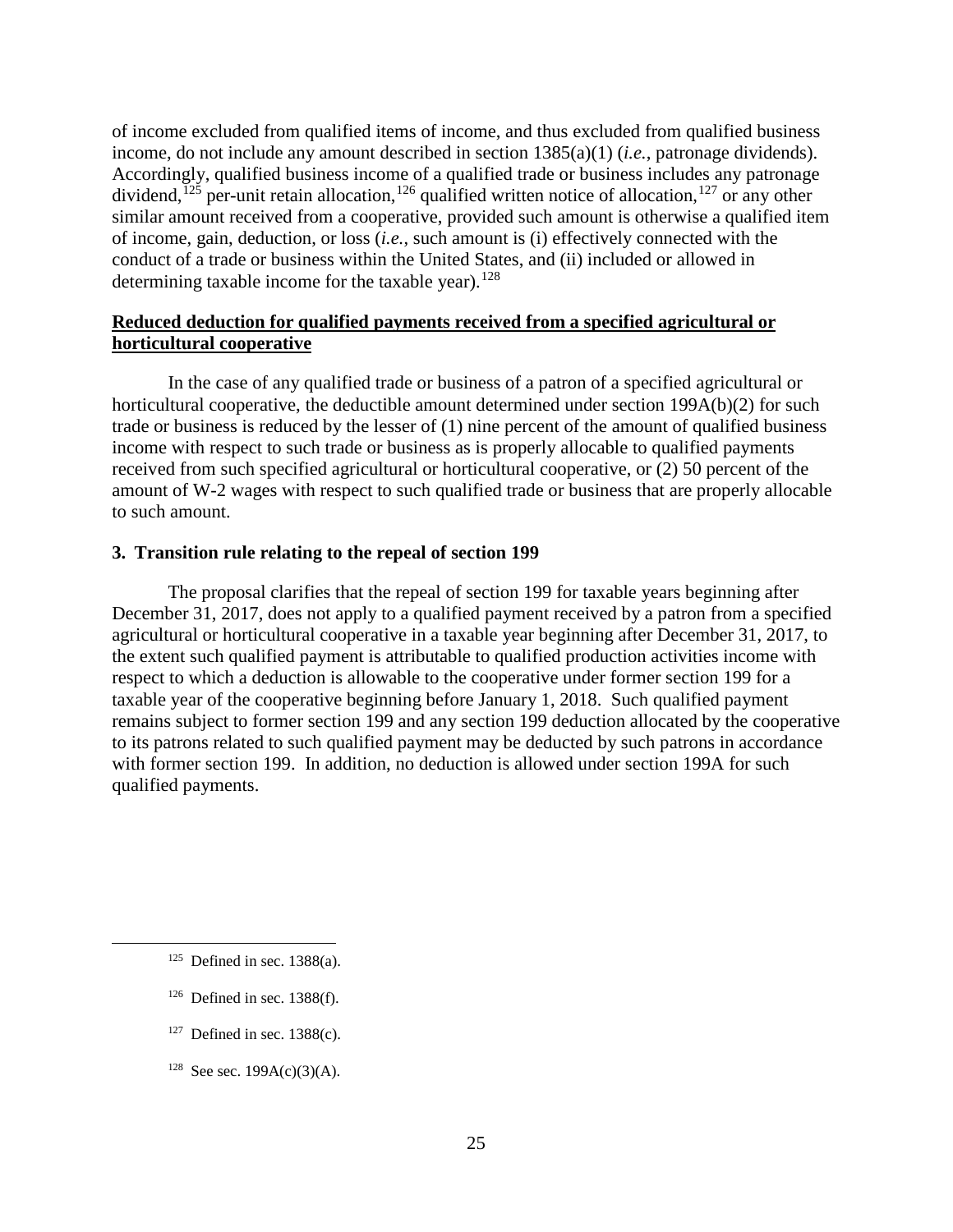of income excluded from qualified items of income, and thus excluded from qualified business income, do not include any amount described in section 1385(a)(1) (*i.e.*, patronage dividends). Accordingly, qualified business income of a qualified trade or business includes any patronage dividend,[125] per-unit retain allocation,[126] qualified written notice of allocation,[127] or any other similar amount received from a cooperative, provided such amount is otherwise a qualified item of income, gain, deduction, or loss (*i.e.*, such amount is (i) effectively connected with the conduct of a trade or business within the United States, and (ii) included or allowed in determining taxable income for the taxable year).[128]

**Reduced deduction for qualified payments received from a specified agricultural or horticultural cooperative**

In the case of any qualified trade or business of a patron of a specified agricultural or horticultural cooperative, the deductible amount determined under section 199A(b)(2) for such trade or business is reduced by the lesser of (1) nine percent of the amount of qualified business income with respect to such trade or business as is properly allocable to qualified payments received from such specified agricultural or horticultural cooperative, or (2) 50 percent of the amount of W-2 wages with respect to such qualified trade or business that are properly allocable to such amount.

### 3. Transition rule relating to the repeal of section 199

The proposal clarifies that the repeal of section 199 for taxable years beginning after December 31, 2017, does not apply to a qualified payment received by a patron from a specified agricultural or horticultural cooperative in a taxable year beginning after December 31, 2017, to the extent such qualified payment is attributable to qualified production activities income with respect to which a deduction is allowable to the cooperative under former section 199 for a taxable year of the cooperative beginning before January 1, 2018. Such qualified payment remains subject to former section 199 and any section 199 deduction allocated by the cooperative to its patrons related to such qualified payment may be deducted by such patrons in accordance with former section 199. In addition, no deduction is allowed under section 199A for such qualified payments.

---

[125] Defined in sec. 1388(a).

[126] Defined in sec. 1388(f).

[127] Defined in sec. 1388(c).

[128] See sec. 199A(c)(3)(A).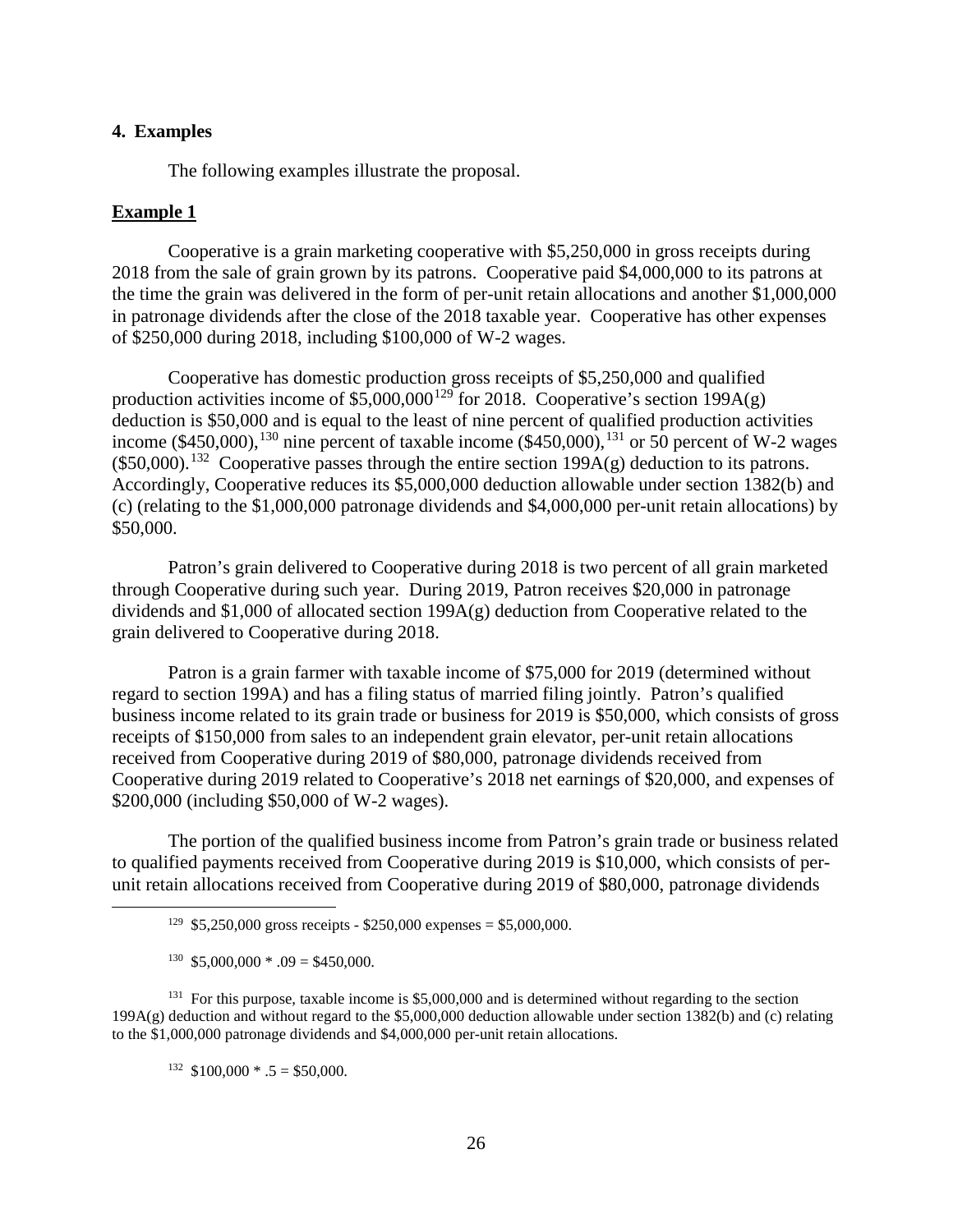### 4. Examples

The following examples illustrate the proposal.

**Example 1**

Cooperative is a grain marketing cooperative with $5,250,000 in gross receipts during 2018 from the sale of grain grown by its patrons. Cooperative paid $4,000,000 to its patrons at the time the grain was delivered in the form of per-unit retain allocations and another $1,000,000 in patronage dividends after the close of the 2018 taxable year. Cooperative has other expenses of $250,000 during 2018, including $100,000 of W-2 wages.

Cooperative has domestic production gross receipts of $5,250,000 and qualified production activities income of $5,000,000[129] for 2018. Cooperative's section 199A(g) deduction is $50,000 and is equal to the least of nine percent of qualified production activities income ($450,000),[130] nine percent of taxable income ($450,000),[131] or 50 percent of W-2 wages ($50,000).[132] Cooperative passes through the entire section 199A(g) deduction to its patrons. Accordingly, Cooperative reduces its $5,000,000 deduction allowable under section 1382(b) and (c) (relating to the $1,000,000 patronage dividends and $4,000,000 per-unit retain allocations) by $50,000.

Patron's grain delivered to Cooperative during 2018 is two percent of all grain marketed through Cooperative during such year. During 2019, Patron receives $20,000 in patronage dividends and $1,000 of allocated section 199A(g) deduction from Cooperative related to the grain delivered to Cooperative during 2018.

Patron is a grain farmer with taxable income of $75,000 for 2019 (determined without regard to section 199A) and has a filing status of married filing jointly. Patron's qualified business income related to its grain trade or business for 2019 is $50,000, which consists of gross receipts of $150,000 from sales to an independent grain elevator, per-unit retain allocations received from Cooperative during 2019 of $80,000, patronage dividends received from Cooperative during 2019 related to Cooperative's 2018 net earnings of $20,000, and expenses of $200,000 (including $50,000 of W-2 wages).

The portion of the qualified business income from Patron's grain trade or business related to qualified payments received from Cooperative during 2019 is $10,000, which consists of per-unit retain allocations received from Cooperative during 2019 of $80,000, patronage dividends

---

[129] $5,250,000 gross receipts - $250,000 expenses = $5,000,000.

[130] $5,000,000 * .09 = $450,000.

[131] For this purpose, taxable income is $5,000,000 and is determined without regarding to the section 199A(g) deduction and without regard to the $5,000,000 deduction allowable under section 1382(b) and (c) relating to the $1,000,000 patronage dividends and $4,000,000 per-unit retain allocations.

[132] $100,000 * .5 = $50,000.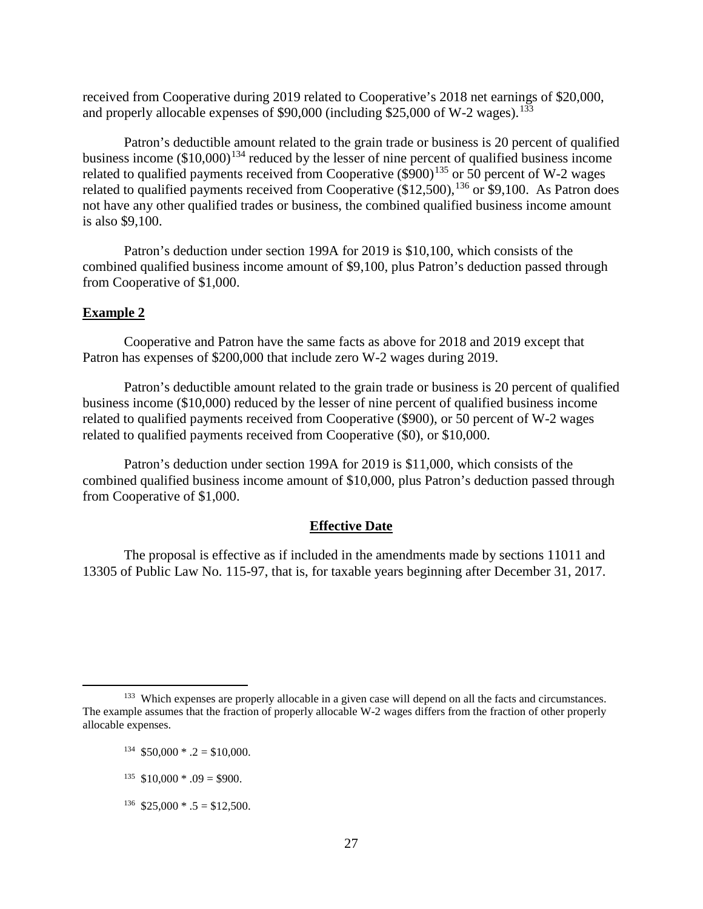received from Cooperative during 2019 related to Cooperative's 2018 net earnings of $20,000, and properly allocable expenses of $90,000 (including $25,000 of W-2 wages).[133]

Patron's deductible amount related to the grain trade or business is 20 percent of qualified business income ($10,000)[134] reduced by the lesser of nine percent of qualified business income related to qualified payments received from Cooperative ($900)[135] or 50 percent of W-2 wages related to qualified payments received from Cooperative ($12,500),[136] or $9,100. As Patron does not have any other qualified trades or business, the combined qualified business income amount is also $9,100.

Patron's deduction under section 199A for 2019 is $10,100, which consists of the combined qualified business income amount of $9,100, plus Patron's deduction passed through from Cooperative of $1,000.

**Example 2**

Cooperative and Patron have the same facts as above for 2018 and 2019 except that Patron has expenses of $200,000 that include zero W-2 wages during 2019.

Patron's deductible amount related to the grain trade or business is 20 percent of qualified business income ($10,000) reduced by the lesser of nine percent of qualified business income related to qualified payments received from Cooperative ($900), or 50 percent of W-2 wages related to qualified payments received from Cooperative ($0), or $10,000.

Patron's deduction under section 199A for 2019 is $11,000, which consists of the combined qualified business income amount of $10,000, plus Patron's deduction passed through from Cooperative of $1,000.

## Effective Date

The proposal is effective as if included in the amendments made by sections 11011 and 13305 of Public Law No. 115-97, that is, for taxable years beginning after December 31, 2017.

---

[133] Which expenses are properly allocable in a given case will depend on all the facts and circumstances. The example assumes that the fraction of properly allocable W-2 wages differs from the fraction of other properly allocable expenses.

[134] $50,000 * .2 = $10,000.

[135] $10,000 * .09 = $900.

[136] $25,000 * .5 = $12,500.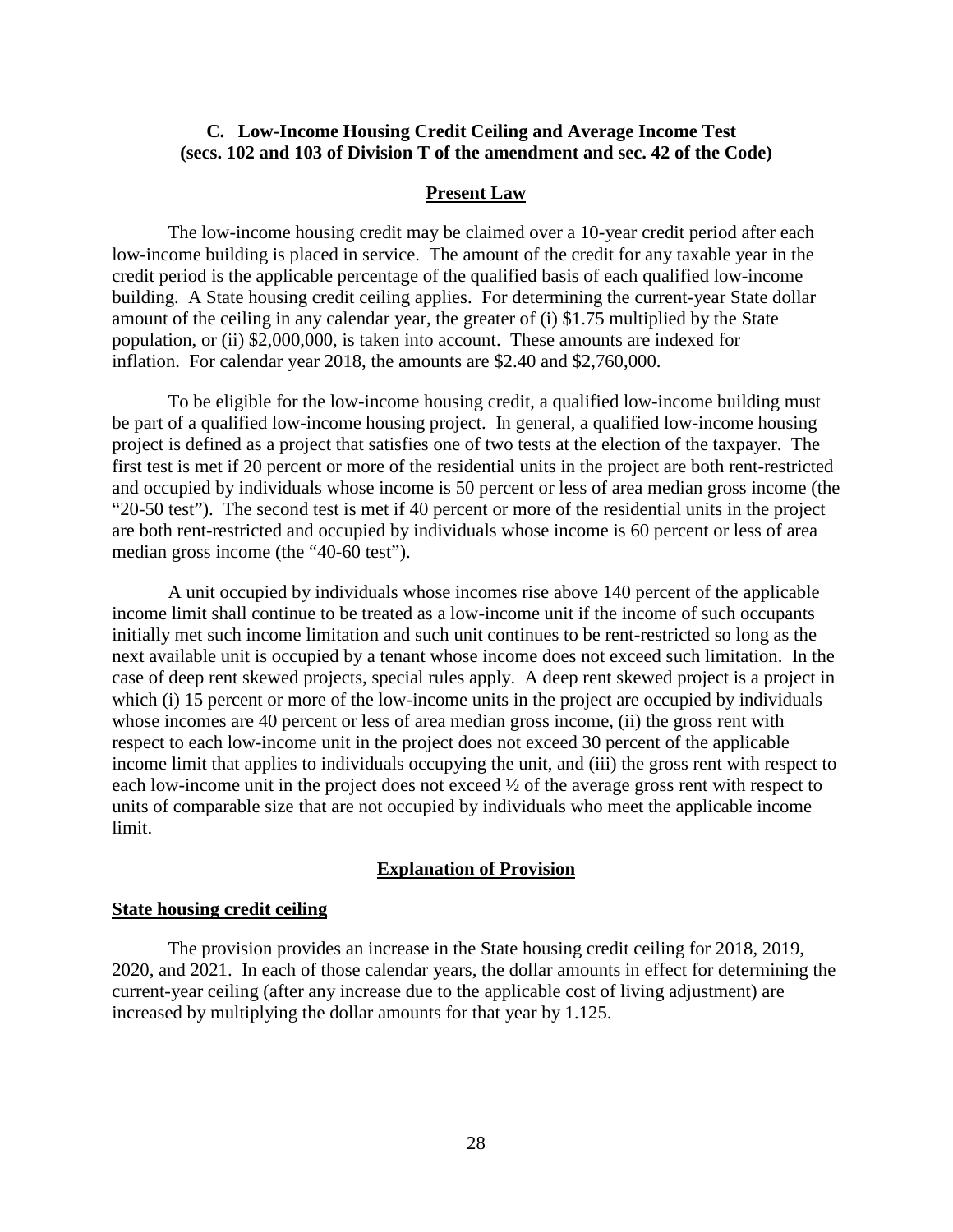## C. Low-Income Housing Credit Ceiling and Average Income Test (secs. 102 and 103 of Division T of the amendment and sec. 42 of the Code)

### Present Law

The low-income housing credit may be claimed over a 10-year credit period after each low-income building is placed in service. The amount of the credit for any taxable year in the credit period is the applicable percentage of the qualified basis of each qualified low-income building. A State housing credit ceiling applies. For determining the current-year State dollar amount of the ceiling in any calendar year, the greater of (i) $1.75 multiplied by the State population, or (ii) $2,000,000, is taken into account. These amounts are indexed for inflation. For calendar year 2018, the amounts are $2.40 and $2,760,000.

To be eligible for the low-income housing credit, a qualified low-income building must be part of a qualified low-income housing project. In general, a qualified low-income housing project is defined as a project that satisfies one of two tests at the election of the taxpayer. The first test is met if 20 percent or more of the residential units in the project are both rent-restricted and occupied by individuals whose income is 50 percent or less of area median gross income (the "20-50 test"). The second test is met if 40 percent or more of the residential units in the project are both rent-restricted and occupied by individuals whose income is 60 percent or less of area median gross income (the "40-60 test").

A unit occupied by individuals whose incomes rise above 140 percent of the applicable income limit shall continue to be treated as a low-income unit if the income of such occupants initially met such income limitation and such unit continues to be rent-restricted so long as the next available unit is occupied by a tenant whose income does not exceed such limitation. In the case of deep rent skewed projects, special rules apply. A deep rent skewed project is a project in which (i) 15 percent or more of the low-income units in the project are occupied by individuals whose incomes are 40 percent or less of area median gross income, (ii) the gross rent with respect to each low-income unit in the project does not exceed 30 percent of the applicable income limit that applies to individuals occupying the unit, and (iii) the gross rent with respect to each low-income unit in the project does not exceed ½ of the average gross rent with respect to units of comparable size that are not occupied by individuals who meet the applicable income limit.

### Explanation of Provision

#### State housing credit ceiling

The provision provides an increase in the State housing credit ceiling for 2018, 2019, 2020, and 2021. In each of those calendar years, the dollar amounts in effect for determining the current-year ceiling (after any increase due to the applicable cost of living adjustment) are increased by multiplying the dollar amounts for that year by 1.125.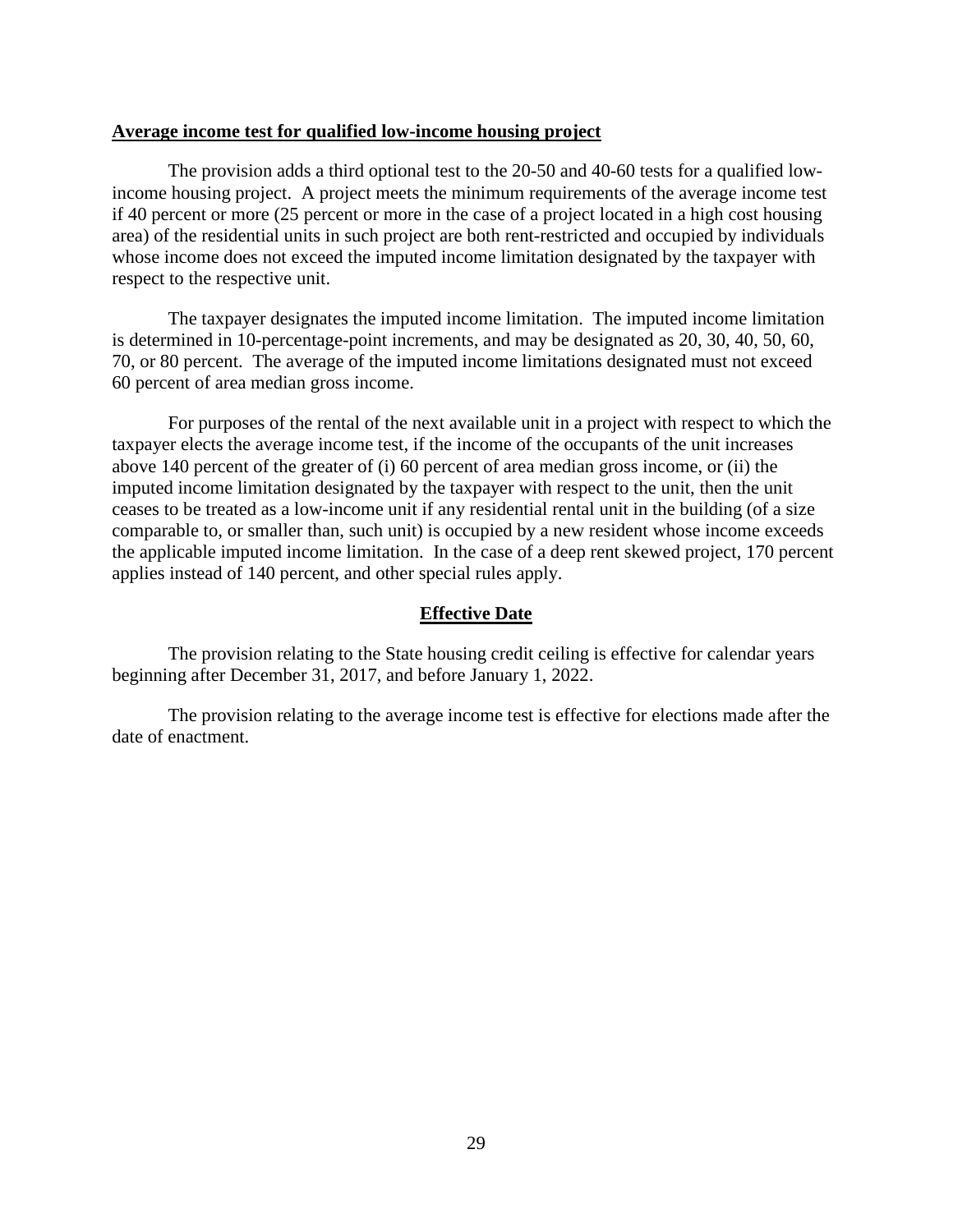**Average income test for qualified low-income housing project**

The provision adds a third optional test to the 20-50 and 40-60 tests for a qualified low-income housing project. A project meets the minimum requirements of the average income test if 40 percent or more (25 percent or more in the case of a project located in a high cost housing area) of the residential units in such project are both rent-restricted and occupied by individuals whose income does not exceed the imputed income limitation designated by the taxpayer with respect to the respective unit.

The taxpayer designates the imputed income limitation. The imputed income limitation is determined in 10-percentage-point increments, and may be designated as 20, 30, 40, 50, 60, 70, or 80 percent. The average of the imputed income limitations designated must not exceed 60 percent of area median gross income.

For purposes of the rental of the next available unit in a project with respect to which the taxpayer elects the average income test, if the income of the occupants of the unit increases above 140 percent of the greater of (i) 60 percent of area median gross income, or (ii) the imputed income limitation designated by the taxpayer with respect to the unit, then the unit ceases to be treated as a low-income unit if any residential rental unit in the building (of a size comparable to, or smaller than, such unit) is occupied by a new resident whose income exceeds the applicable imputed income limitation. In the case of a deep rent skewed project, 170 percent applies instead of 140 percent, and other special rules apply.

## Effective Date

The provision relating to the State housing credit ceiling is effective for calendar years beginning after December 31, 2017, and before January 1, 2022.

The provision relating to the average income test is effective for elections made after the date of enactment.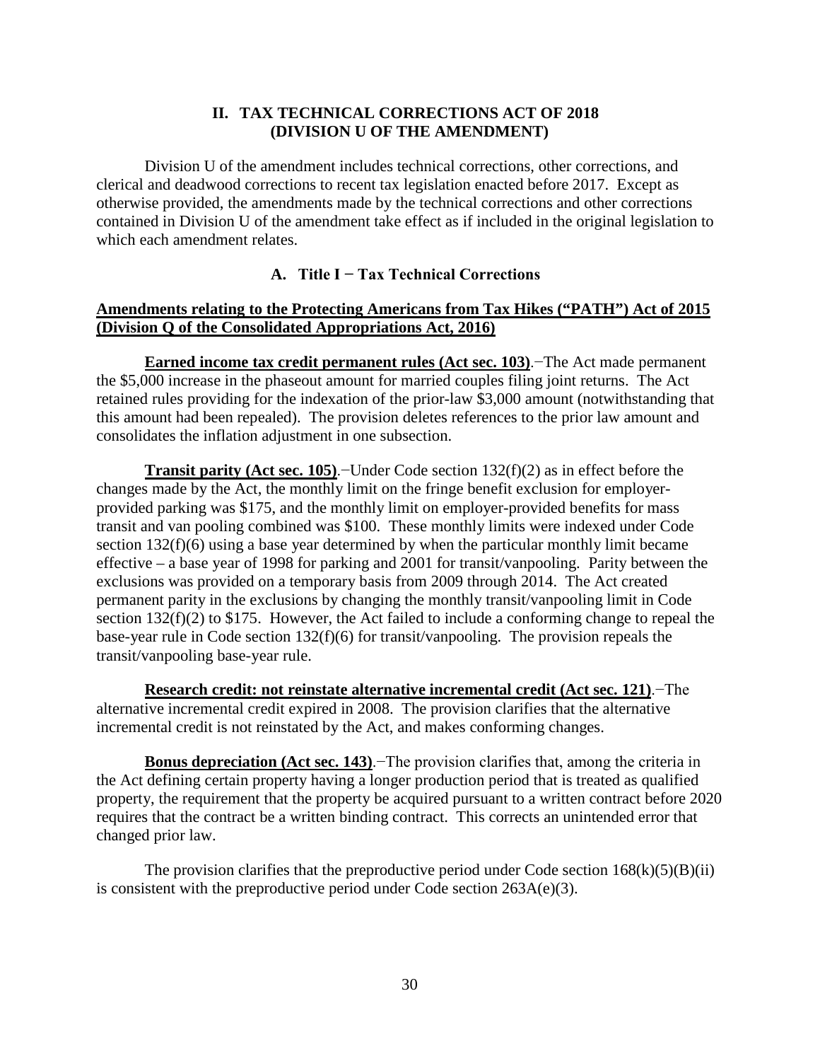## II. TAX TECHNICAL CORRECTIONS ACT OF 2018 (DIVISION U OF THE AMENDMENT)

Division U of the amendment includes technical corrections, other corrections, and clerical and deadwood corrections to recent tax legislation enacted before 2017. Except as otherwise provided, the amendments made by the technical corrections and other corrections contained in Division U of the amendment take effect as if included in the original legislation to which each amendment relates.

### A. Title I − Tax Technical Corrections

**Amendments relating to the Protecting Americans from Tax Hikes ("PATH") Act of 2015 (Division Q of the Consolidated Appropriations Act, 2016)**

**Earned income tax credit permanent rules (Act sec. 103)**.−The Act made permanent the $5,000 increase in the phaseout amount for married couples filing joint returns. The Act retained rules providing for the indexation of the prior-law $3,000 amount (notwithstanding that this amount had been repealed). The provision deletes references to the prior law amount and consolidates the inflation adjustment in one subsection.

**Transit parity (Act sec. 105)**.−Under Code section 132(f)(2) as in effect before the changes made by the Act, the monthly limit on the fringe benefit exclusion for employer-provided parking was $175, and the monthly limit on employer-provided benefits for mass transit and van pooling combined was $100. These monthly limits were indexed under Code section 132(f)(6) using a base year determined by when the particular monthly limit became effective – a base year of 1998 for parking and 2001 for transit/vanpooling. Parity between the exclusions was provided on a temporary basis from 2009 through 2014. The Act created permanent parity in the exclusions by changing the monthly transit/vanpooling limit in Code section 132(f)(2) to $175. However, the Act failed to include a conforming change to repeal the base-year rule in Code section 132(f)(6) for transit/vanpooling. The provision repeals the transit/vanpooling base-year rule.

**Research credit: not reinstate alternative incremental credit (Act sec. 121)**.−The alternative incremental credit expired in 2008. The provision clarifies that the alternative incremental credit is not reinstated by the Act, and makes conforming changes.

**Bonus depreciation (Act sec. 143)**.−The provision clarifies that, among the criteria in the Act defining certain property having a longer production period that is treated as qualified property, the requirement that the property be acquired pursuant to a written contract before 2020 requires that the contract be a written binding contract. This corrects an unintended error that changed prior law.

The provision clarifies that the preproductive period under Code section 168(k)(5)(B)(ii) is consistent with the preproductive period under Code section 263A(e)(3).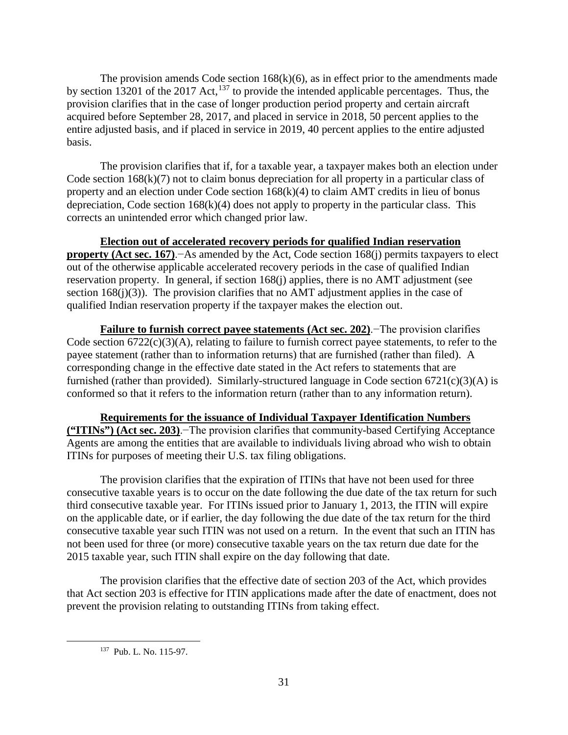The provision amends Code section 168(k)(6), as in effect prior to the amendments made by section 13201 of the 2017 Act,[137] to provide the intended applicable percentages. Thus, the provision clarifies that in the case of longer production period property and certain aircraft acquired before September 28, 2017, and placed in service in 2018, 50 percent applies to the entire adjusted basis, and if placed in service in 2019, 40 percent applies to the entire adjusted basis.

The provision clarifies that if, for a taxable year, a taxpayer makes both an election under Code section 168(k)(7) not to claim bonus depreciation for all property in a particular class of property and an election under Code section 168(k)(4) to claim AMT credits in lieu of bonus depreciation, Code section 168(k)(4) does not apply to property in the particular class. This corrects an unintended error which changed prior law.

**Election out of accelerated recovery periods for qualified Indian reservation property (Act sec. 167)**.−As amended by the Act, Code section 168(j) permits taxpayers to elect out of the otherwise applicable accelerated recovery periods in the case of qualified Indian reservation property. In general, if section 168(j) applies, there is no AMT adjustment (see section 168(j)(3)). The provision clarifies that no AMT adjustment applies in the case of qualified Indian reservation property if the taxpayer makes the election out.

**Failure to furnish correct payee statements (Act sec. 202)**.−The provision clarifies Code section 6722(c)(3)(A), relating to failure to furnish correct payee statements, to refer to the payee statement (rather than to information returns) that are furnished (rather than filed). A corresponding change in the effective date stated in the Act refers to statements that are furnished (rather than provided). Similarly-structured language in Code section 6721(c)(3)(A) is conformed so that it refers to the information return (rather than to any information return).

**Requirements for the issuance of Individual Taxpayer Identification Numbers ("ITINs") (Act sec. 203)**.−The provision clarifies that community-based Certifying Acceptance Agents are among the entities that are available to individuals living abroad who wish to obtain ITINs for purposes of meeting their U.S. tax filing obligations.

The provision clarifies that the expiration of ITINs that have not been used for three consecutive taxable years is to occur on the date following the due date of the tax return for such third consecutive taxable year. For ITINs issued prior to January 1, 2013, the ITIN will expire on the applicable date, or if earlier, the day following the due date of the tax return for the third consecutive taxable year such ITIN was not used on a return. In the event that such an ITIN has not been used for three (or more) consecutive taxable years on the tax return due date for the 2015 taxable year, such ITIN shall expire on the day following that date.

The provision clarifies that the effective date of section 203 of the Act, which provides that Act section 203 is effective for ITIN applications made after the date of enactment, does not prevent the provision relating to outstanding ITINs from taking effect.

[137] Pub. L. No. 115-97.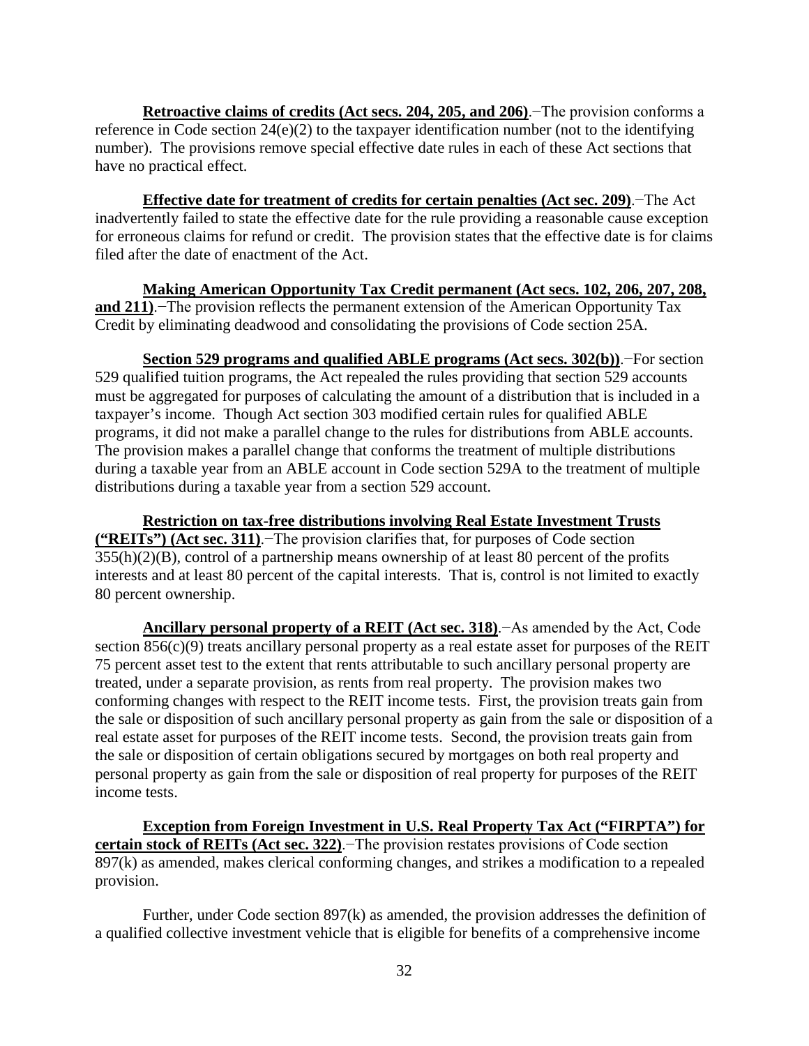**Retroactive claims of credits (Act secs. 204, 205, and 206)**.−The provision conforms a reference in Code section 24(e)(2) to the taxpayer identification number (not to the identifying number). The provisions remove special effective date rules in each of these Act sections that have no practical effect.

**Effective date for treatment of credits for certain penalties (Act sec. 209)**.−The Act inadvertently failed to state the effective date for the rule providing a reasonable cause exception for erroneous claims for refund or credit. The provision states that the effective date is for claims filed after the date of enactment of the Act.

**Making American Opportunity Tax Credit permanent (Act secs. 102, 206, 207, 208, and 211)**.−The provision reflects the permanent extension of the American Opportunity Tax Credit by eliminating deadwood and consolidating the provisions of Code section 25A.

**Section 529 programs and qualified ABLE programs (Act secs. 302(b))**.−For section 529 qualified tuition programs, the Act repealed the rules providing that section 529 accounts must be aggregated for purposes of calculating the amount of a distribution that is included in a taxpayer's income. Though Act section 303 modified certain rules for qualified ABLE programs, it did not make a parallel change to the rules for distributions from ABLE accounts. The provision makes a parallel change that conforms the treatment of multiple distributions during a taxable year from an ABLE account in Code section 529A to the treatment of multiple distributions during a taxable year from a section 529 account.

**Restriction on tax-free distributions involving Real Estate Investment Trusts ("REITs") (Act sec. 311)**.−The provision clarifies that, for purposes of Code section 355(h)(2)(B), control of a partnership means ownership of at least 80 percent of the profits interests and at least 80 percent of the capital interests. That is, control is not limited to exactly 80 percent ownership.

**Ancillary personal property of a REIT (Act sec. 318)**.−As amended by the Act, Code section 856(c)(9) treats ancillary personal property as a real estate asset for purposes of the REIT 75 percent asset test to the extent that rents attributable to such ancillary personal property are treated, under a separate provision, as rents from real property. The provision makes two conforming changes with respect to the REIT income tests. First, the provision treats gain from the sale or disposition of such ancillary personal property as gain from the sale or disposition of a real estate asset for purposes of the REIT income tests. Second, the provision treats gain from the sale or disposition of certain obligations secured by mortgages on both real property and personal property as gain from the sale or disposition of real property for purposes of the REIT income tests.

**Exception from Foreign Investment in U.S. Real Property Tax Act ("FIRPTA") for certain stock of REITs (Act sec. 322)**.−The provision restates provisions of Code section 897(k) as amended, makes clerical conforming changes, and strikes a modification to a repealed provision.

Further, under Code section 897(k) as amended, the provision addresses the definition of a qualified collective investment vehicle that is eligible for benefits of a comprehensive income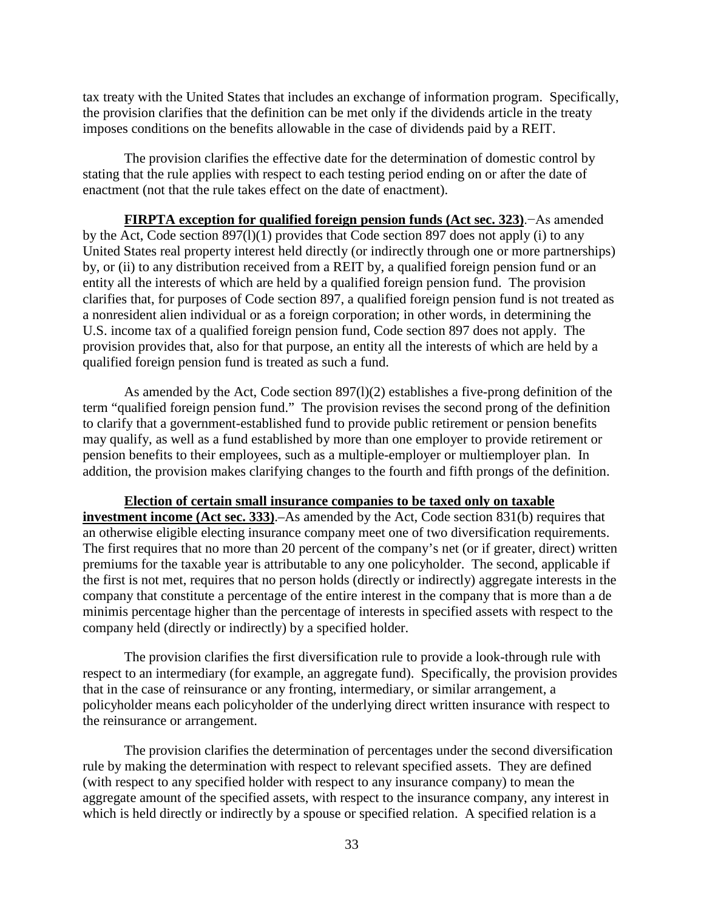tax treaty with the United States that includes an exchange of information program. Specifically, the provision clarifies that the definition can be met only if the dividends article in the treaty imposes conditions on the benefits allowable in the case of dividends paid by a REIT.

The provision clarifies the effective date for the determination of domestic control by stating that the rule applies with respect to each testing period ending on or after the date of enactment (not that the rule takes effect on the date of enactment).

**FIRPTA exception for qualified foreign pension funds (Act sec. 323)**.−As amended by the Act, Code section 897(l)(1) provides that Code section 897 does not apply (i) to any United States real property interest held directly (or indirectly through one or more partnerships) by, or (ii) to any distribution received from a REIT by, a qualified foreign pension fund or an entity all the interests of which are held by a qualified foreign pension fund. The provision clarifies that, for purposes of Code section 897, a qualified foreign pension fund is not treated as a nonresident alien individual or as a foreign corporation; in other words, in determining the U.S. income tax of a qualified foreign pension fund, Code section 897 does not apply. The provision provides that, also for that purpose, an entity all the interests of which are held by a qualified foreign pension fund is treated as such a fund.

As amended by the Act, Code section 897(l)(2) establishes a five-prong definition of the term "qualified foreign pension fund." The provision revises the second prong of the definition to clarify that a government-established fund to provide public retirement or pension benefits may qualify, as well as a fund established by more than one employer to provide retirement or pension benefits to their employees, such as a multiple-employer or multiemployer plan. In addition, the provision makes clarifying changes to the fourth and fifth prongs of the definition.

**Election of certain small insurance companies to be taxed only on taxable investment income (Act sec. 333)**.–As amended by the Act, Code section 831(b) requires that an otherwise eligible electing insurance company meet one of two diversification requirements. The first requires that no more than 20 percent of the company's net (or if greater, direct) written premiums for the taxable year is attributable to any one policyholder. The second, applicable if the first is not met, requires that no person holds (directly or indirectly) aggregate interests in the company that constitute a percentage of the entire interest in the company that is more than a de minimis percentage higher than the percentage of interests in specified assets with respect to the company held (directly or indirectly) by a specified holder.

The provision clarifies the first diversification rule to provide a look-through rule with respect to an intermediary (for example, an aggregate fund). Specifically, the provision provides that in the case of reinsurance or any fronting, intermediary, or similar arrangement, a policyholder means each policyholder of the underlying direct written insurance with respect to the reinsurance or arrangement.

The provision clarifies the determination of percentages under the second diversification rule by making the determination with respect to relevant specified assets. They are defined (with respect to any specified holder with respect to any insurance company) to mean the aggregate amount of the specified assets, with respect to the insurance company, any interest in which is held directly or indirectly by a spouse or specified relation. A specified relation is a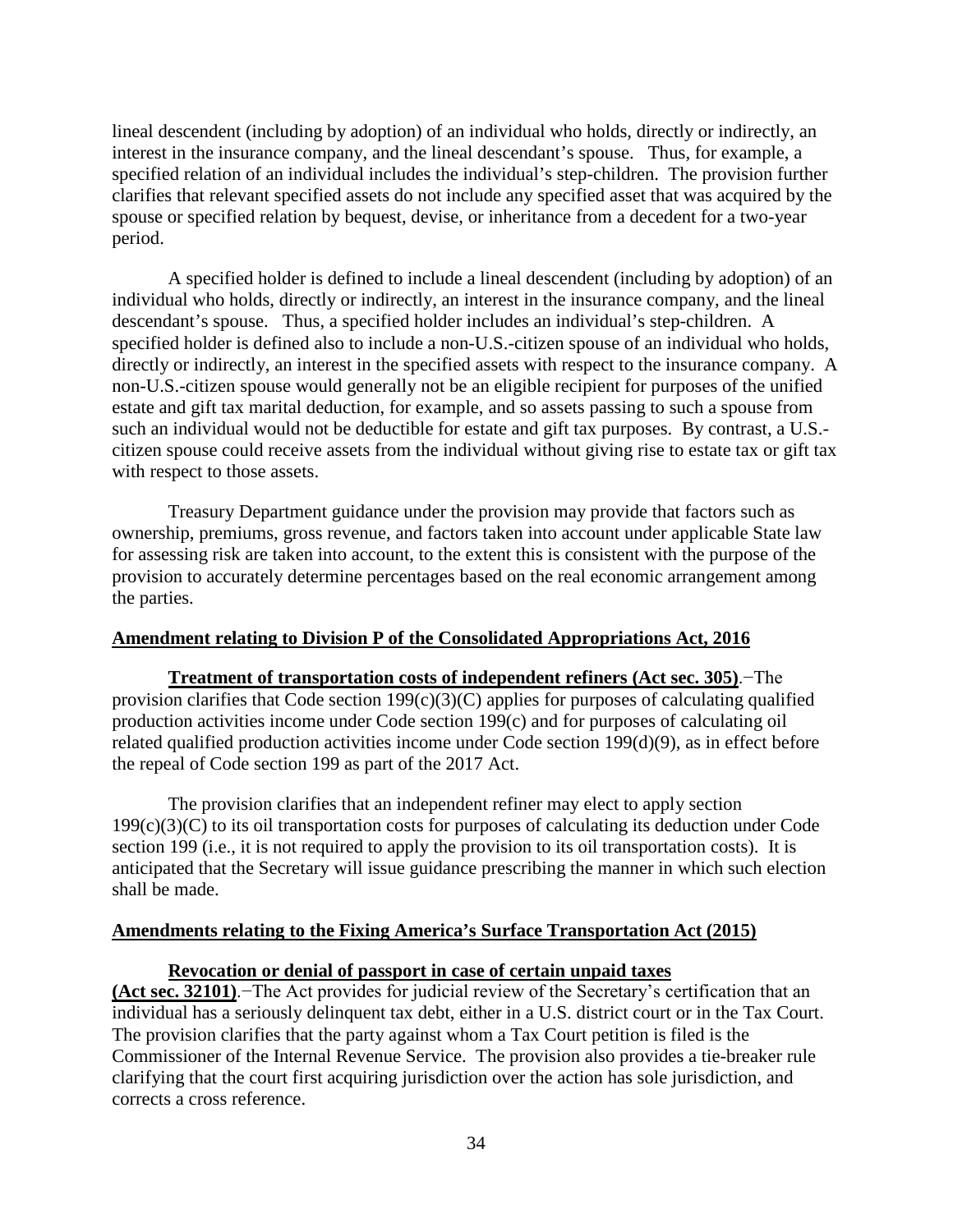lineal descendent (including by adoption) of an individual who holds, directly or indirectly, an interest in the insurance company, and the lineal descendant's spouse. Thus, for example, a specified relation of an individual includes the individual's step-children. The provision further clarifies that relevant specified assets do not include any specified asset that was acquired by the spouse or specified relation by bequest, devise, or inheritance from a decedent for a two-year period.

A specified holder is defined to include a lineal descendent (including by adoption) of an individual who holds, directly or indirectly, an interest in the insurance company, and the lineal descendant's spouse. Thus, a specified holder includes an individual's step-children. A specified holder is defined also to include a non-U.S.-citizen spouse of an individual who holds, directly or indirectly, an interest in the specified assets with respect to the insurance company. A non-U.S.-citizen spouse would generally not be an eligible recipient for purposes of the unified estate and gift tax marital deduction, for example, and so assets passing to such a spouse from such an individual would not be deductible for estate and gift tax purposes. By contrast, a U.S.-citizen spouse could receive assets from the individual without giving rise to estate tax or gift tax with respect to those assets.

Treasury Department guidance under the provision may provide that factors such as ownership, premiums, gross revenue, and factors taken into account under applicable State law for assessing risk are taken into account, to the extent this is consistent with the purpose of the provision to accurately determine percentages based on the real economic arrangement among the parties.

**Amendment relating to Division P of the Consolidated Appropriations Act, 2016**

**Treatment of transportation costs of independent refiners (Act sec. 305)**.−The provision clarifies that Code section 199(c)(3)(C) applies for purposes of calculating qualified production activities income under Code section 199(c) and for purposes of calculating oil related qualified production activities income under Code section 199(d)(9), as in effect before the repeal of Code section 199 as part of the 2017 Act.

The provision clarifies that an independent refiner may elect to apply section 199(c)(3)(C) to its oil transportation costs for purposes of calculating its deduction under Code section 199 (i.e., it is not required to apply the provision to its oil transportation costs). It is anticipated that the Secretary will issue guidance prescribing the manner in which such election shall be made.

**Amendments relating to the Fixing America's Surface Transportation Act (2015)**

**Revocation or denial of passport in case of certain unpaid taxes (Act sec. 32101)**.−The Act provides for judicial review of the Secretary's certification that an individual has a seriously delinquent tax debt, either in a U.S. district court or in the Tax Court. The provision clarifies that the party against whom a Tax Court petition is filed is the Commissioner of the Internal Revenue Service. The provision also provides a tie-breaker rule clarifying that the court first acquiring jurisdiction over the action has sole jurisdiction, and corrects a cross reference.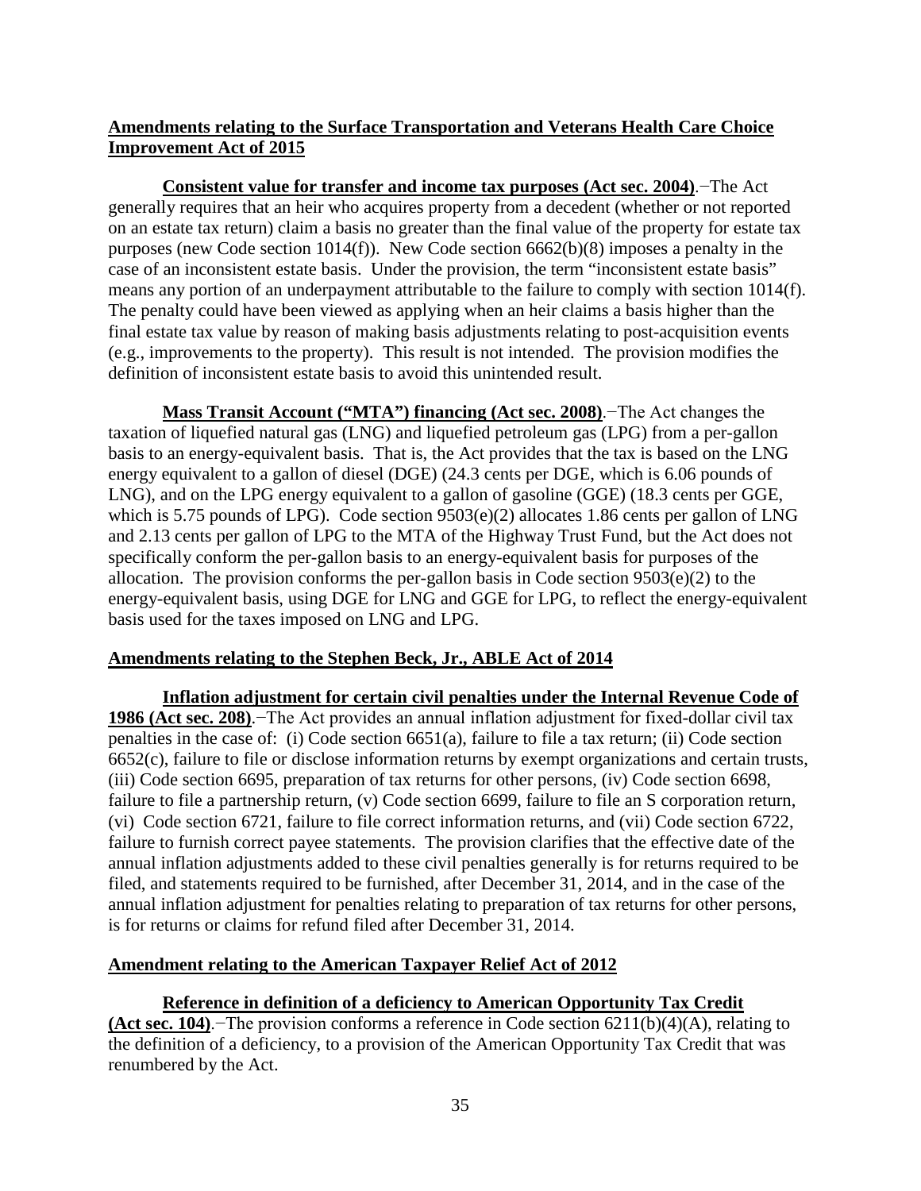**Amendments relating to the Surface Transportation and Veterans Health Care Choice Improvement Act of 2015**

**Consistent value for transfer and income tax purposes (Act sec. 2004)**.−The Act generally requires that an heir who acquires property from a decedent (whether or not reported on an estate tax return) claim a basis no greater than the final value of the property for estate tax purposes (new Code section 1014(f)). New Code section 6662(b)(8) imposes a penalty in the case of an inconsistent estate basis. Under the provision, the term "inconsistent estate basis" means any portion of an underpayment attributable to the failure to comply with section 1014(f). The penalty could have been viewed as applying when an heir claims a basis higher than the final estate tax value by reason of making basis adjustments relating to post-acquisition events (e.g., improvements to the property). This result is not intended. The provision modifies the definition of inconsistent estate basis to avoid this unintended result.

**Mass Transit Account ("MTA") financing (Act sec. 2008)**.−The Act changes the taxation of liquefied natural gas (LNG) and liquefied petroleum gas (LPG) from a per-gallon basis to an energy-equivalent basis. That is, the Act provides that the tax is based on the LNG energy equivalent to a gallon of diesel (DGE) (24.3 cents per DGE, which is 6.06 pounds of LNG), and on the LPG energy equivalent to a gallon of gasoline (GGE) (18.3 cents per GGE, which is 5.75 pounds of LPG). Code section 9503(e)(2) allocates 1.86 cents per gallon of LNG and 2.13 cents per gallon of LPG to the MTA of the Highway Trust Fund, but the Act does not specifically conform the per-gallon basis to an energy-equivalent basis for purposes of the allocation. The provision conforms the per-gallon basis in Code section 9503(e)(2) to the energy-equivalent basis, using DGE for LNG and GGE for LPG, to reflect the energy-equivalent basis used for the taxes imposed on LNG and LPG.

**Amendments relating to the Stephen Beck, Jr., ABLE Act of 2014**

**Inflation adjustment for certain civil penalties under the Internal Revenue Code of 1986 (Act sec. 208)**.−The Act provides an annual inflation adjustment for fixed-dollar civil tax penalties in the case of: (i) Code section 6651(a), failure to file a tax return; (ii) Code section 6652(c), failure to file or disclose information returns by exempt organizations and certain trusts, (iii) Code section 6695, preparation of tax returns for other persons, (iv) Code section 6698, failure to file a partnership return, (v) Code section 6699, failure to file an S corporation return, (vi) Code section 6721, failure to file correct information returns, and (vii) Code section 6722, failure to furnish correct payee statements. The provision clarifies that the effective date of the annual inflation adjustments added to these civil penalties generally is for returns required to be filed, and statements required to be furnished, after December 31, 2014, and in the case of the annual inflation adjustment for penalties relating to preparation of tax returns for other persons, is for returns or claims for refund filed after December 31, 2014.

**Amendment relating to the American Taxpayer Relief Act of 2012**

**Reference in definition of a deficiency to American Opportunity Tax Credit (Act sec. 104)**.−The provision conforms a reference in Code section 6211(b)(4)(A), relating to the definition of a deficiency, to a provision of the American Opportunity Tax Credit that was renumbered by the Act.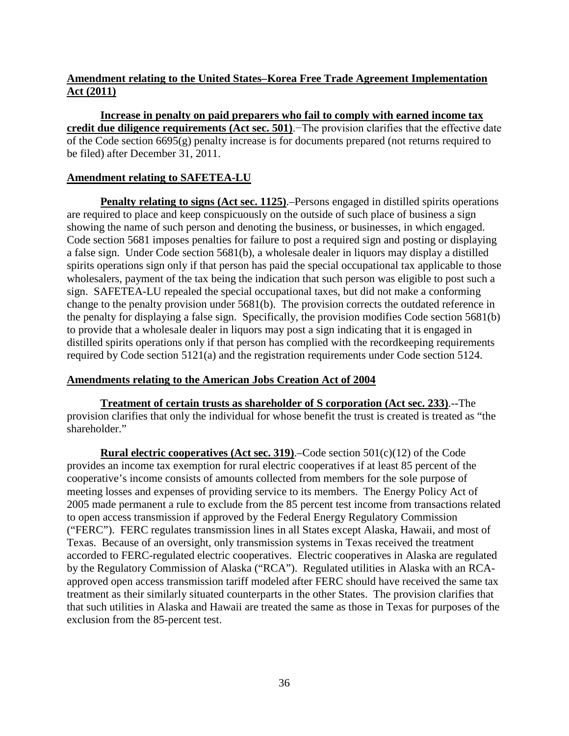**Amendment relating to the United States–Korea Free Trade Agreement Implementation Act (2011)**

**Increase in penalty on paid preparers who fail to comply with earned income tax credit due diligence requirements (Act sec. 501)**.−The provision clarifies that the effective date of the Code section 6695(g) penalty increase is for documents prepared (not returns required to be filed) after December 31, 2011.

**Amendment relating to SAFETEA-LU**

**Penalty relating to signs (Act sec. 1125)**.–Persons engaged in distilled spirits operations are required to place and keep conspicuously on the outside of such place of business a sign showing the name of such person and denoting the business, or businesses, in which engaged. Code section 5681 imposes penalties for failure to post a required sign and posting or displaying a false sign. Under Code section 5681(b), a wholesale dealer in liquors may display a distilled spirits operations sign only if that person has paid the special occupational tax applicable to those wholesalers, payment of the tax being the indication that such person was eligible to post such a sign. SAFETEA-LU repealed the special occupational taxes, but did not make a conforming change to the penalty provision under 5681(b). The provision corrects the outdated reference in the penalty for displaying a false sign. Specifically, the provision modifies Code section 5681(b) to provide that a wholesale dealer in liquors may post a sign indicating that it is engaged in distilled spirits operations only if that person has complied with the recordkeeping requirements required by Code section 5121(a) and the registration requirements under Code section 5124.

**Amendments relating to the American Jobs Creation Act of 2004**

**Treatment of certain trusts as shareholder of S corporation (Act sec. 233)**.--The provision clarifies that only the individual for whose benefit the trust is created is treated as "the shareholder."

**Rural electric cooperatives (Act sec. 319)**.–Code section 501(c)(12) of the Code provides an income tax exemption for rural electric cooperatives if at least 85 percent of the cooperative's income consists of amounts collected from members for the sole purpose of meeting losses and expenses of providing service to its members. The Energy Policy Act of 2005 made permanent a rule to exclude from the 85 percent test income from transactions related to open access transmission if approved by the Federal Energy Regulatory Commission ("FERC"). FERC regulates transmission lines in all States except Alaska, Hawaii, and most of Texas. Because of an oversight, only transmission systems in Texas received the treatment accorded to FERC-regulated electric cooperatives. Electric cooperatives in Alaska are regulated by the Regulatory Commission of Alaska ("RCA"). Regulated utilities in Alaska with an RCA-approved open access transmission tariff modeled after FERC should have received the same tax treatment as their similarly situated counterparts in the other States. The provision clarifies that that such utilities in Alaska and Hawaii are treated the same as those in Texas for purposes of the exclusion from the 85-percent test.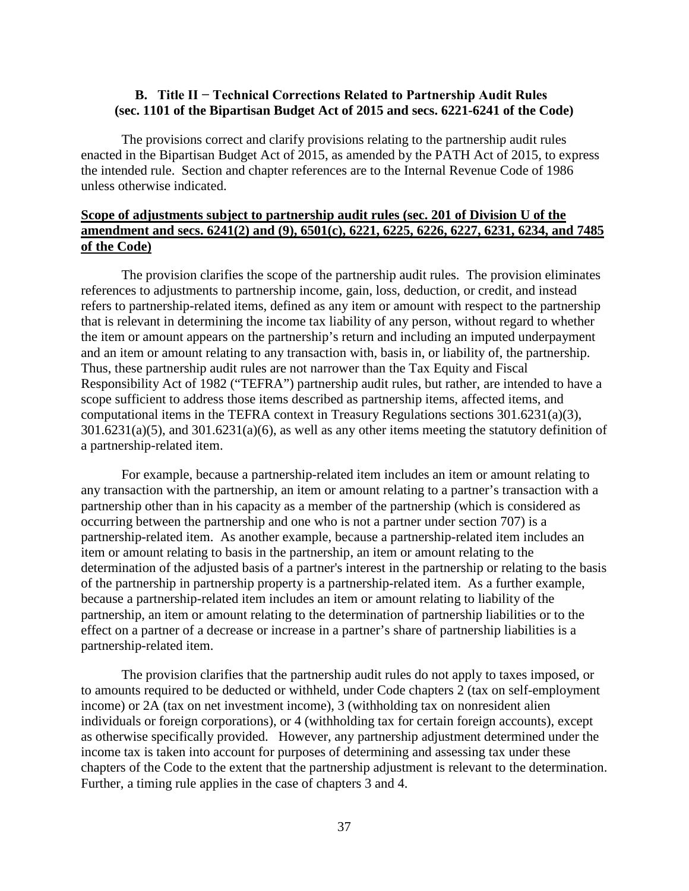## B. Title II − Technical Corrections Related to Partnership Audit Rules (sec. 1101 of the Bipartisan Budget Act of 2015 and secs. 6221-6241 of the Code)

The provisions correct and clarify provisions relating to the partnership audit rules enacted in the Bipartisan Budget Act of 2015, as amended by the PATH Act of 2015, to express the intended rule. Section and chapter references are to the Internal Revenue Code of 1986 unless otherwise indicated.

### Scope of adjustments subject to partnership audit rules (sec. 201 of Division U of the amendment and secs. 6241(2) and (9), 6501(c), 6221, 6225, 6226, 6227, 6231, 6234, and 7485 of the Code)

The provision clarifies the scope of the partnership audit rules. The provision eliminates references to adjustments to partnership income, gain, loss, deduction, or credit, and instead refers to partnership-related items, defined as any item or amount with respect to the partnership that is relevant in determining the income tax liability of any person, without regard to whether the item or amount appears on the partnership's return and including an imputed underpayment and an item or amount relating to any transaction with, basis in, or liability of, the partnership. Thus, these partnership audit rules are not narrower than the Tax Equity and Fiscal Responsibility Act of 1982 ("TEFRA") partnership audit rules, but rather, are intended to have a scope sufficient to address those items described as partnership items, affected items, and computational items in the TEFRA context in Treasury Regulations sections 301.6231(a)(3), 301.6231(a)(5), and 301.6231(a)(6), as well as any other items meeting the statutory definition of a partnership-related item.

For example, because a partnership-related item includes an item or amount relating to any transaction with the partnership, an item or amount relating to a partner's transaction with a partnership other than in his capacity as a member of the partnership (which is considered as occurring between the partnership and one who is not a partner under section 707) is a partnership-related item. As another example, because a partnership-related item includes an item or amount relating to basis in the partnership, an item or amount relating to the determination of the adjusted basis of a partner's interest in the partnership or relating to the basis of the partnership in partnership property is a partnership-related item. As a further example, because a partnership-related item includes an item or amount relating to liability of the partnership, an item or amount relating to the determination of partnership liabilities or to the effect on a partner of a decrease or increase in a partner's share of partnership liabilities is a partnership-related item.

The provision clarifies that the partnership audit rules do not apply to taxes imposed, or to amounts required to be deducted or withheld, under Code chapters 2 (tax on self-employment income) or 2A (tax on net investment income), 3 (withholding tax on nonresident alien individuals or foreign corporations), or 4 (withholding tax for certain foreign accounts), except as otherwise specifically provided. However, any partnership adjustment determined under the income tax is taken into account for purposes of determining and assessing tax under these chapters of the Code to the extent that the partnership adjustment is relevant to the determination. Further, a timing rule applies in the case of chapters 3 and 4.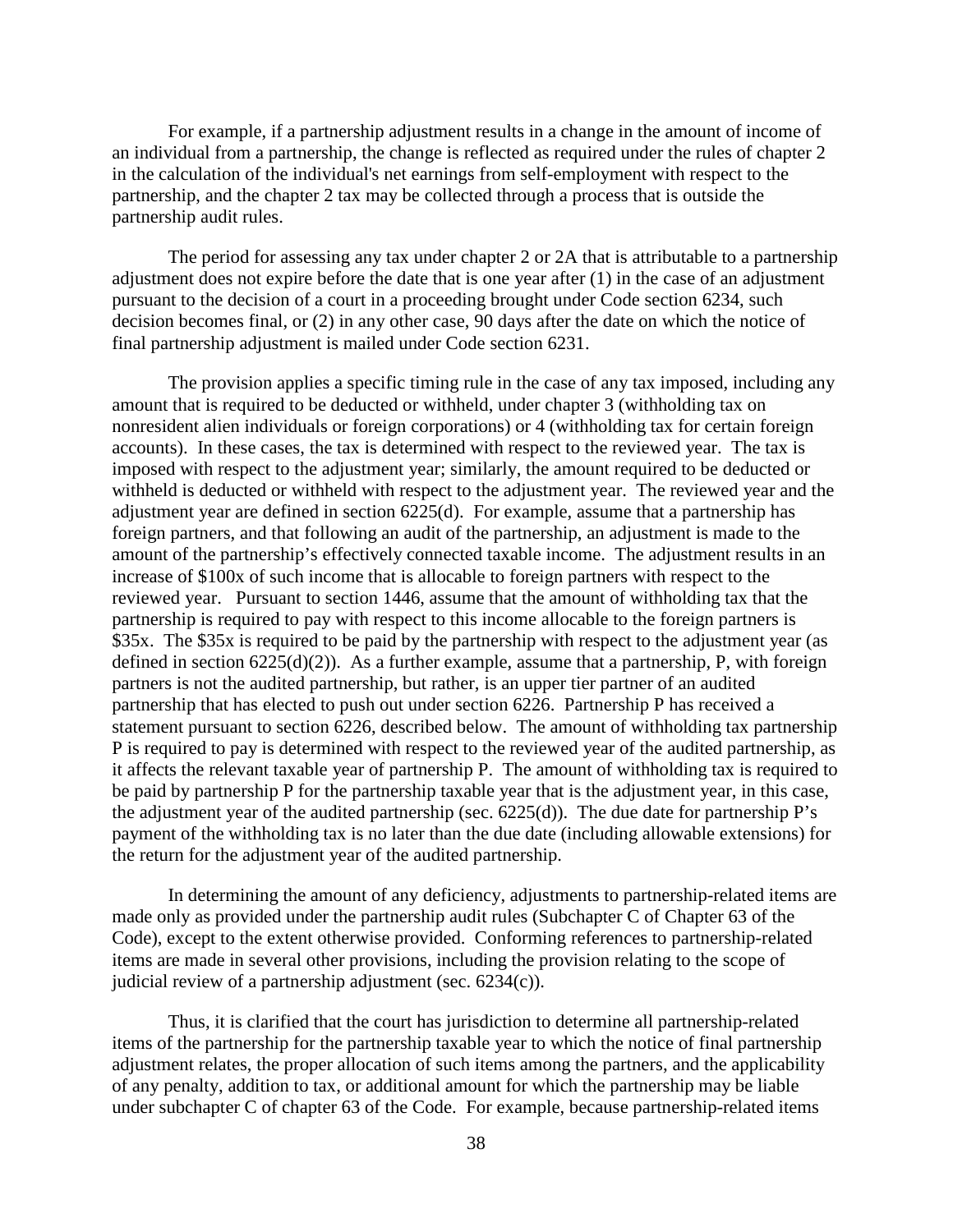For example, if a partnership adjustment results in a change in the amount of income of an individual from a partnership, the change is reflected as required under the rules of chapter 2 in the calculation of the individual's net earnings from self-employment with respect to the partnership, and the chapter 2 tax may be collected through a process that is outside the partnership audit rules.

The period for assessing any tax under chapter 2 or 2A that is attributable to a partnership adjustment does not expire before the date that is one year after (1) in the case of an adjustment pursuant to the decision of a court in a proceeding brought under Code section 6234, such decision becomes final, or (2) in any other case, 90 days after the date on which the notice of final partnership adjustment is mailed under Code section 6231.

The provision applies a specific timing rule in the case of any tax imposed, including any amount that is required to be deducted or withheld, under chapter 3 (withholding tax on nonresident alien individuals or foreign corporations) or 4 (withholding tax for certain foreign accounts). In these cases, the tax is determined with respect to the reviewed year. The tax is imposed with respect to the adjustment year; similarly, the amount required to be deducted or withheld is deducted or withheld with respect to the adjustment year. The reviewed year and the adjustment year are defined in section 6225(d). For example, assume that a partnership has foreign partners, and that following an audit of the partnership, an adjustment is made to the amount of the partnership's effectively connected taxable income. The adjustment results in an increase of \$100x of such income that is allocable to foreign partners with respect to the reviewed year. Pursuant to section 1446, assume that the amount of withholding tax that the partnership is required to pay with respect to this income allocable to the foreign partners is \$35x. The \$35x is required to be paid by the partnership with respect to the adjustment year (as defined in section 6225(d)(2)). As a further example, assume that a partnership, P, with foreign partners is not the audited partnership, but rather, is an upper tier partner of an audited partnership that has elected to push out under section 6226. Partnership P has received a statement pursuant to section 6226, described below. The amount of withholding tax partnership P is required to pay is determined with respect to the reviewed year of the audited partnership, as it affects the relevant taxable year of partnership P. The amount of withholding tax is required to be paid by partnership P for the partnership taxable year that is the adjustment year, in this case, the adjustment year of the audited partnership (sec. 6225(d)). The due date for partnership P's payment of the withholding tax is no later than the due date (including allowable extensions) for the return for the adjustment year of the audited partnership.

In determining the amount of any deficiency, adjustments to partnership-related items are made only as provided under the partnership audit rules (Subchapter C of Chapter 63 of the Code), except to the extent otherwise provided. Conforming references to partnership-related items are made in several other provisions, including the provision relating to the scope of judicial review of a partnership adjustment (sec. 6234(c)).

Thus, it is clarified that the court has jurisdiction to determine all partnership-related items of the partnership for the partnership taxable year to which the notice of final partnership adjustment relates, the proper allocation of such items among the partners, and the applicability of any penalty, addition to tax, or additional amount for which the partnership may be liable under subchapter C of chapter 63 of the Code. For example, because partnership-related items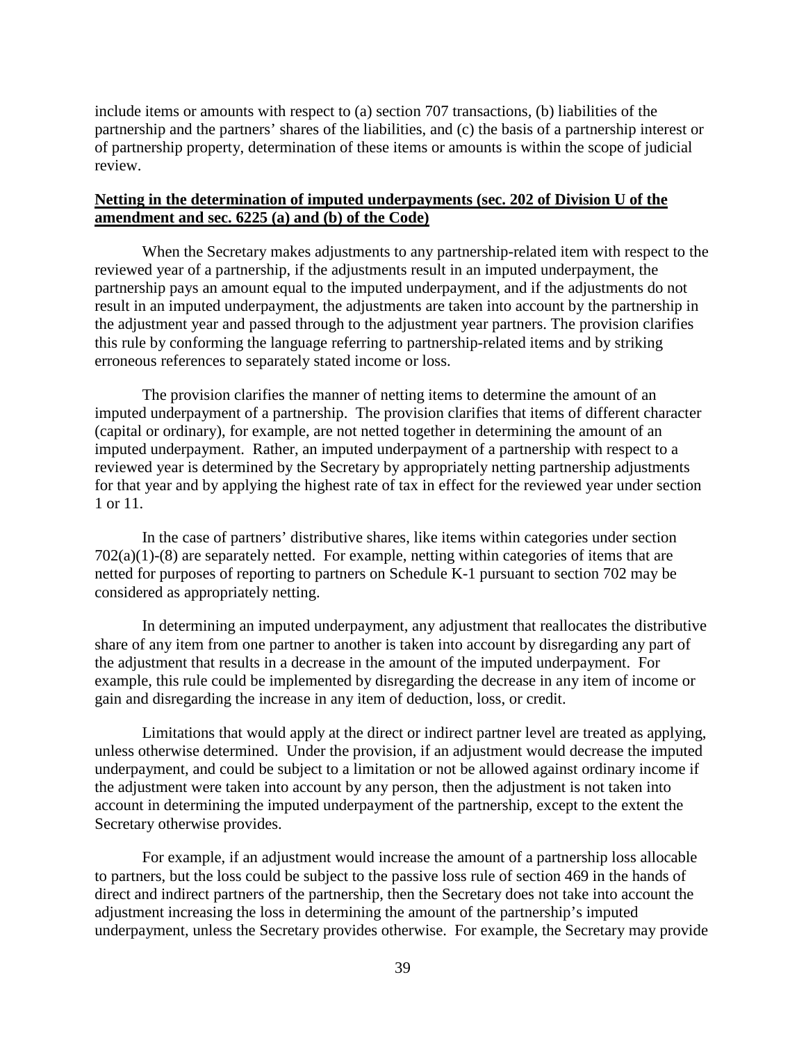include items or amounts with respect to (a) section 707 transactions, (b) liabilities of the partnership and the partners' shares of the liabilities, and (c) the basis of a partnership interest or of partnership property, determination of these items or amounts is within the scope of judicial review.

**Netting in the determination of imputed underpayments (sec. 202 of Division U of the amendment and sec. 6225 (a) and (b) of the Code)**

When the Secretary makes adjustments to any partnership-related item with respect to the reviewed year of a partnership, if the adjustments result in an imputed underpayment, the partnership pays an amount equal to the imputed underpayment, and if the adjustments do not result in an imputed underpayment, the adjustments are taken into account by the partnership in the adjustment year and passed through to the adjustment year partners. The provision clarifies this rule by conforming the language referring to partnership-related items and by striking erroneous references to separately stated income or loss.

The provision clarifies the manner of netting items to determine the amount of an imputed underpayment of a partnership. The provision clarifies that items of different character (capital or ordinary), for example, are not netted together in determining the amount of an imputed underpayment. Rather, an imputed underpayment of a partnership with respect to a reviewed year is determined by the Secretary by appropriately netting partnership adjustments for that year and by applying the highest rate of tax in effect for the reviewed year under section 1 or 11.

In the case of partners' distributive shares, like items within categories under section 702(a)(1)-(8) are separately netted. For example, netting within categories of items that are netted for purposes of reporting to partners on Schedule K-1 pursuant to section 702 may be considered as appropriately netting.

In determining an imputed underpayment, any adjustment that reallocates the distributive share of any item from one partner to another is taken into account by disregarding any part of the adjustment that results in a decrease in the amount of the imputed underpayment. For example, this rule could be implemented by disregarding the decrease in any item of income or gain and disregarding the increase in any item of deduction, loss, or credit.

Limitations that would apply at the direct or indirect partner level are treated as applying, unless otherwise determined. Under the provision, if an adjustment would decrease the imputed underpayment, and could be subject to a limitation or not be allowed against ordinary income if the adjustment were taken into account by any person, then the adjustment is not taken into account in determining the imputed underpayment of the partnership, except to the extent the Secretary otherwise provides.

For example, if an adjustment would increase the amount of a partnership loss allocable to partners, but the loss could be subject to the passive loss rule of section 469 in the hands of direct and indirect partners of the partnership, then the Secretary does not take into account the adjustment increasing the loss in determining the amount of the partnership's imputed underpayment, unless the Secretary provides otherwise. For example, the Secretary may provide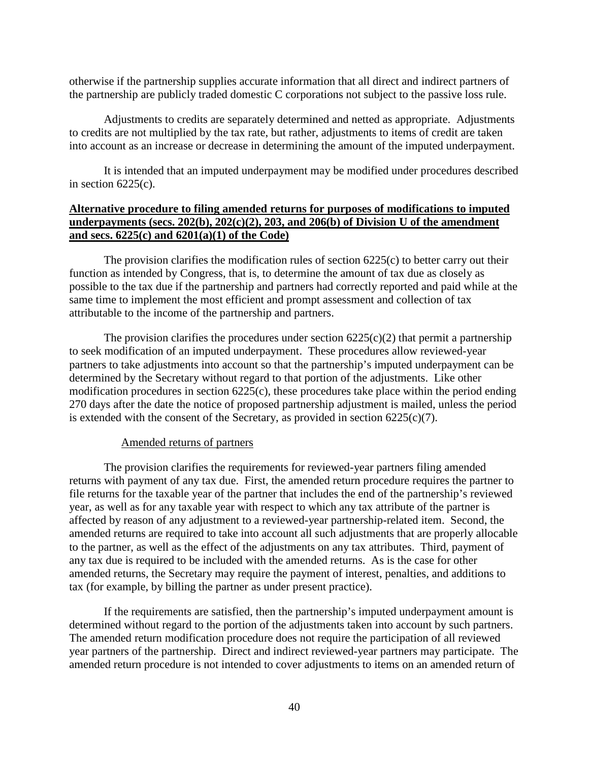otherwise if the partnership supplies accurate information that all direct and indirect partners of the partnership are publicly traded domestic C corporations not subject to the passive loss rule.

Adjustments to credits are separately determined and netted as appropriate. Adjustments to credits are not multiplied by the tax rate, but rather, adjustments to items of credit are taken into account as an increase or decrease in determining the amount of the imputed underpayment.

It is intended that an imputed underpayment may be modified under procedures described in section 6225(c).

**Alternative procedure to filing amended returns for purposes of modifications to imputed underpayments (secs. 202(b), 202(c)(2), 203, and 206(b) of Division U of the amendment and secs. 6225(c) and 6201(a)(1) of the Code)**

The provision clarifies the modification rules of section 6225(c) to better carry out their function as intended by Congress, that is, to determine the amount of tax due as closely as possible to the tax due if the partnership and partners had correctly reported and paid while at the same time to implement the most efficient and prompt assessment and collection of tax attributable to the income of the partnership and partners.

The provision clarifies the procedures under section 6225(c)(2) that permit a partnership to seek modification of an imputed underpayment. These procedures allow reviewed-year partners to take adjustments into account so that the partnership's imputed underpayment can be determined by the Secretary without regard to that portion of the adjustments. Like other modification procedures in section 6225(c), these procedures take place within the period ending 270 days after the date the notice of proposed partnership adjustment is mailed, unless the period is extended with the consent of the Secretary, as provided in section 6225(c)(7).

Amended returns of partners

The provision clarifies the requirements for reviewed-year partners filing amended returns with payment of any tax due. First, the amended return procedure requires the partner to file returns for the taxable year of the partner that includes the end of the partnership's reviewed year, as well as for any taxable year with respect to which any tax attribute of the partner is affected by reason of any adjustment to a reviewed-year partnership-related item. Second, the amended returns are required to take into account all such adjustments that are properly allocable to the partner, as well as the effect of the adjustments on any tax attributes. Third, payment of any tax due is required to be included with the amended returns. As is the case for other amended returns, the Secretary may require the payment of interest, penalties, and additions to tax (for example, by billing the partner as under present practice).

If the requirements are satisfied, then the partnership's imputed underpayment amount is determined without regard to the portion of the adjustments taken into account by such partners. The amended return modification procedure does not require the participation of all reviewed year partners of the partnership. Direct and indirect reviewed-year partners may participate. The amended return procedure is not intended to cover adjustments to items on an amended return of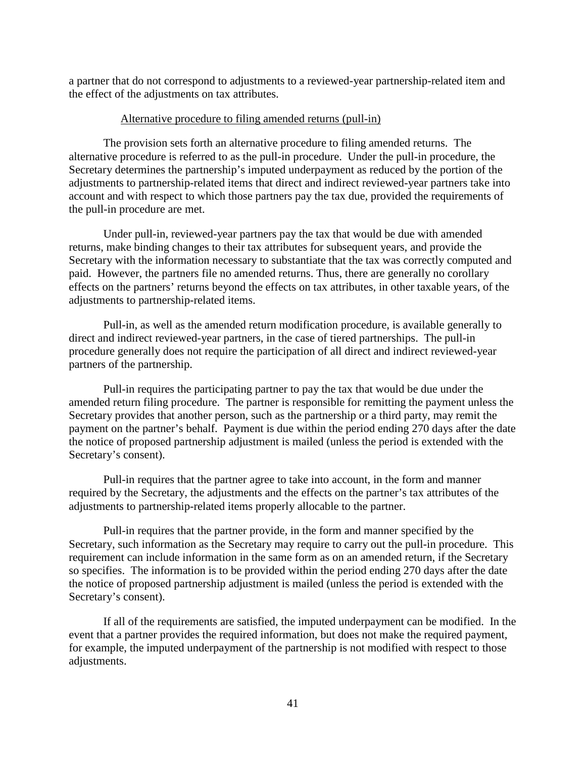a partner that do not correspond to adjustments to a reviewed-year partnership-related item and the effect of the adjustments on tax attributes.

Alternative procedure to filing amended returns (pull-in)

The provision sets forth an alternative procedure to filing amended returns. The alternative procedure is referred to as the pull-in procedure. Under the pull-in procedure, the Secretary determines the partnership's imputed underpayment as reduced by the portion of the adjustments to partnership-related items that direct and indirect reviewed-year partners take into account and with respect to which those partners pay the tax due, provided the requirements of the pull-in procedure are met.

Under pull-in, reviewed-year partners pay the tax that would be due with amended returns, make binding changes to their tax attributes for subsequent years, and provide the Secretary with the information necessary to substantiate that the tax was correctly computed and paid. However, the partners file no amended returns. Thus, there are generally no corollary effects on the partners' returns beyond the effects on tax attributes, in other taxable years, of the adjustments to partnership-related items.

Pull-in, as well as the amended return modification procedure, is available generally to direct and indirect reviewed-year partners, in the case of tiered partnerships. The pull-in procedure generally does not require the participation of all direct and indirect reviewed-year partners of the partnership.

Pull-in requires the participating partner to pay the tax that would be due under the amended return filing procedure. The partner is responsible for remitting the payment unless the Secretary provides that another person, such as the partnership or a third party, may remit the payment on the partner's behalf. Payment is due within the period ending 270 days after the date the notice of proposed partnership adjustment is mailed (unless the period is extended with the Secretary's consent).

Pull-in requires that the partner agree to take into account, in the form and manner required by the Secretary, the adjustments and the effects on the partner's tax attributes of the adjustments to partnership-related items properly allocable to the partner.

Pull-in requires that the partner provide, in the form and manner specified by the Secretary, such information as the Secretary may require to carry out the pull-in procedure. This requirement can include information in the same form as on an amended return, if the Secretary so specifies. The information is to be provided within the period ending 270 days after the date the notice of proposed partnership adjustment is mailed (unless the period is extended with the Secretary's consent).

If all of the requirements are satisfied, the imputed underpayment can be modified. In the event that a partner provides the required information, but does not make the required payment, for example, the imputed underpayment of the partnership is not modified with respect to those adjustments.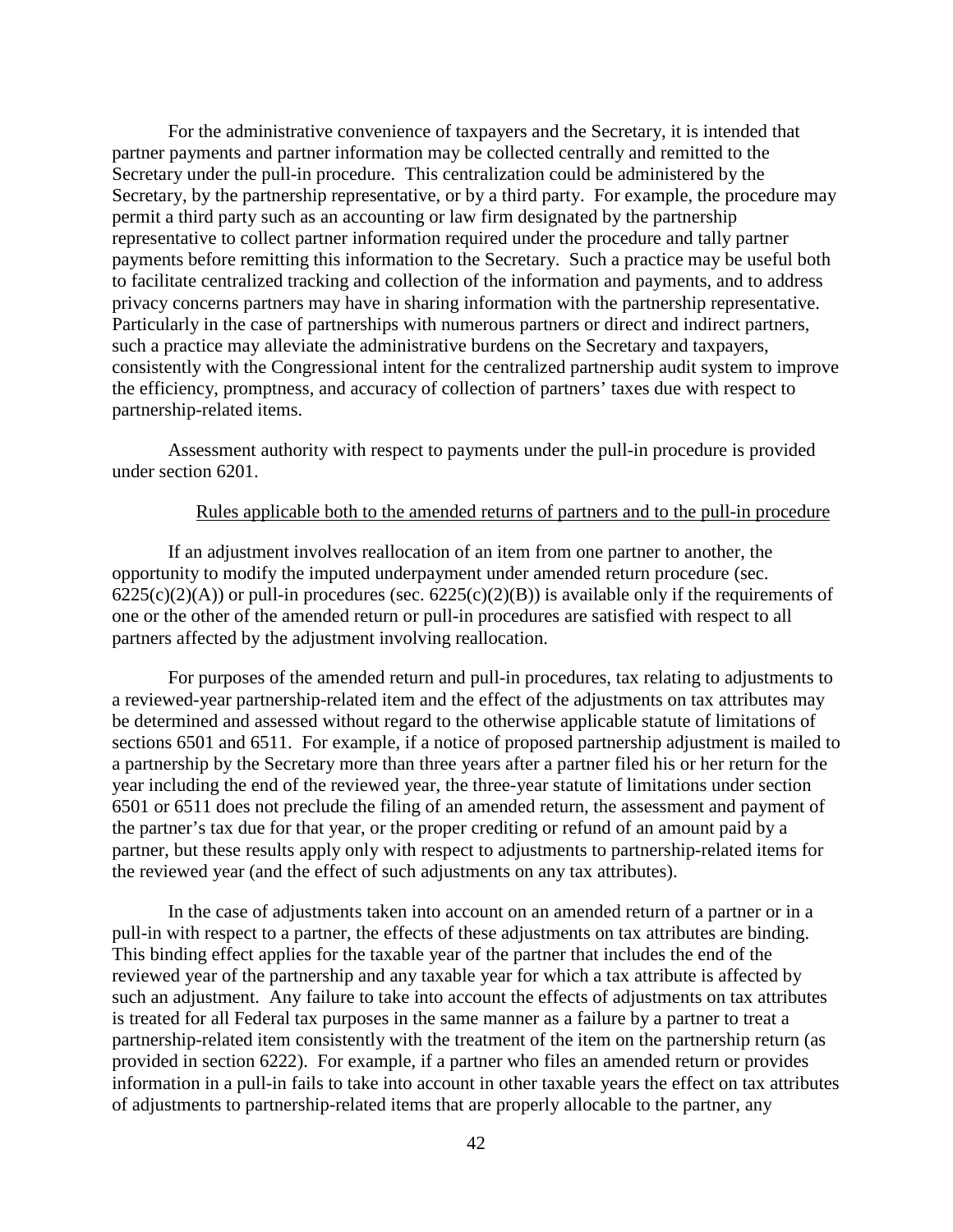For the administrative convenience of taxpayers and the Secretary, it is intended that partner payments and partner information may be collected centrally and remitted to the Secretary under the pull-in procedure. This centralization could be administered by the Secretary, by the partnership representative, or by a third party. For example, the procedure may permit a third party such as an accounting or law firm designated by the partnership representative to collect partner information required under the procedure and tally partner payments before remitting this information to the Secretary. Such a practice may be useful both to facilitate centralized tracking and collection of the information and payments, and to address privacy concerns partners may have in sharing information with the partnership representative. Particularly in the case of partnerships with numerous partners or direct and indirect partners, such a practice may alleviate the administrative burdens on the Secretary and taxpayers, consistently with the Congressional intent for the centralized partnership audit system to improve the efficiency, promptness, and accuracy of collection of partners' taxes due with respect to partnership-related items.

Assessment authority with respect to payments under the pull-in procedure is provided under section 6201.

Rules applicable both to the amended returns of partners and to the pull-in procedure

If an adjustment involves reallocation of an item from one partner to another, the opportunity to modify the imputed underpayment under amended return procedure (sec. 6225(c)(2)(A)) or pull-in procedures (sec. 6225(c)(2)(B)) is available only if the requirements of one or the other of the amended return or pull-in procedures are satisfied with respect to all partners affected by the adjustment involving reallocation.

For purposes of the amended return and pull-in procedures, tax relating to adjustments to a reviewed-year partnership-related item and the effect of the adjustments on tax attributes may be determined and assessed without regard to the otherwise applicable statute of limitations of sections 6501 and 6511. For example, if a notice of proposed partnership adjustment is mailed to a partnership by the Secretary more than three years after a partner filed his or her return for the year including the end of the reviewed year, the three-year statute of limitations under section 6501 or 6511 does not preclude the filing of an amended return, the assessment and payment of the partner's tax due for that year, or the proper crediting or refund of an amount paid by a partner, but these results apply only with respect to adjustments to partnership-related items for the reviewed year (and the effect of such adjustments on any tax attributes).

In the case of adjustments taken into account on an amended return of a partner or in a pull-in with respect to a partner, the effects of these adjustments on tax attributes are binding. This binding effect applies for the taxable year of the partner that includes the end of the reviewed year of the partnership and any taxable year for which a tax attribute is affected by such an adjustment. Any failure to take into account the effects of adjustments on tax attributes is treated for all Federal tax purposes in the same manner as a failure by a partner to treat a partnership-related item consistently with the treatment of the item on the partnership return (as provided in section 6222). For example, if a partner who files an amended return or provides information in a pull-in fails to take into account in other taxable years the effect on tax attributes of adjustments to partnership-related items that are properly allocable to the partner, any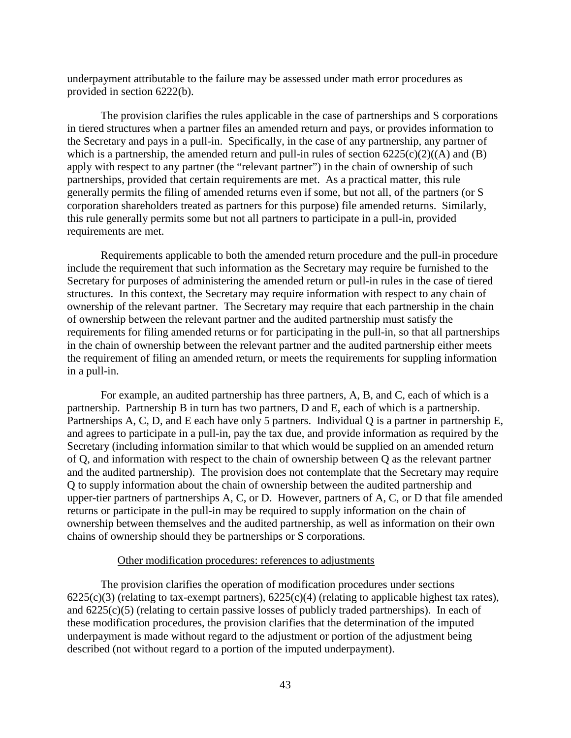underpayment attributable to the failure may be assessed under math error procedures as provided in section 6222(b).

The provision clarifies the rules applicable in the case of partnerships and S corporations in tiered structures when a partner files an amended return and pays, or provides information to the Secretary and pays in a pull-in. Specifically, in the case of any partnership, any partner of which is a partnership, the amended return and pull-in rules of section 6225(c)(2)((A) and (B) apply with respect to any partner (the "relevant partner") in the chain of ownership of such partnerships, provided that certain requirements are met. As a practical matter, this rule generally permits the filing of amended returns even if some, but not all, of the partners (or S corporation shareholders treated as partners for this purpose) file amended returns. Similarly, this rule generally permits some but not all partners to participate in a pull-in, provided requirements are met.

Requirements applicable to both the amended return procedure and the pull-in procedure include the requirement that such information as the Secretary may require be furnished to the Secretary for purposes of administering the amended return or pull-in rules in the case of tiered structures. In this context, the Secretary may require information with respect to any chain of ownership of the relevant partner. The Secretary may require that each partnership in the chain of ownership between the relevant partner and the audited partnership must satisfy the requirements for filing amended returns or for participating in the pull-in, so that all partnerships in the chain of ownership between the relevant partner and the audited partnership either meets the requirement of filing an amended return, or meets the requirements for suppling information in a pull-in.

For example, an audited partnership has three partners, A, B, and C, each of which is a partnership. Partnership B in turn has two partners, D and E, each of which is a partnership. Partnerships A, C, D, and E each have only 5 partners. Individual Q is a partner in partnership E, and agrees to participate in a pull-in, pay the tax due, and provide information as required by the Secretary (including information similar to that which would be supplied on an amended return of Q, and information with respect to the chain of ownership between Q as the relevant partner and the audited partnership). The provision does not contemplate that the Secretary may require Q to supply information about the chain of ownership between the audited partnership and upper-tier partners of partnerships A, C, or D. However, partners of A, C, or D that file amended returns or participate in the pull-in may be required to supply information on the chain of ownership between themselves and the audited partnership, as well as information on their own chains of ownership should they be partnerships or S corporations.

Other modification procedures: references to adjustments

The provision clarifies the operation of modification procedures under sections 6225(c)(3) (relating to tax-exempt partners), 6225(c)(4) (relating to applicable highest tax rates), and 6225(c)(5) (relating to certain passive losses of publicly traded partnerships). In each of these modification procedures, the provision clarifies that the determination of the imputed underpayment is made without regard to the adjustment or portion of the adjustment being described (not without regard to a portion of the imputed underpayment).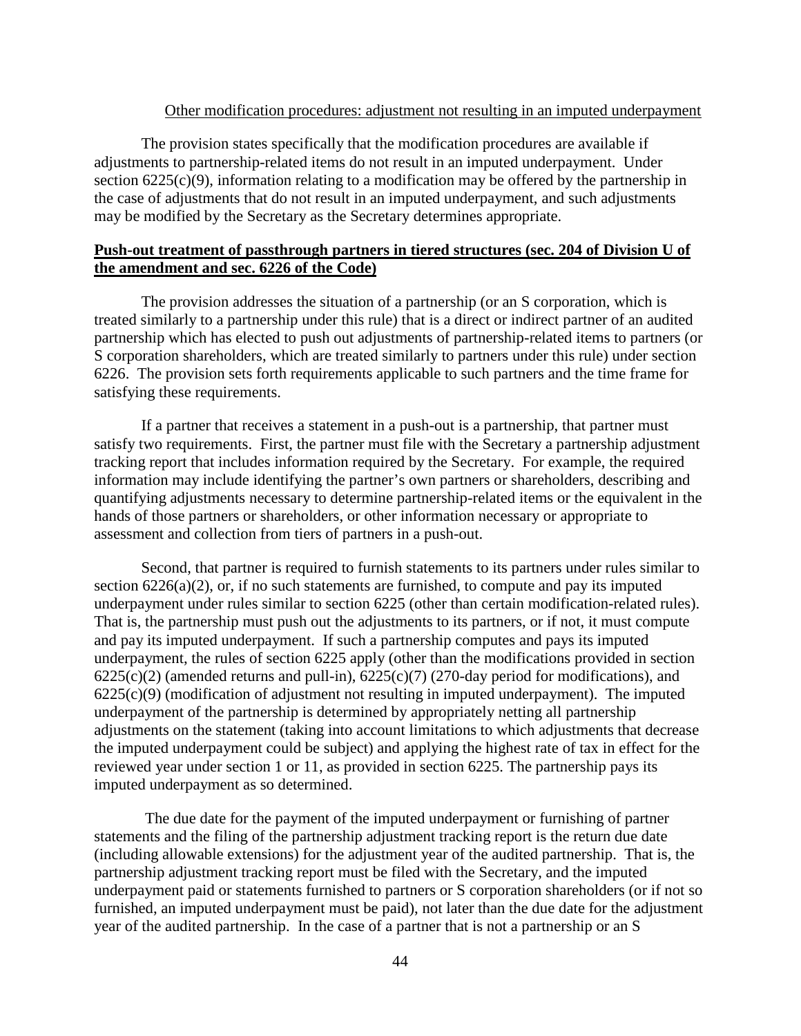Other modification procedures: adjustment not resulting in an imputed underpayment

The provision states specifically that the modification procedures are available if adjustments to partnership-related items do not result in an imputed underpayment. Under section 6225(c)(9), information relating to a modification may be offered by the partnership in the case of adjustments that do not result in an imputed underpayment, and such adjustments may be modified by the Secretary as the Secretary determines appropriate.

**Push-out treatment of passthrough partners in tiered structures (sec. 204 of Division U of the amendment and sec. 6226 of the Code)**

The provision addresses the situation of a partnership (or an S corporation, which is treated similarly to a partnership under this rule) that is a direct or indirect partner of an audited partnership which has elected to push out adjustments of partnership-related items to partners (or S corporation shareholders, which are treated similarly to partners under this rule) under section 6226. The provision sets forth requirements applicable to such partners and the time frame for satisfying these requirements.

If a partner that receives a statement in a push-out is a partnership, that partner must satisfy two requirements. First, the partner must file with the Secretary a partnership adjustment tracking report that includes information required by the Secretary. For example, the required information may include identifying the partner's own partners or shareholders, describing and quantifying adjustments necessary to determine partnership-related items or the equivalent in the hands of those partners or shareholders, or other information necessary or appropriate to assessment and collection from tiers of partners in a push-out.

Second, that partner is required to furnish statements to its partners under rules similar to section 6226(a)(2), or, if no such statements are furnished, to compute and pay its imputed underpayment under rules similar to section 6225 (other than certain modification-related rules). That is, the partnership must push out the adjustments to its partners, or if not, it must compute and pay its imputed underpayment. If such a partnership computes and pays its imputed underpayment, the rules of section 6225 apply (other than the modifications provided in section 6225(c)(2) (amended returns and pull-in), 6225(c)(7) (270-day period for modifications), and 6225(c)(9) (modification of adjustment not resulting in imputed underpayment). The imputed underpayment of the partnership is determined by appropriately netting all partnership adjustments on the statement (taking into account limitations to which adjustments that decrease the imputed underpayment could be subject) and applying the highest rate of tax in effect for the reviewed year under section 1 or 11, as provided in section 6225. The partnership pays its imputed underpayment as so determined.

The due date for the payment of the imputed underpayment or furnishing of partner statements and the filing of the partnership adjustment tracking report is the return due date (including allowable extensions) for the adjustment year of the audited partnership. That is, the partnership adjustment tracking report must be filed with the Secretary, and the imputed underpayment paid or statements furnished to partners or S corporation shareholders (or if not so furnished, an imputed underpayment must be paid), not later than the due date for the adjustment year of the audited partnership. In the case of a partner that is not a partnership or an S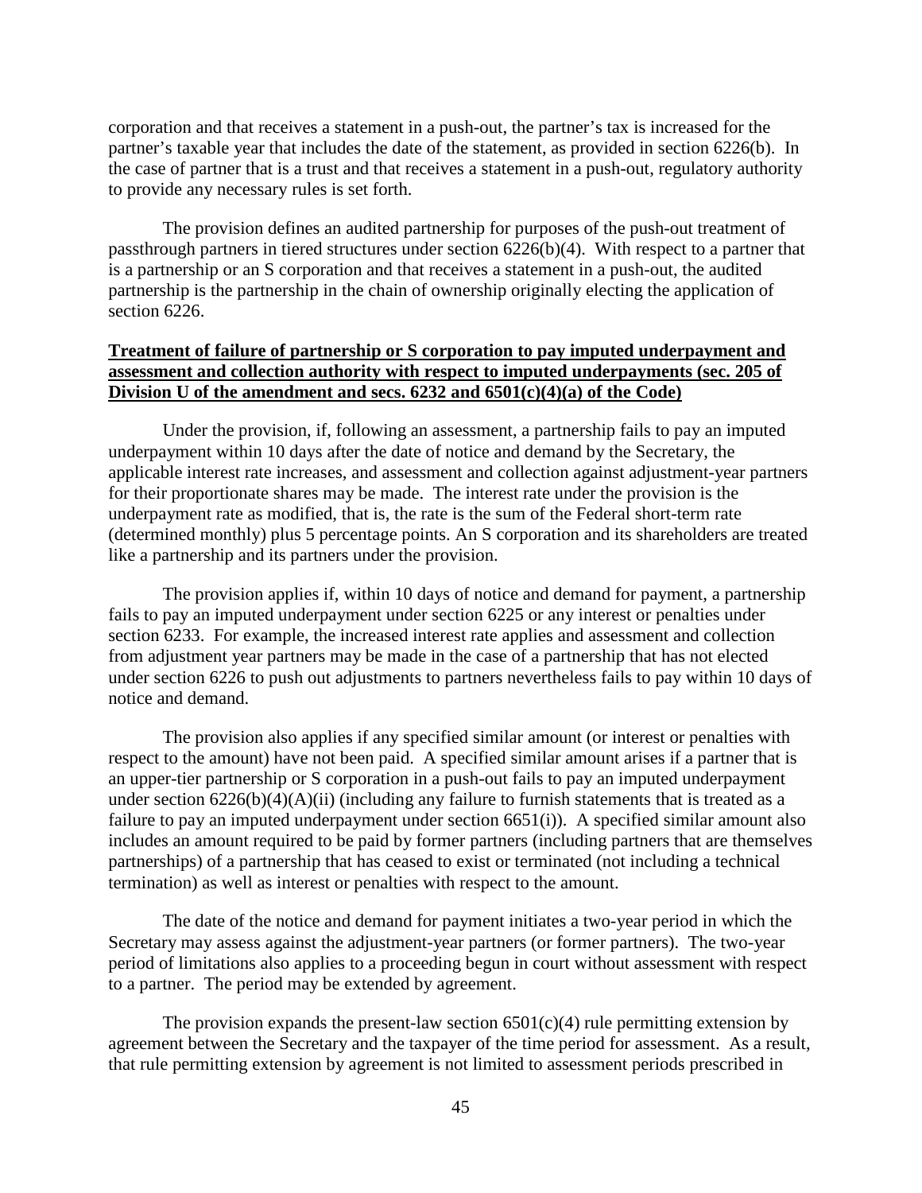corporation and that receives a statement in a push-out, the partner's tax is increased for the partner's taxable year that includes the date of the statement, as provided in section 6226(b). In the case of partner that is a trust and that receives a statement in a push-out, regulatory authority to provide any necessary rules is set forth.

The provision defines an audited partnership for purposes of the push-out treatment of passthrough partners in tiered structures under section 6226(b)(4). With respect to a partner that is a partnership or an S corporation and that receives a statement in a push-out, the audited partnership is the partnership in the chain of ownership originally electing the application of section 6226.

**Treatment of failure of partnership or S corporation to pay imputed underpayment and assessment and collection authority with respect to imputed underpayments (sec. 205 of Division U of the amendment and secs. 6232 and 6501(c)(4)(a) of the Code)**

Under the provision, if, following an assessment, a partnership fails to pay an imputed underpayment within 10 days after the date of notice and demand by the Secretary, the applicable interest rate increases, and assessment and collection against adjustment-year partners for their proportionate shares may be made. The interest rate under the provision is the underpayment rate as modified, that is, the rate is the sum of the Federal short-term rate (determined monthly) plus 5 percentage points. An S corporation and its shareholders are treated like a partnership and its partners under the provision.

The provision applies if, within 10 days of notice and demand for payment, a partnership fails to pay an imputed underpayment under section 6225 or any interest or penalties under section 6233. For example, the increased interest rate applies and assessment and collection from adjustment year partners may be made in the case of a partnership that has not elected under section 6226 to push out adjustments to partners nevertheless fails to pay within 10 days of notice and demand.

The provision also applies if any specified similar amount (or interest or penalties with respect to the amount) have not been paid. A specified similar amount arises if a partner that is an upper-tier partnership or S corporation in a push-out fails to pay an imputed underpayment under section 6226(b)(4)(A)(ii) (including any failure to furnish statements that is treated as a failure to pay an imputed underpayment under section 6651(i)). A specified similar amount also includes an amount required to be paid by former partners (including partners that are themselves partnerships) of a partnership that has ceased to exist or terminated (not including a technical termination) as well as interest or penalties with respect to the amount.

The date of the notice and demand for payment initiates a two-year period in which the Secretary may assess against the adjustment-year partners (or former partners). The two-year period of limitations also applies to a proceeding begun in court without assessment with respect to a partner. The period may be extended by agreement.

The provision expands the present-law section 6501(c)(4) rule permitting extension by agreement between the Secretary and the taxpayer of the time period for assessment. As a result, that rule permitting extension by agreement is not limited to assessment periods prescribed in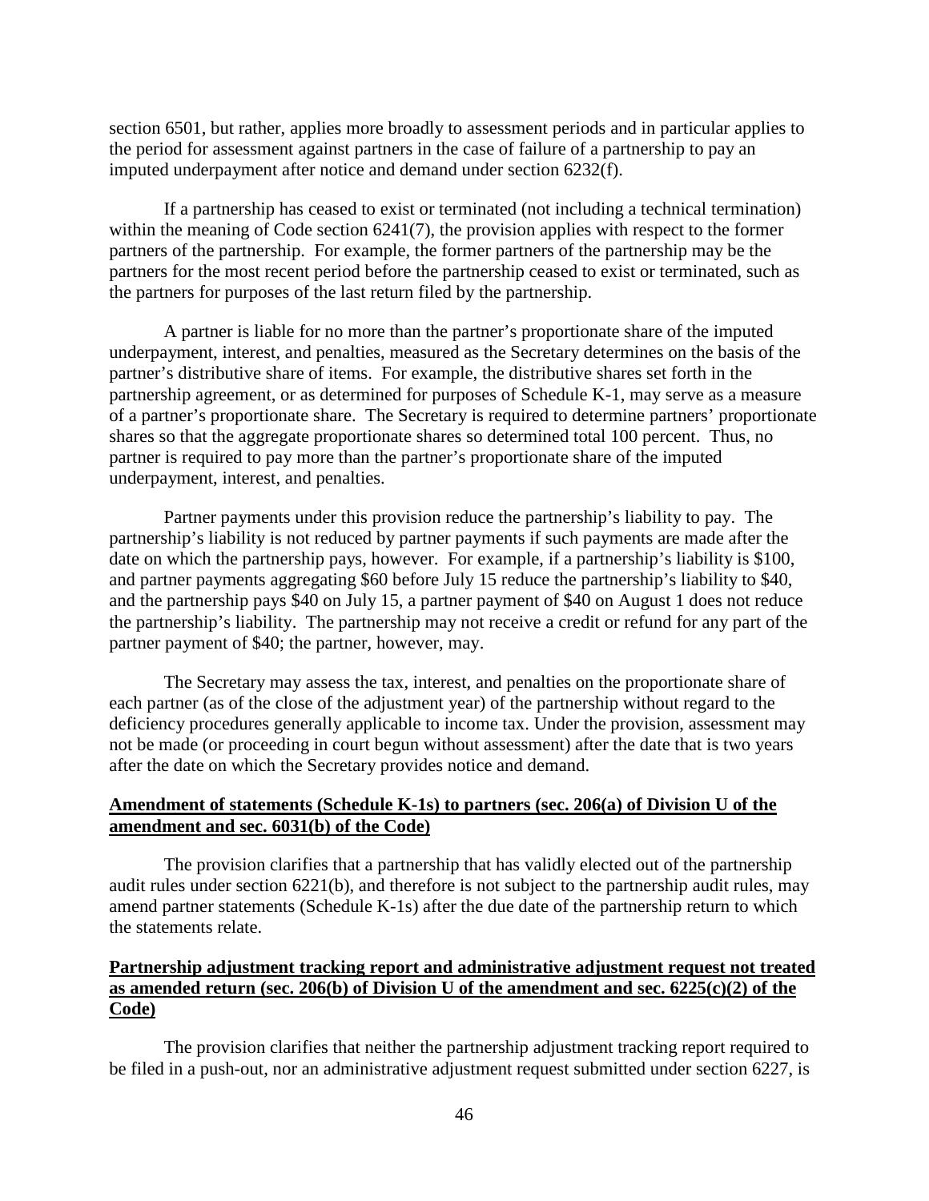section 6501, but rather, applies more broadly to assessment periods and in particular applies to the period for assessment against partners in the case of failure of a partnership to pay an imputed underpayment after notice and demand under section 6232(f).

If a partnership has ceased to exist or terminated (not including a technical termination) within the meaning of Code section 6241(7), the provision applies with respect to the former partners of the partnership. For example, the former partners of the partnership may be the partners for the most recent period before the partnership ceased to exist or terminated, such as the partners for purposes of the last return filed by the partnership.

A partner is liable for no more than the partner's proportionate share of the imputed underpayment, interest, and penalties, measured as the Secretary determines on the basis of the partner's distributive share of items. For example, the distributive shares set forth in the partnership agreement, or as determined for purposes of Schedule K-1, may serve as a measure of a partner's proportionate share. The Secretary is required to determine partners' proportionate shares so that the aggregate proportionate shares so determined total 100 percent. Thus, no partner is required to pay more than the partner's proportionate share of the imputed underpayment, interest, and penalties.

Partner payments under this provision reduce the partnership's liability to pay. The partnership's liability is not reduced by partner payments if such payments are made after the date on which the partnership pays, however. For example, if a partnership's liability is $100, and partner payments aggregating $60 before July 15 reduce the partnership's liability to $40, and the partnership pays $40 on July 15, a partner payment of $40 on August 1 does not reduce the partnership's liability. The partnership may not receive a credit or refund for any part of the partner payment of $40; the partner, however, may.

The Secretary may assess the tax, interest, and penalties on the proportionate share of each partner (as of the close of the adjustment year) of the partnership without regard to the deficiency procedures generally applicable to income tax. Under the provision, assessment may not be made (or proceeding in court begun without assessment) after the date that is two years after the date on which the Secretary provides notice and demand.

**Amendment of statements (Schedule K-1s) to partners (sec. 206(a) of Division U of the amendment and sec. 6031(b) of the Code)**

The provision clarifies that a partnership that has validly elected out of the partnership audit rules under section 6221(b), and therefore is not subject to the partnership audit rules, may amend partner statements (Schedule K-1s) after the due date of the partnership return to which the statements relate.

**Partnership adjustment tracking report and administrative adjustment request not treated as amended return (sec. 206(b) of Division U of the amendment and sec. 6225(c)(2) of the Code)**

The provision clarifies that neither the partnership adjustment tracking report required to be filed in a push-out, nor an administrative adjustment request submitted under section 6227, is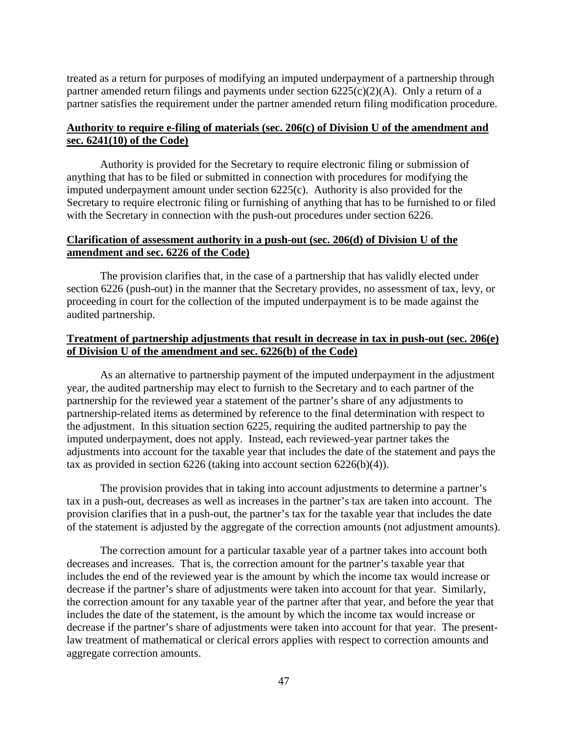treated as a return for purposes of modifying an imputed underpayment of a partnership through partner amended return filings and payments under section 6225(c)(2)(A). Only a return of a partner satisfies the requirement under the partner amended return filing modification procedure.

**Authority to require e-filing of materials (sec. 206(c) of Division U of the amendment and sec. 6241(10) of the Code)**

Authority is provided for the Secretary to require electronic filing or submission of anything that has to be filed or submitted in connection with procedures for modifying the imputed underpayment amount under section 6225(c). Authority is also provided for the Secretary to require electronic filing or furnishing of anything that has to be furnished to or filed with the Secretary in connection with the push-out procedures under section 6226.

**Clarification of assessment authority in a push-out (sec. 206(d) of Division U of the amendment and sec. 6226 of the Code)**

The provision clarifies that, in the case of a partnership that has validly elected under section 6226 (push-out) in the manner that the Secretary provides, no assessment of tax, levy, or proceeding in court for the collection of the imputed underpayment is to be made against the audited partnership.

**Treatment of partnership adjustments that result in decrease in tax in push-out (sec. 206(e) of Division U of the amendment and sec. 6226(b) of the Code)**

As an alternative to partnership payment of the imputed underpayment in the adjustment year, the audited partnership may elect to furnish to the Secretary and to each partner of the partnership for the reviewed year a statement of the partner's share of any adjustments to partnership-related items as determined by reference to the final determination with respect to the adjustment. In this situation section 6225, requiring the audited partnership to pay the imputed underpayment, does not apply. Instead, each reviewed-year partner takes the adjustments into account for the taxable year that includes the date of the statement and pays the tax as provided in section 6226 (taking into account section 6226(b)(4)).

The provision provides that in taking into account adjustments to determine a partner's tax in a push-out, decreases as well as increases in the partner's tax are taken into account. The provision clarifies that in a push-out, the partner's tax for the taxable year that includes the date of the statement is adjusted by the aggregate of the correction amounts (not adjustment amounts).

The correction amount for a particular taxable year of a partner takes into account both decreases and increases. That is, the correction amount for the partner's taxable year that includes the end of the reviewed year is the amount by which the income tax would increase or decrease if the partner's share of adjustments were taken into account for that year. Similarly, the correction amount for any taxable year of the partner after that year, and before the year that includes the date of the statement, is the amount by which the income tax would increase or decrease if the partner's share of adjustments were taken into account for that year. The present-law treatment of mathematical or clerical errors applies with respect to correction amounts and aggregate correction amounts.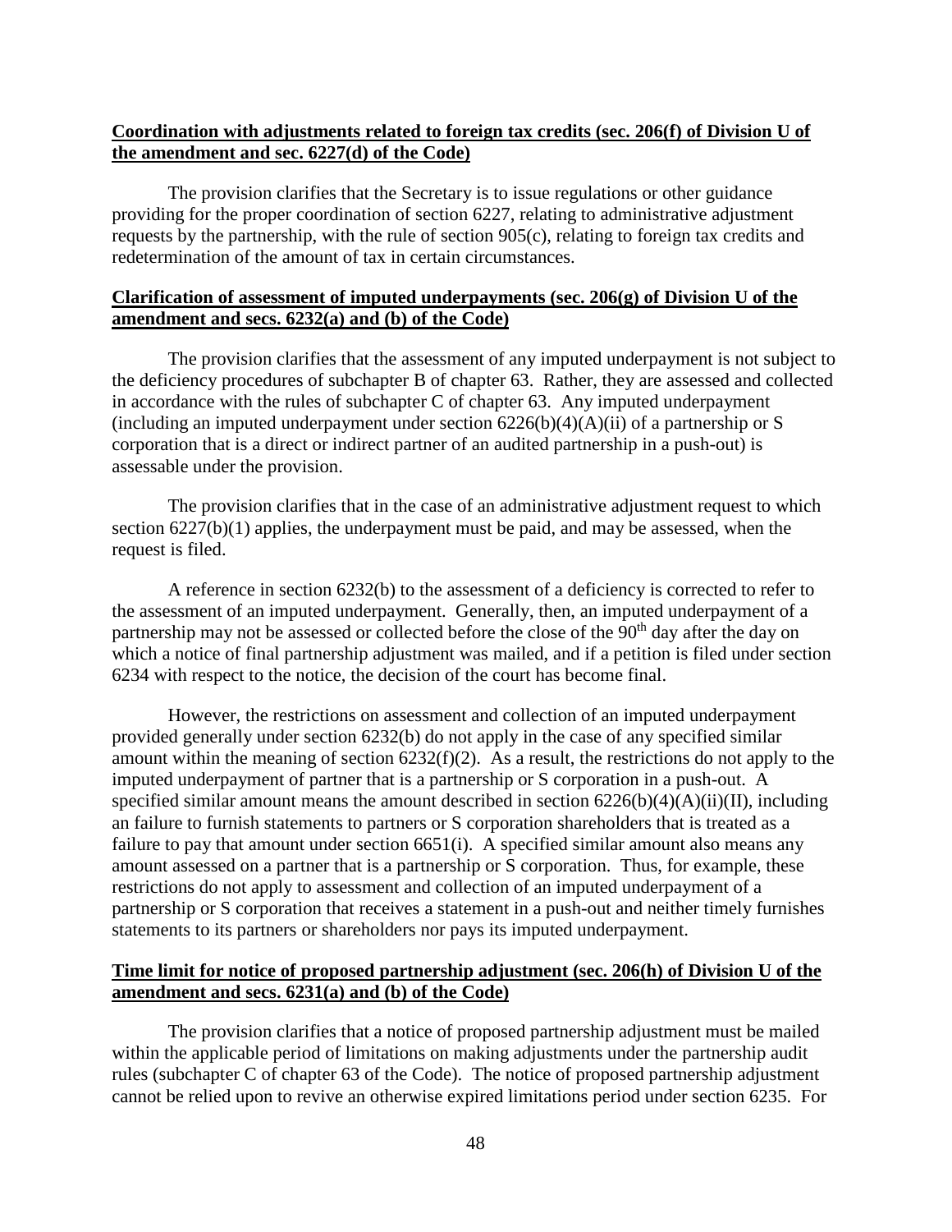**Coordination with adjustments related to foreign tax credits (sec. 206(f) of Division U of the amendment and sec. 6227(d) of the Code)**

The provision clarifies that the Secretary is to issue regulations or other guidance providing for the proper coordination of section 6227, relating to administrative adjustment requests by the partnership, with the rule of section 905(c), relating to foreign tax credits and redetermination of the amount of tax in certain circumstances.

**Clarification of assessment of imputed underpayments (sec. 206(g) of Division U of the amendment and secs. 6232(a) and (b) of the Code)**

The provision clarifies that the assessment of any imputed underpayment is not subject to the deficiency procedures of subchapter B of chapter 63. Rather, they are assessed and collected in accordance with the rules of subchapter C of chapter 63. Any imputed underpayment (including an imputed underpayment under section 6226(b)(4)(A)(ii) of a partnership or S corporation that is a direct or indirect partner of an audited partnership in a push-out) is assessable under the provision.

The provision clarifies that in the case of an administrative adjustment request to which section 6227(b)(1) applies, the underpayment must be paid, and may be assessed, when the request is filed.

A reference in section 6232(b) to the assessment of a deficiency is corrected to refer to the assessment of an imputed underpayment. Generally, then, an imputed underpayment of a partnership may not be assessed or collected before the close of the 90th day after the day on which a notice of final partnership adjustment was mailed, and if a petition is filed under section 6234 with respect to the notice, the decision of the court has become final.

However, the restrictions on assessment and collection of an imputed underpayment provided generally under section 6232(b) do not apply in the case of any specified similar amount within the meaning of section 6232(f)(2). As a result, the restrictions do not apply to the imputed underpayment of partner that is a partnership or S corporation in a push-out. A specified similar amount means the amount described in section 6226(b)(4)(A)(ii)(II), including an failure to furnish statements to partners or S corporation shareholders that is treated as a failure to pay that amount under section 6651(i). A specified similar amount also means any amount assessed on a partner that is a partnership or S corporation. Thus, for example, these restrictions do not apply to assessment and collection of an imputed underpayment of a partnership or S corporation that receives a statement in a push-out and neither timely furnishes statements to its partners or shareholders nor pays its imputed underpayment.

**Time limit for notice of proposed partnership adjustment (sec. 206(h) of Division U of the amendment and secs. 6231(a) and (b) of the Code)**

The provision clarifies that a notice of proposed partnership adjustment must be mailed within the applicable period of limitations on making adjustments under the partnership audit rules (subchapter C of chapter 63 of the Code). The notice of proposed partnership adjustment cannot be relied upon to revive an otherwise expired limitations period under section 6235. For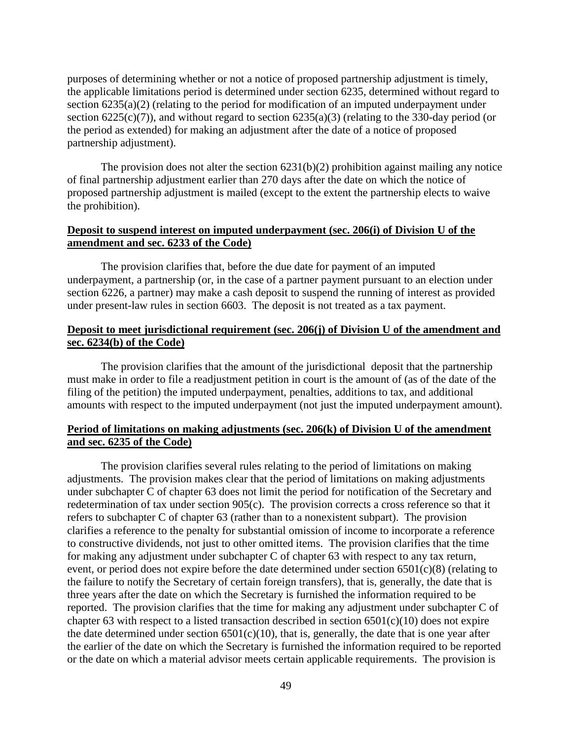purposes of determining whether or not a notice of proposed partnership adjustment is timely, the applicable limitations period is determined under section 6235, determined without regard to section 6235(a)(2) (relating to the period for modification of an imputed underpayment under section 6225(c)(7)), and without regard to section 6235(a)(3) (relating to the 330-day period (or the period as extended) for making an adjustment after the date of a notice of proposed partnership adjustment).

The provision does not alter the section 6231(b)(2) prohibition against mailing any notice of final partnership adjustment earlier than 270 days after the date on which the notice of proposed partnership adjustment is mailed (except to the extent the partnership elects to waive the prohibition).

**Deposit to suspend interest on imputed underpayment (sec. 206(i) of Division U of the amendment and sec. 6233 of the Code)**

The provision clarifies that, before the due date for payment of an imputed underpayment, a partnership (or, in the case of a partner payment pursuant to an election under section 6226, a partner) may make a cash deposit to suspend the running of interest as provided under present-law rules in section 6603. The deposit is not treated as a tax payment.

**Deposit to meet jurisdictional requirement (sec. 206(j) of Division U of the amendment and sec. 6234(b) of the Code)**

The provision clarifies that the amount of the jurisdictional deposit that the partnership must make in order to file a readjustment petition in court is the amount of (as of the date of the filing of the petition) the imputed underpayment, penalties, additions to tax, and additional amounts with respect to the imputed underpayment (not just the imputed underpayment amount).

**Period of limitations on making adjustments (sec. 206(k) of Division U of the amendment and sec. 6235 of the Code)**

The provision clarifies several rules relating to the period of limitations on making adjustments. The provision makes clear that the period of limitations on making adjustments under subchapter C of chapter 63 does not limit the period for notification of the Secretary and redetermination of tax under section 905(c). The provision corrects a cross reference so that it refers to subchapter C of chapter 63 (rather than to a nonexistent subpart). The provision clarifies a reference to the penalty for substantial omission of income to incorporate a reference to constructive dividends, not just to other omitted items. The provision clarifies that the time for making any adjustment under subchapter C of chapter 63 with respect to any tax return, event, or period does not expire before the date determined under section 6501(c)(8) (relating to the failure to notify the Secretary of certain foreign transfers), that is, generally, the date that is three years after the date on which the Secretary is furnished the information required to be reported. The provision clarifies that the time for making any adjustment under subchapter C of chapter 63 with respect to a listed transaction described in section 6501(c)(10) does not expire the date determined under section 6501(c)(10), that is, generally, the date that is one year after the earlier of the date on which the Secretary is furnished the information required to be reported or the date on which a material advisor meets certain applicable requirements. The provision is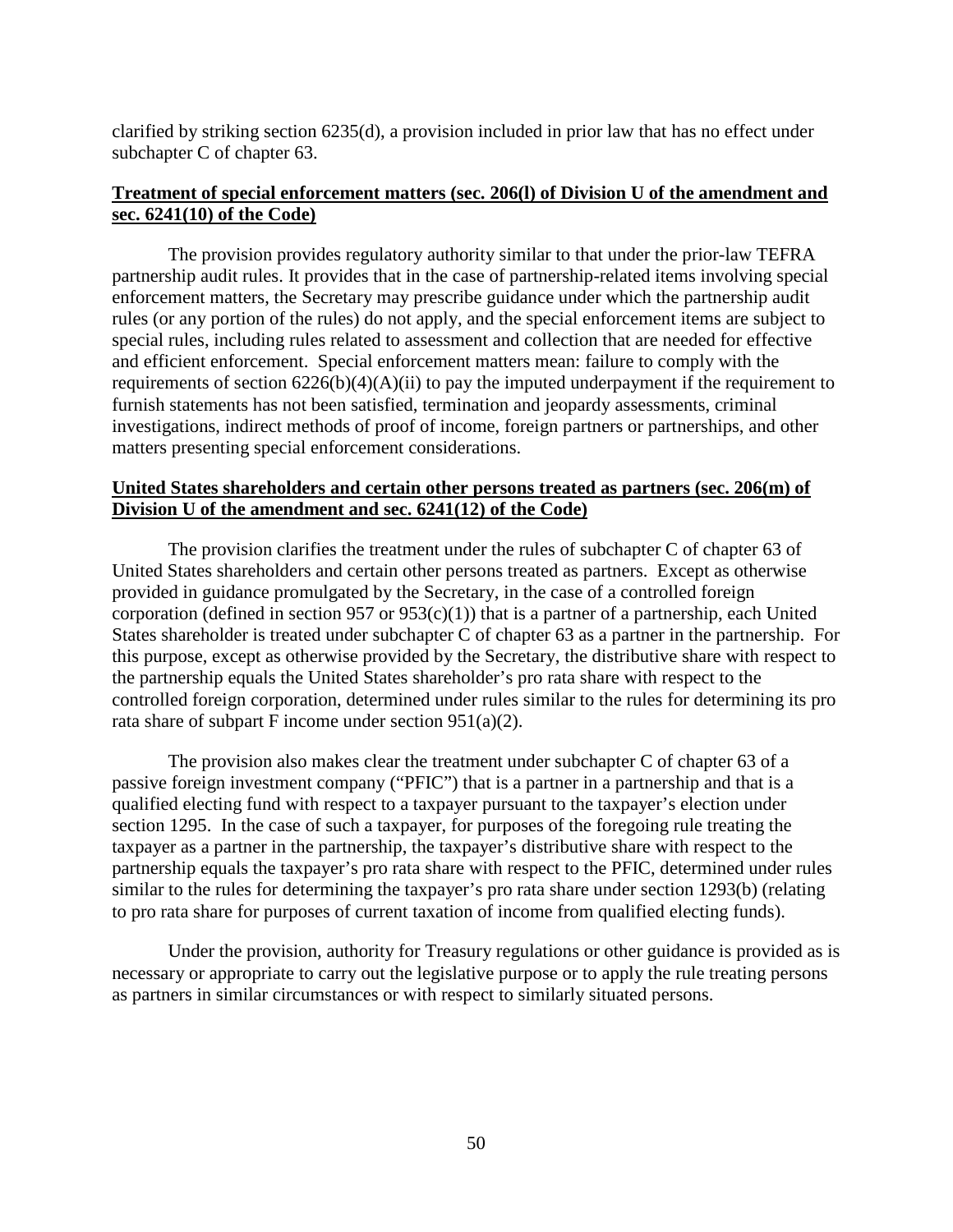clarified by striking section 6235(d), a provision included in prior law that has no effect under subchapter C of chapter 63.

**Treatment of special enforcement matters (sec. 206(l) of Division U of the amendment and sec. 6241(10) of the Code)**

The provision provides regulatory authority similar to that under the prior-law TEFRA partnership audit rules. It provides that in the case of partnership-related items involving special enforcement matters, the Secretary may prescribe guidance under which the partnership audit rules (or any portion of the rules) do not apply, and the special enforcement items are subject to special rules, including rules related to assessment and collection that are needed for effective and efficient enforcement. Special enforcement matters mean: failure to comply with the requirements of section 6226(b)(4)(A)(ii) to pay the imputed underpayment if the requirement to furnish statements has not been satisfied, termination and jeopardy assessments, criminal investigations, indirect methods of proof of income, foreign partners or partnerships, and other matters presenting special enforcement considerations.

**United States shareholders and certain other persons treated as partners (sec. 206(m) of Division U of the amendment and sec. 6241(12) of the Code)**

The provision clarifies the treatment under the rules of subchapter C of chapter 63 of United States shareholders and certain other persons treated as partners. Except as otherwise provided in guidance promulgated by the Secretary, in the case of a controlled foreign corporation (defined in section 957 or 953(c)(1)) that is a partner of a partnership, each United States shareholder is treated under subchapter C of chapter 63 as a partner in the partnership. For this purpose, except as otherwise provided by the Secretary, the distributive share with respect to the partnership equals the United States shareholder's pro rata share with respect to the controlled foreign corporation, determined under rules similar to the rules for determining its pro rata share of subpart F income under section 951(a)(2).

The provision also makes clear the treatment under subchapter C of chapter 63 of a passive foreign investment company ("PFIC") that is a partner in a partnership and that is a qualified electing fund with respect to a taxpayer pursuant to the taxpayer's election under section 1295. In the case of such a taxpayer, for purposes of the foregoing rule treating the taxpayer as a partner in the partnership, the taxpayer's distributive share with respect to the partnership equals the taxpayer's pro rata share with respect to the PFIC, determined under rules similar to the rules for determining the taxpayer's pro rata share under section 1293(b) (relating to pro rata share for purposes of current taxation of income from qualified electing funds).

Under the provision, authority for Treasury regulations or other guidance is provided as is necessary or appropriate to carry out the legislative purpose or to apply the rule treating persons as partners in similar circumstances or with respect to similarly situated persons.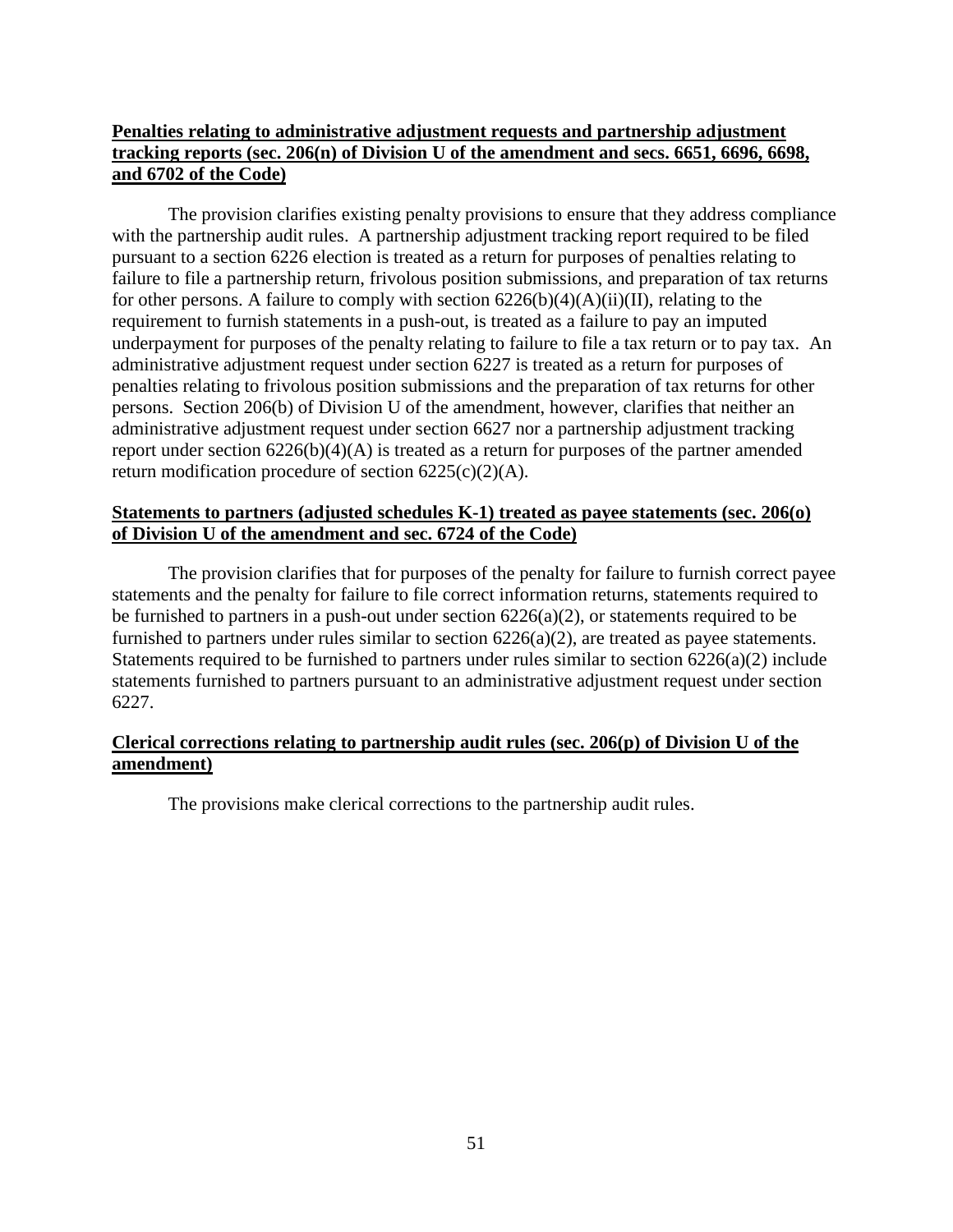**Penalties relating to administrative adjustment requests and partnership adjustment tracking reports (sec. 206(n) of Division U of the amendment and secs. 6651, 6696, 6698, and 6702 of the Code)**

The provision clarifies existing penalty provisions to ensure that they address compliance with the partnership audit rules. A partnership adjustment tracking report required to be filed pursuant to a section 6226 election is treated as a return for purposes of penalties relating to failure to file a partnership return, frivolous position submissions, and preparation of tax returns for other persons. A failure to comply with section 6226(b)(4)(A)(ii)(II), relating to the requirement to furnish statements in a push-out, is treated as a failure to pay an imputed underpayment for purposes of the penalty relating to failure to file a tax return or to pay tax. An administrative adjustment request under section 6227 is treated as a return for purposes of penalties relating to frivolous position submissions and the preparation of tax returns for other persons. Section 206(b) of Division U of the amendment, however, clarifies that neither an administrative adjustment request under section 6627 nor a partnership adjustment tracking report under section 6226(b)(4)(A) is treated as a return for purposes of the partner amended return modification procedure of section 6225(c)(2)(A).

**Statements to partners (adjusted schedules K-1) treated as payee statements (sec. 206(o) of Division U of the amendment and sec. 6724 of the Code)**

The provision clarifies that for purposes of the penalty for failure to furnish correct payee statements and the penalty for failure to file correct information returns, statements required to be furnished to partners in a push-out under section 6226(a)(2), or statements required to be furnished to partners under rules similar to section 6226(a)(2), are treated as payee statements. Statements required to be furnished to partners under rules similar to section 6226(a)(2) include statements furnished to partners pursuant to an administrative adjustment request under section 6227.

**Clerical corrections relating to partnership audit rules (sec. 206(p) of Division U of the amendment)**

The provisions make clerical corrections to the partnership audit rules.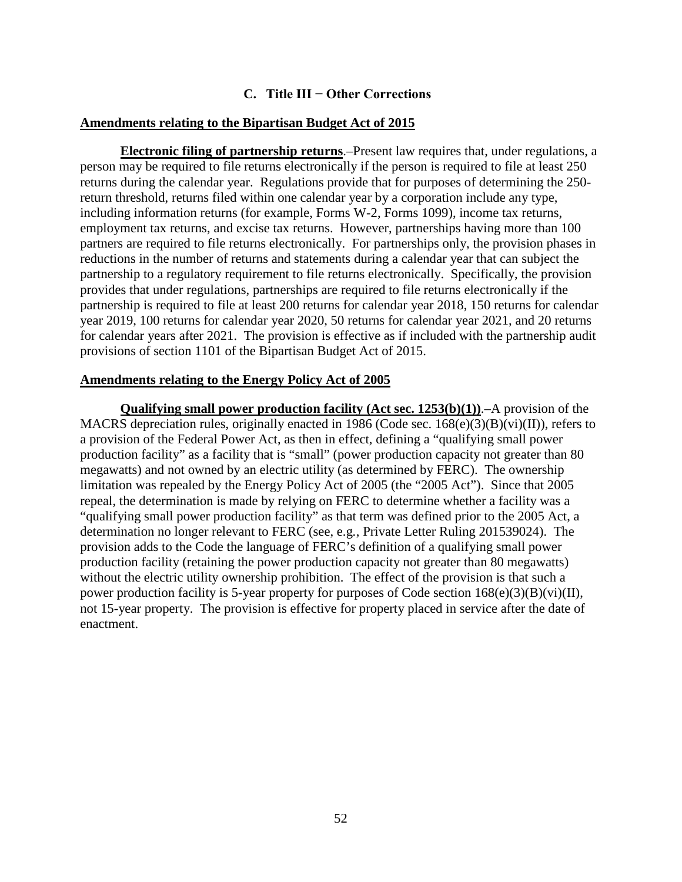### C. Title III − Other Corrections

**Amendments relating to the Bipartisan Budget Act of 2015**

**Electronic filing of partnership returns**.–Present law requires that, under regulations, a person may be required to file returns electronically if the person is required to file at least 250 returns during the calendar year. Regulations provide that for purposes of determining the 250-return threshold, returns filed within one calendar year by a corporation include any type, including information returns (for example, Forms W-2, Forms 1099), income tax returns, employment tax returns, and excise tax returns. However, partnerships having more than 100 partners are required to file returns electronically. For partnerships only, the provision phases in reductions in the number of returns and statements during a calendar year that can subject the partnership to a regulatory requirement to file returns electronically. Specifically, the provision provides that under regulations, partnerships are required to file returns electronically if the partnership is required to file at least 200 returns for calendar year 2018, 150 returns for calendar year 2019, 100 returns for calendar year 2020, 50 returns for calendar year 2021, and 20 returns for calendar years after 2021. The provision is effective as if included with the partnership audit provisions of section 1101 of the Bipartisan Budget Act of 2015.

**Amendments relating to the Energy Policy Act of 2005**

**Qualifying small power production facility (Act sec. 1253(b)(1))**.–A provision of the MACRS depreciation rules, originally enacted in 1986 (Code sec. 168(e)(3)(B)(vi)(II)), refers to a provision of the Federal Power Act, as then in effect, defining a "qualifying small power production facility" as a facility that is "small" (power production capacity not greater than 80 megawatts) and not owned by an electric utility (as determined by FERC). The ownership limitation was repealed by the Energy Policy Act of 2005 (the "2005 Act"). Since that 2005 repeal, the determination is made by relying on FERC to determine whether a facility was a "qualifying small power production facility" as that term was defined prior to the 2005 Act, a determination no longer relevant to FERC (see, e.g., Private Letter Ruling 201539024). The provision adds to the Code the language of FERC's definition of a qualifying small power production facility (retaining the power production capacity not greater than 80 megawatts) without the electric utility ownership prohibition. The effect of the provision is that such a power production facility is 5-year property for purposes of Code section 168(e)(3)(B)(vi)(II), not 15-year property. The provision is effective for property placed in service after the date of enactment.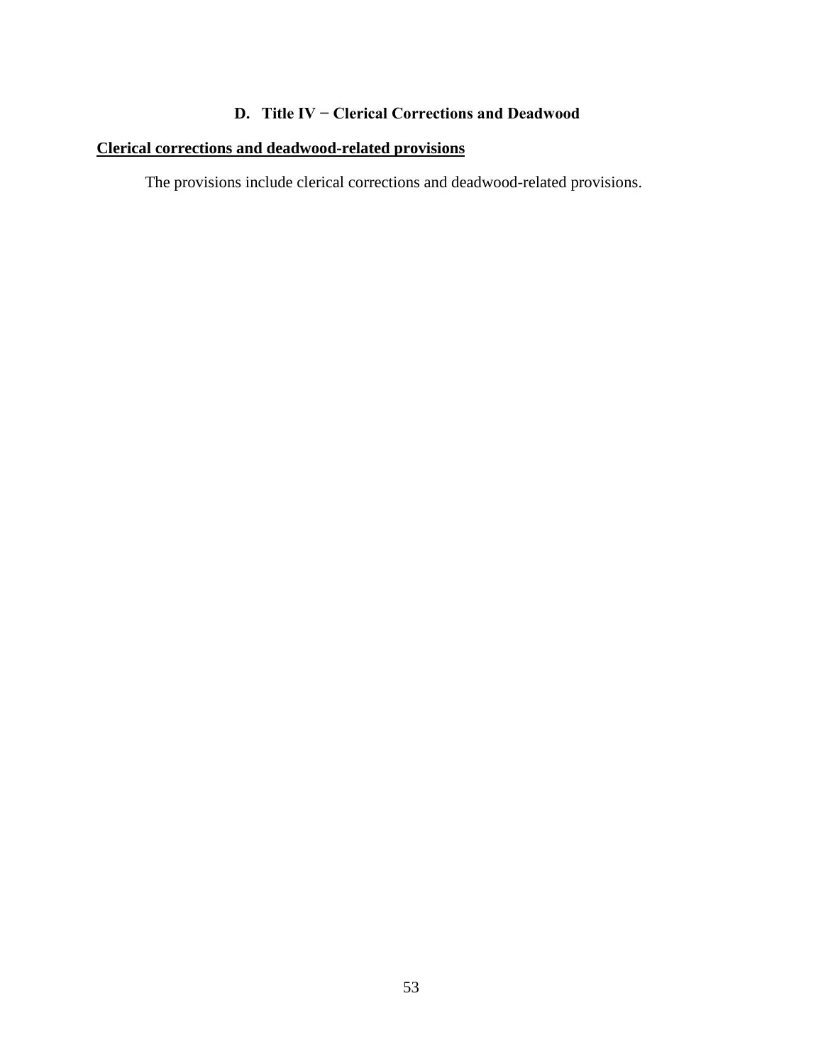## D. Title IV − Clerical Corrections and Deadwood

**Clerical corrections and deadwood-related provisions**

The provisions include clerical corrections and deadwood-related provisions.